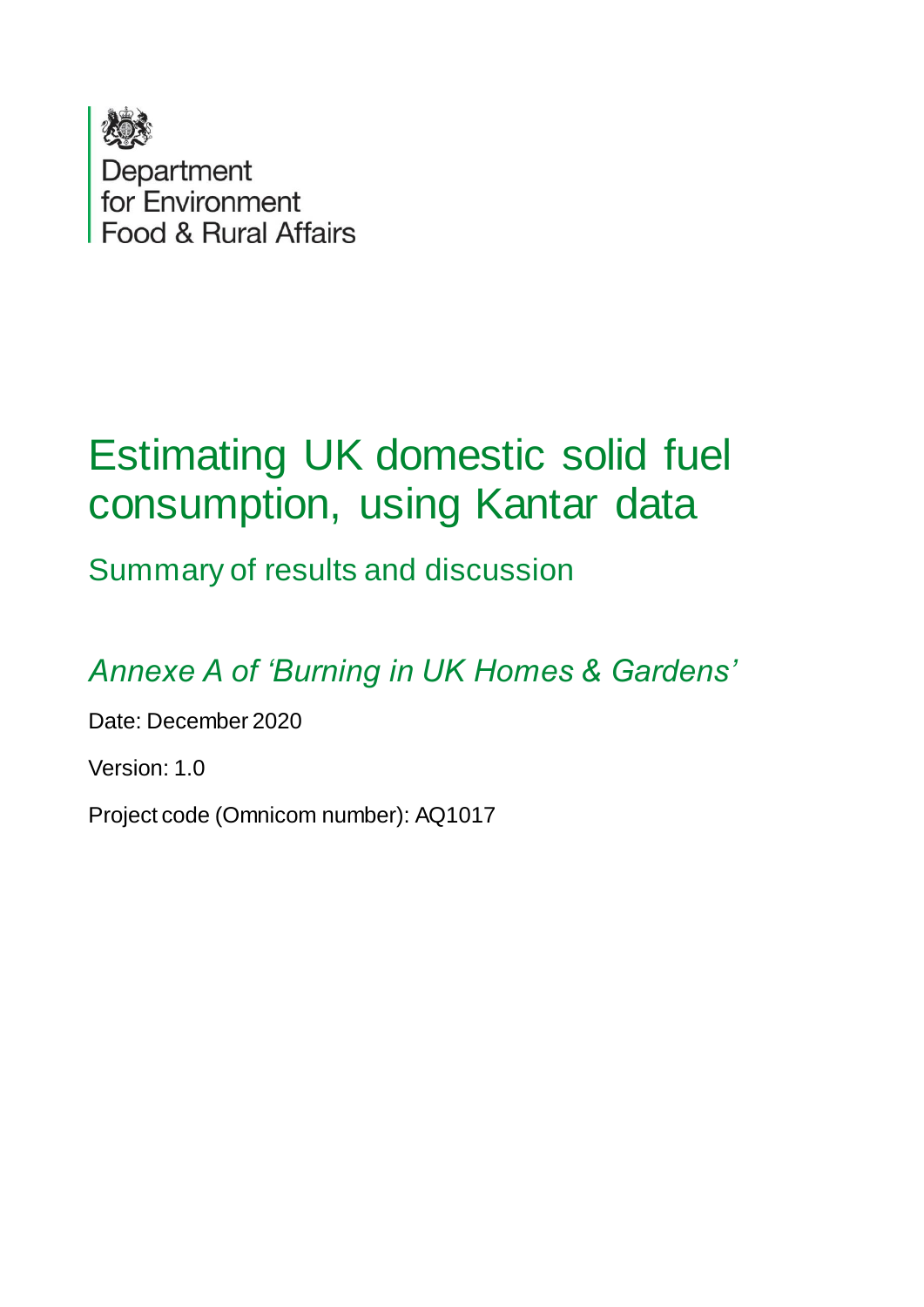Department for Environment Food & Rural Affairs

# Estimating UK domestic solid fuel consumption, using Kantar data

## Summary of results and discussion

### *Annexe A of 'Burning in UK Homes & Gardens'*

Date: December 2020

Version: 1.0

Project code (Omnicom number): AQ1017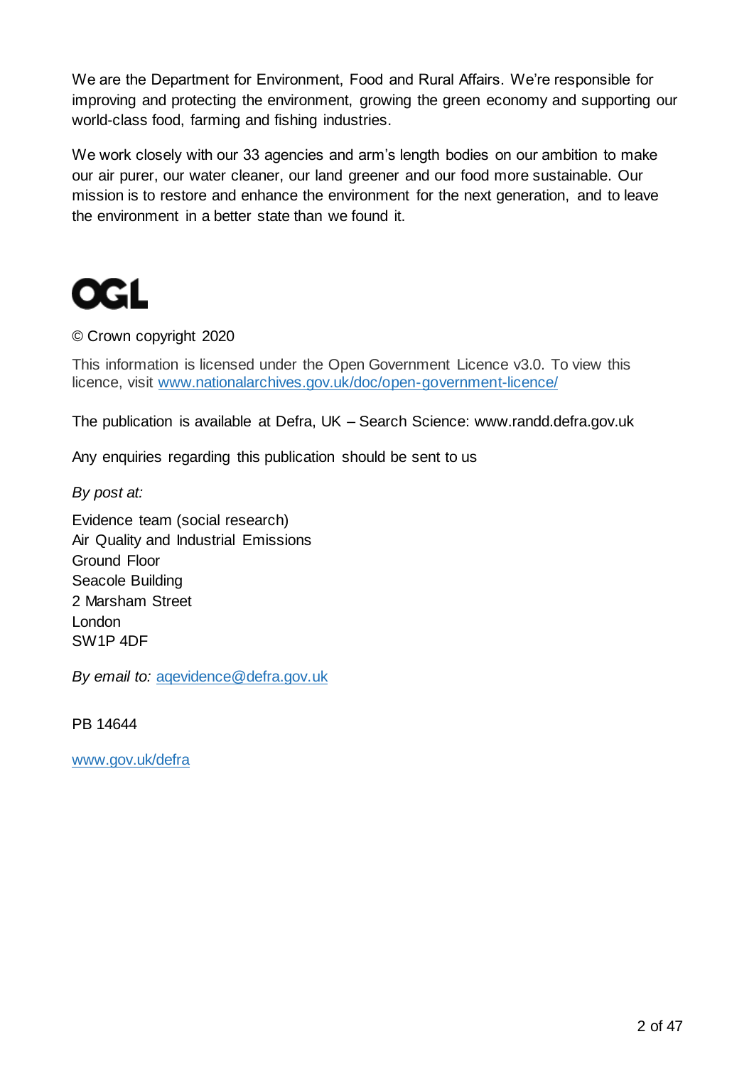We are the Department for Environment, Food and Rural Affairs. We're responsible for improving and protecting the environment, growing the green economy and supporting our world-class food, farming and fishing industries.

We work closely with our 33 agencies and arm's length bodies on our ambition to make our air purer, our water cleaner, our land greener and our food more sustainable. Our mission is to restore and enhance the environment for the next generation, and to leave the environment in a better state than we found it.

OGL

© Crown copyright 2020

This information is licensed under the Open Government Licence v3.0. To view this licence, visit [www.nationalarchives.gov.uk/doc/open-government-licence/](www.nationalarchives.gov.uk/doc/open-government-licence/)

The publication is available at Defra, UK – Search Science: www.randd.defra.gov.uk

Any enquiries regarding this publication should be sent to us

*By post at:*

Evidence team (social research)
Air Quality and Industrial Emissions
Ground Floor
Seacole Building
2 Marsham Street
London
SW1P 4DF

*By email to:* [aqevidence@defra.gov.uk](mailto:aqevidence@defra.gov.uk)

PB 14644

[www.gov.uk/defra](www.gov.uk/defra)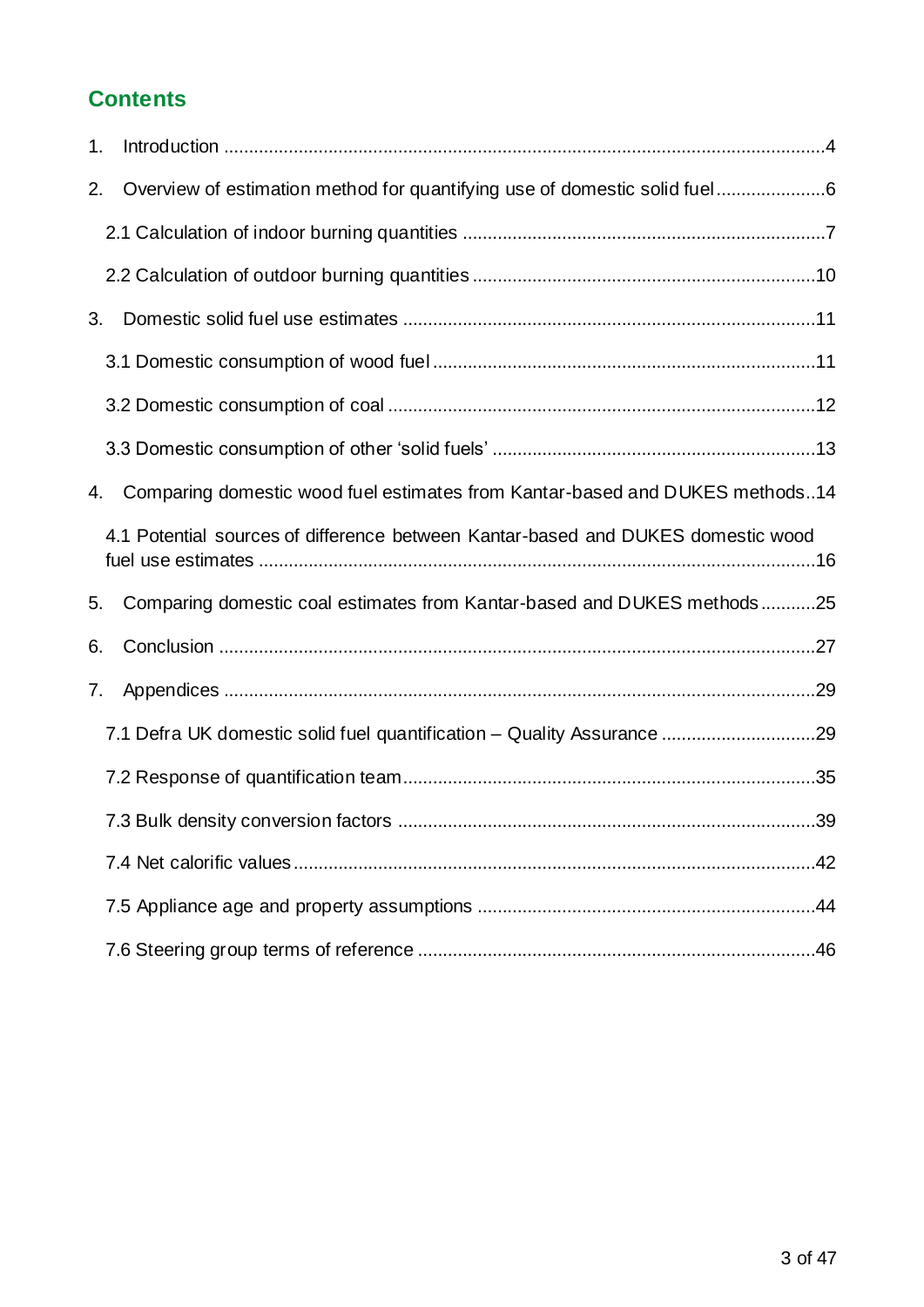## Contents

1. Introduction ....4
2. Overview of estimation method for quantifying use of domestic solid fuel ....6
   - 2.1 Calculation of indoor burning quantities ....7
   - 2.2 Calculation of outdoor burning quantities ....10
3. Domestic solid fuel use estimates ....11
   - 3.1 Domestic consumption of wood fuel ....11
   - 3.2 Domestic consumption of coal ....12
   - 3.3 Domestic consumption of other 'solid fuels' ....13
4. Comparing domestic wood fuel estimates from Kantar-based and DUKES methods ....14
   - 4.1 Potential sources of difference between Kantar-based and DUKES domestic wood fuel use estimates ....16
5. Comparing domestic coal estimates from Kantar-based and DUKES methods ....25
6. Conclusion ....27
7. Appendices ....29
   - 7.1 Defra UK domestic solid fuel quantification – Quality Assurance ....29
   - 7.2 Response of quantification team ....35
   - 7.3 Bulk density conversion factors ....39
   - 7.4 Net calorific values ....42
   - 7.5 Appliance age and property assumptions ....44
   - 7.6 Steering group terms of reference ....46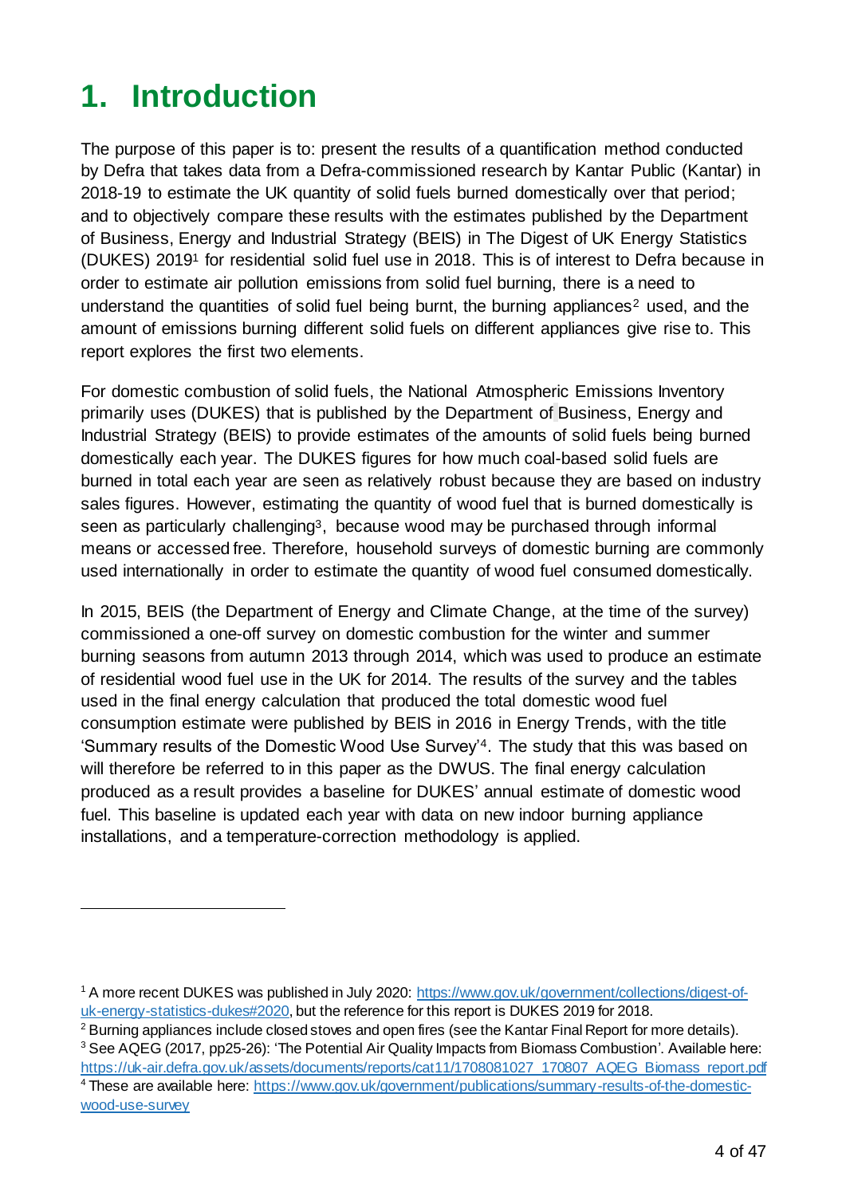# 1. Introduction

The purpose of this paper is to: present the results of a quantification method conducted by Defra that takes data from a Defra-commissioned research by Kantar Public (Kantar) in 2018-19 to estimate the UK quantity of solid fuels burned domestically over that period; and to objectively compare these results with the estimates published by the Department of Business, Energy and Industrial Strategy (BEIS) in The Digest of UK Energy Statistics (DUKES) 2019[1] for residential solid fuel use in 2018. This is of interest to Defra because in order to estimate air pollution emissions from solid fuel burning, there is a need to understand the quantities of solid fuel being burnt, the burning appliances[2] used, and the amount of emissions burning different solid fuels on different appliances give rise to. This report explores the first two elements.

For domestic combustion of solid fuels, the National Atmospheric Emissions Inventory primarily uses (DUKES) that is published by the Department of Business, Energy and Industrial Strategy (BEIS) to provide estimates of the amounts of solid fuels being burned domestically each year. The DUKES figures for how much coal-based solid fuels are burned in total each year are seen as relatively robust because they are based on industry sales figures. However, estimating the quantity of wood fuel that is burned domestically is seen as particularly challenging[3], because wood may be purchased through informal means or accessed free. Therefore, household surveys of domestic burning are commonly used internationally in order to estimate the quantity of wood fuel consumed domestically.

In 2015, BEIS (the Department of Energy and Climate Change, at the time of the survey) commissioned a one-off survey on domestic combustion for the winter and summer burning seasons from autumn 2013 through 2014, which was used to produce an estimate of residential wood fuel use in the UK for 2014. The results of the survey and the tables used in the final energy calculation that produced the total domestic wood fuel consumption estimate were published by BEIS in 2016 in Energy Trends, with the title 'Summary results of the Domestic Wood Use Survey'[4]. The study that this was based on will therefore be referred to in this paper as the DWUS. The final energy calculation produced as a result provides a baseline for DUKES' annual estimate of domestic wood fuel. This baseline is updated each year with data on new indoor burning appliance installations, and a temperature-correction methodology is applied.

---

[1] A more recent DUKES was published in July 2020: https://www.gov.uk/government/collections/digest-of-uk-energy-statistics-dukes#2020, but the reference for this report is DUKES 2019 for 2018.

[2] Burning appliances include closed stoves and open fires (see the Kantar Final Report for more details).

[3] See AQEG (2017, pp25-26): 'The Potential Air Quality Impacts from Biomass Combustion'. Available here: https://uk-air.defra.gov.uk/assets/documents/reports/cat11/1708081027_170807_AQEG_Biomass_report.pdf

[4] These are available here: https://www.gov.uk/government/publications/summary-results-of-the-domestic-wood-use-survey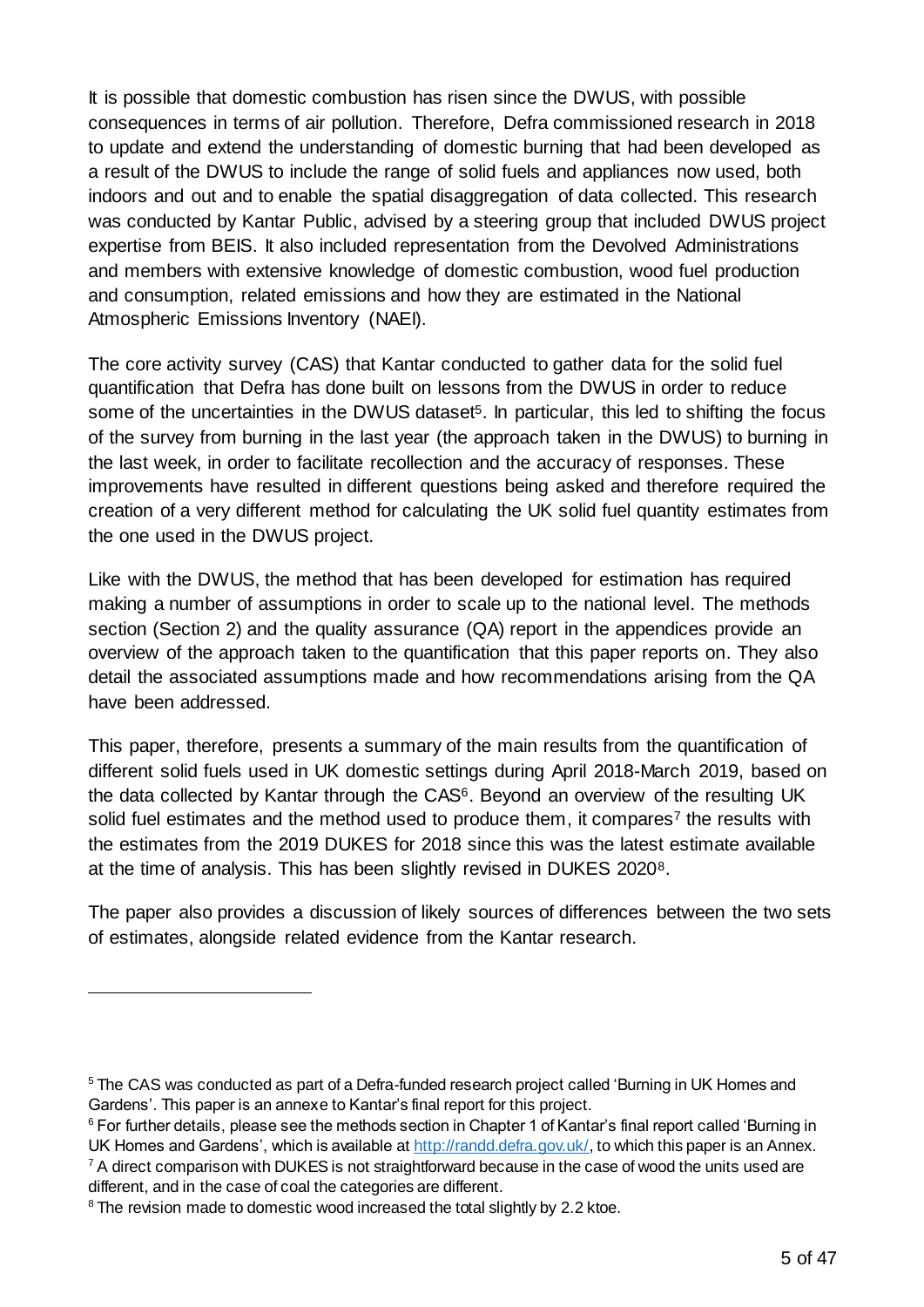It is possible that domestic combustion has risen since the DWUS, with possible consequences in terms of air pollution. Therefore, Defra commissioned research in 2018 to update and extend the understanding of domestic burning that had been developed as a result of the DWUS to include the range of solid fuels and appliances now used, both indoors and out and to enable the spatial disaggregation of data collected. This research was conducted by Kantar Public, advised by a steering group that included DWUS project expertise from BEIS. It also included representation from the Devolved Administrations and members with extensive knowledge of domestic combustion, wood fuel production and consumption, related emissions and how they are estimated in the National Atmospheric Emissions Inventory (NAEI).

The core activity survey (CAS) that Kantar conducted to gather data for the solid fuel quantification that Defra has done built on lessons from the DWUS in order to reduce some of the uncertainties in the DWUS dataset[5]. In particular, this led to shifting the focus of the survey from burning in the last year (the approach taken in the DWUS) to burning in the last week, in order to facilitate recollection and the accuracy of responses. These improvements have resulted in different questions being asked and therefore required the creation of a very different method for calculating the UK solid fuel quantity estimates from the one used in the DWUS project.

Like with the DWUS, the method that has been developed for estimation has required making a number of assumptions in order to scale up to the national level. The methods section (Section 2) and the quality assurance (QA) report in the appendices provide an overview of the approach taken to the quantification that this paper reports on. They also detail the associated assumptions made and how recommendations arising from the QA have been addressed.

This paper, therefore, presents a summary of the main results from the quantification of different solid fuels used in UK domestic settings during April 2018-March 2019, based on the data collected by Kantar through the CAS[6]. Beyond an overview of the resulting UK solid fuel estimates and the method used to produce them, it compares[7] the results with the estimates from the 2019 DUKES for 2018 since this was the latest estimate available at the time of analysis. This has been slightly revised in DUKES 2020[8].

The paper also provides a discussion of likely sources of differences between the two sets of estimates, alongside related evidence from the Kantar research.

---

[5] The CAS was conducted as part of a Defra-funded research project called 'Burning in UK Homes and Gardens'. This paper is an annexe to Kantar's final report for this project.

[6] For further details, please see the methods section in Chapter 1 of Kantar's final report called 'Burning in UK Homes and Gardens', which is available at http://randd.defra.gov.uk/, to which this paper is an Annex.

[7] A direct comparison with DUKES is not straightforward because in the case of wood the units used are different, and in the case of coal the categories are different.

[8] The revision made to domestic wood increased the total slightly by 2.2 ktoe.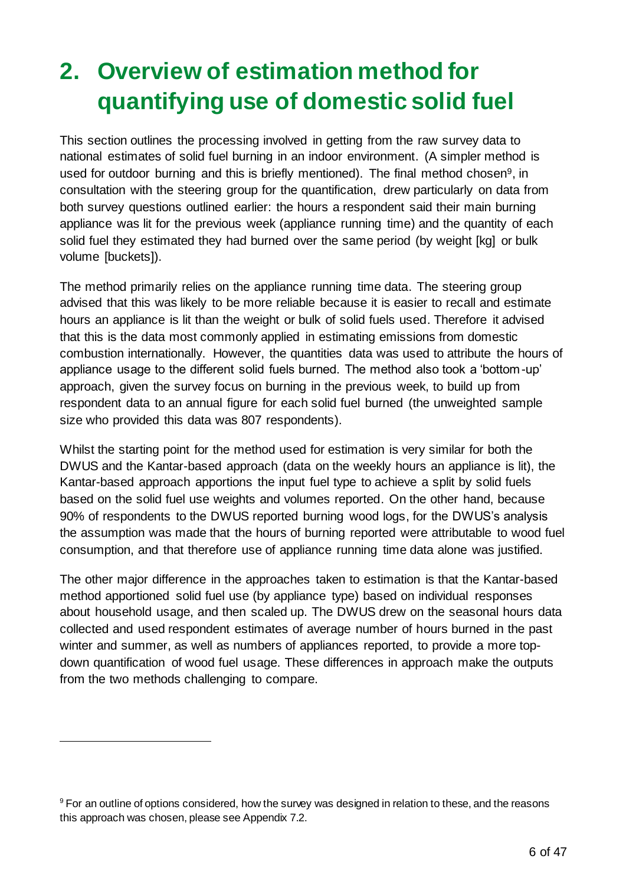# 2. Overview of estimation method for quantifying use of domestic solid fuel

This section outlines the processing involved in getting from the raw survey data to national estimates of solid fuel burning in an indoor environment. (A simpler method is used for outdoor burning and this is briefly mentioned). The final method chosen[9], in consultation with the steering group for the quantification, drew particularly on data from both survey questions outlined earlier: the hours a respondent said their main burning appliance was lit for the previous week (appliance running time) and the quantity of each solid fuel they estimated they had burned over the same period (by weight [kg] or bulk volume [buckets]).

The method primarily relies on the appliance running time data. The steering group advised that this was likely to be more reliable because it is easier to recall and estimate hours an appliance is lit than the weight or bulk of solid fuels used. Therefore it advised that this is the data most commonly applied in estimating emissions from domestic combustion internationally. However, the quantities data was used to attribute the hours of appliance usage to the different solid fuels burned. The method also took a 'bottom-up' approach, given the survey focus on burning in the previous week, to build up from respondent data to an annual figure for each solid fuel burned (the unweighted sample size who provided this data was 807 respondents).

Whilst the starting point for the method used for estimation is very similar for both the DWUS and the Kantar-based approach (data on the weekly hours an appliance is lit), the Kantar-based approach apportions the input fuel type to achieve a split by solid fuels based on the solid fuel use weights and volumes reported. On the other hand, because 90% of respondents to the DWUS reported burning wood logs, for the DWUS's analysis the assumption was made that the hours of burning reported were attributable to wood fuel consumption, and that therefore use of appliance running time data alone was justified.

The other major difference in the approaches taken to estimation is that the Kantar-based method apportioned solid fuel use (by appliance type) based on individual responses about household usage, and then scaled up. The DWUS drew on the seasonal hours data collected and used respondent estimates of average number of hours burned in the past winter and summer, as well as numbers of appliances reported, to provide a more top-down quantification of wood fuel usage. These differences in approach make the outputs from the two methods challenging to compare.

[9] For an outline of options considered, how the survey was designed in relation to these, and the reasons this approach was chosen, please see Appendix 7.2.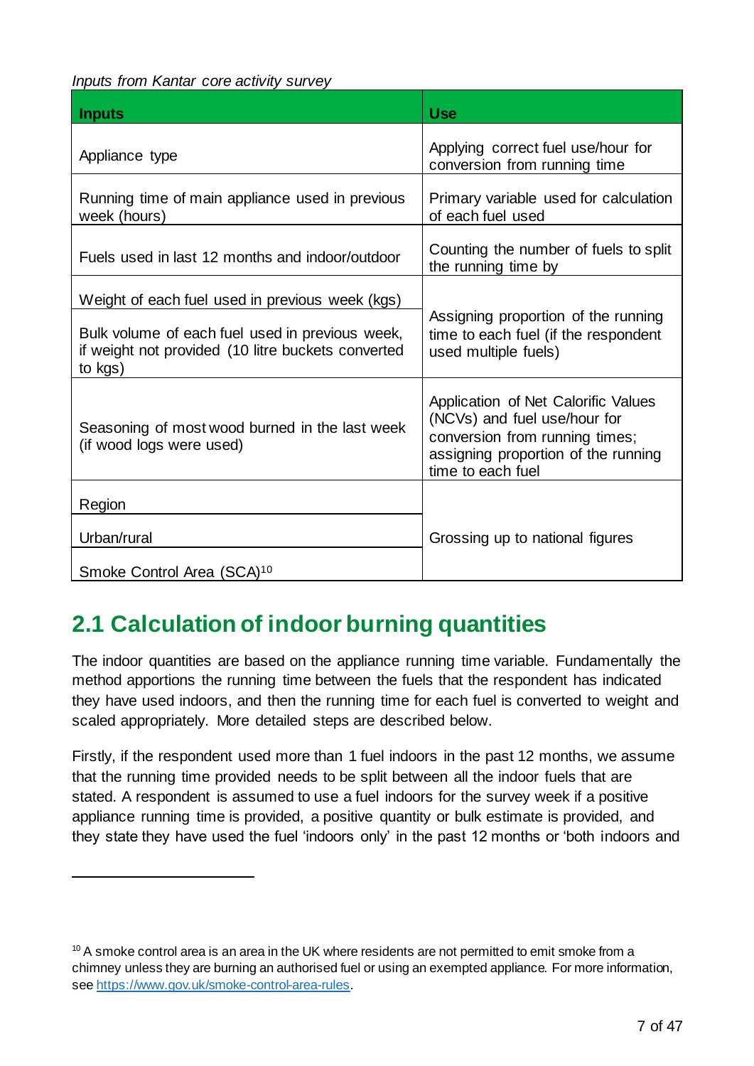*Inputs from Kantar core activity survey*

| Inputs | Use |
|---|---|
| Appliance type | Applying correct fuel use/hour for conversion from running time |
| Running time of main appliance used in previous week (hours) | Primary variable used for calculation of each fuel used |
| Fuels used in last 12 months and indoor/outdoor | Counting the number of fuels to split the running time by |
| Weight of each fuel used in previous week (kgs) | Assigning proportion of the running time to each fuel (if the respondent used multiple fuels) |
| Bulk volume of each fuel used in previous week, if weight not provided (10 litre buckets converted to kgs) | |
| Seasoning of most wood burned in the last week (if wood logs were used) | Application of Net Calorific Values (NCVs) and fuel use/hour for conversion from running times; assigning proportion of the running time to each fuel |
| Region | Grossing up to national figures |
| Urban/rural | |
| Smoke Control Area (SCA)[10] | |

## 2.1 Calculation of indoor burning quantities

The indoor quantities are based on the appliance running time variable. Fundamentally the method apportions the running time between the fuels that the respondent has indicated they have used indoors, and then the running time for each fuel is converted to weight and scaled appropriately. More detailed steps are described below.

Firstly, if the respondent used more than 1 fuel indoors in the past 12 months, we assume that the running time provided needs to be split between all the indoor fuels that are stated. A respondent is assumed to use a fuel indoors for the survey week if a positive appliance running time is provided, a positive quantity or bulk estimate is provided, and they state they have used the fuel 'indoors only' in the past 12 months or 'both indoors and

[10] A smoke control area is an area in the UK where residents are not permitted to emit smoke from a chimney unless they are burning an authorised fuel or using an exempted appliance. For more information, see https://www.gov.uk/smoke-control-area-rules.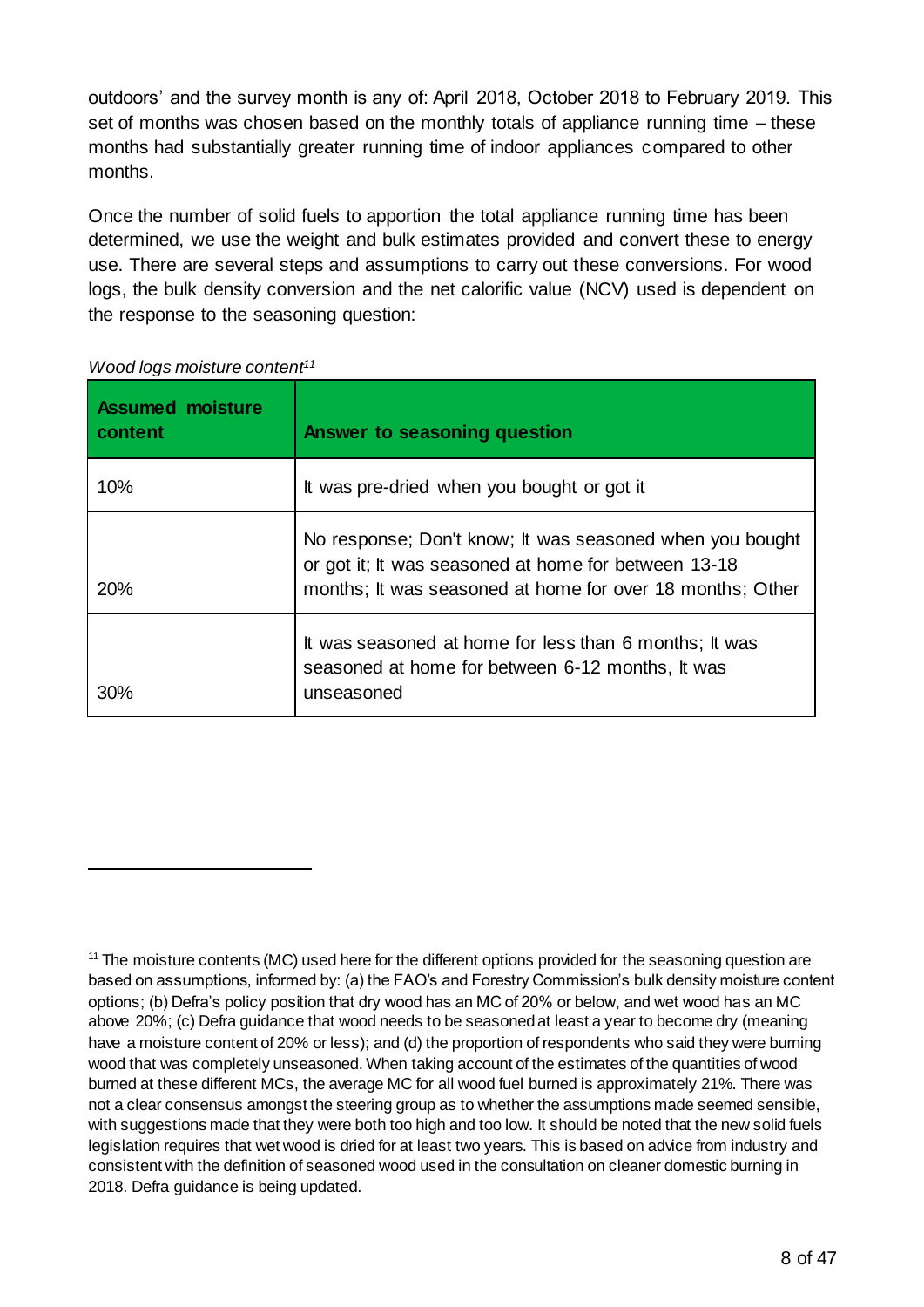outdoors' and the survey month is any of: April 2018, October 2018 to February 2019. This set of months was chosen based on the monthly totals of appliance running time – these months had substantially greater running time of indoor appliances compared to other months.

Once the number of solid fuels to apportion the total appliance running time has been determined, we use the weight and bulk estimates provided and convert these to energy use. There are several steps and assumptions to carry out these conversions. For wood logs, the bulk density conversion and the net calorific value (NCV) used is dependent on the response to the seasoning question:

*Wood logs moisture content*[11]

| Assumed moisture content | Answer to seasoning question |
|---|---|
| 10% | It was pre-dried when you bought or got it |
| 20% | No response; Don't know; It was seasoned when you bought or got it; It was seasoned at home for between 13-18 months; It was seasoned at home for over 18 months; Other |
| 30% | It was seasoned at home for less than 6 months; It was seasoned at home for between 6-12 months, It was unseasoned |

[11] The moisture contents (MC) used here for the different options provided for the seasoning question are based on assumptions, informed by: (a) the FAO's and Forestry Commission's bulk density moisture content options; (b) Defra's policy position that dry wood has an MC of 20% or below, and wet wood has an MC above 20%; (c) Defra guidance that wood needs to be seasoned at least a year to become dry (meaning have a moisture content of 20% or less); and (d) the proportion of respondents who said they were burning wood that was completely unseasoned. When taking account of the estimates of the quantities of wood burned at these different MCs, the average MC for all wood fuel burned is approximately 21%. There was not a clear consensus amongst the steering group as to whether the assumptions made seemed sensible, with suggestions made that they were both too high and too low. It should be noted that the new solid fuels legislation requires that wet wood is dried for at least two years. This is based on advice from industry and consistent with the definition of seasoned wood used in the consultation on cleaner domestic burning in 2018. Defra guidance is being updated.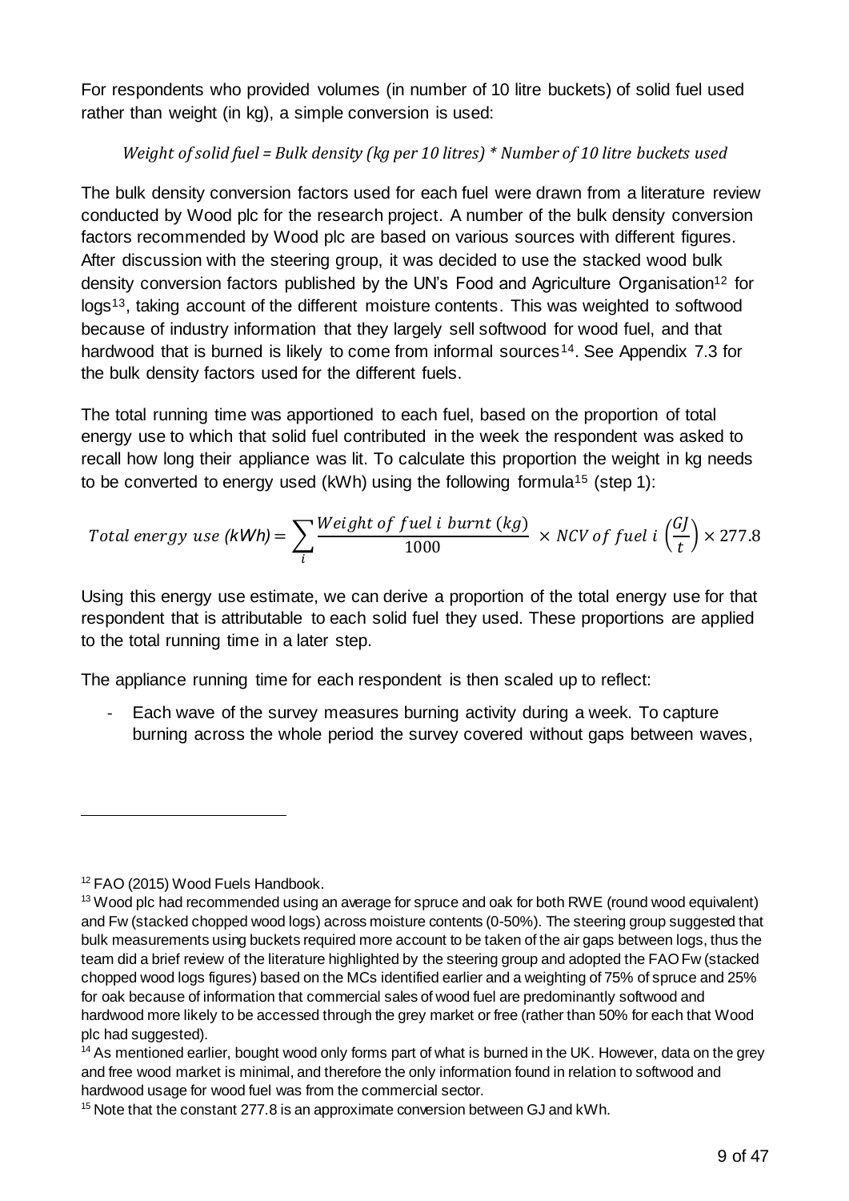For respondents who provided volumes (in number of 10 litre buckets) of solid fuel used rather than weight (in kg), a simple conversion is used:

$$\textit{Weight of solid fuel} = \textit{Bulk density (kg per 10 litres)} * \textit{Number of 10 litre buckets used}$$

The bulk density conversion factors used for each fuel were drawn from a literature review conducted by Wood plc for the research project. A number of the bulk density conversion factors recommended by Wood plc are based on various sources with different figures. After discussion with the steering group, it was decided to use the stacked wood bulk density conversion factors published by the UN's Food and Agriculture Organisation[12] for logs[13], taking account of the different moisture contents. This was weighted to softwood because of industry information that they largely sell softwood for wood fuel, and that hardwood that is burned is likely to come from informal sources[14]. See Appendix 7.3 for the bulk density factors used for the different fuels.

The total running time was apportioned to each fuel, based on the proportion of total energy use to which that solid fuel contributed in the week the respondent was asked to recall how long their appliance was lit. To calculate this proportion the weight in kg needs to be converted to energy used (kWh) using the following formula[15] (step 1):

$$Total\ energy\ use\ (kWh) = \sum_{i} \frac{Weight\ of\ fuel\ i\ burnt\ (kg)}{1000} \times NCV\ of\ fuel\ i\ \left(\frac{GJ}{t}\right) \times 277.8$$

Using this energy use estimate, we can derive a proportion of the total energy use for that respondent that is attributable to each solid fuel they used. These proportions are applied to the total running time in a later step.

The appliance running time for each respondent is then scaled up to reflect:

- Each wave of the survey measures burning activity during a week. To capture burning across the whole period the survey covered without gaps between waves,

---

[12] FAO (2015) Wood Fuels Handbook.

[13] Wood plc had recommended using an average for spruce and oak for both RWE (round wood equivalent) and Fw (stacked chopped wood logs) across moisture contents (0-50%). The steering group suggested that bulk measurements using buckets required more account to be taken of the air gaps between logs, thus the team did a brief review of the literature highlighted by the steering group and adopted the FAO Fw (stacked chopped wood logs figures) based on the MCs identified earlier and a weighting of 75% of spruce and 25% for oak because of information that commercial sales of wood fuel are predominantly softwood and hardwood more likely to be accessed through the grey market or free (rather than 50% for each that Wood plc had suggested).

[14] As mentioned earlier, bought wood only forms part of what is burned in the UK. However, data on the grey and free wood market is minimal, and therefore the only information found in relation to softwood and hardwood usage for wood fuel was from the commercial sector.

[15] Note that the constant 277.8 is an approximate conversion between GJ and kWh.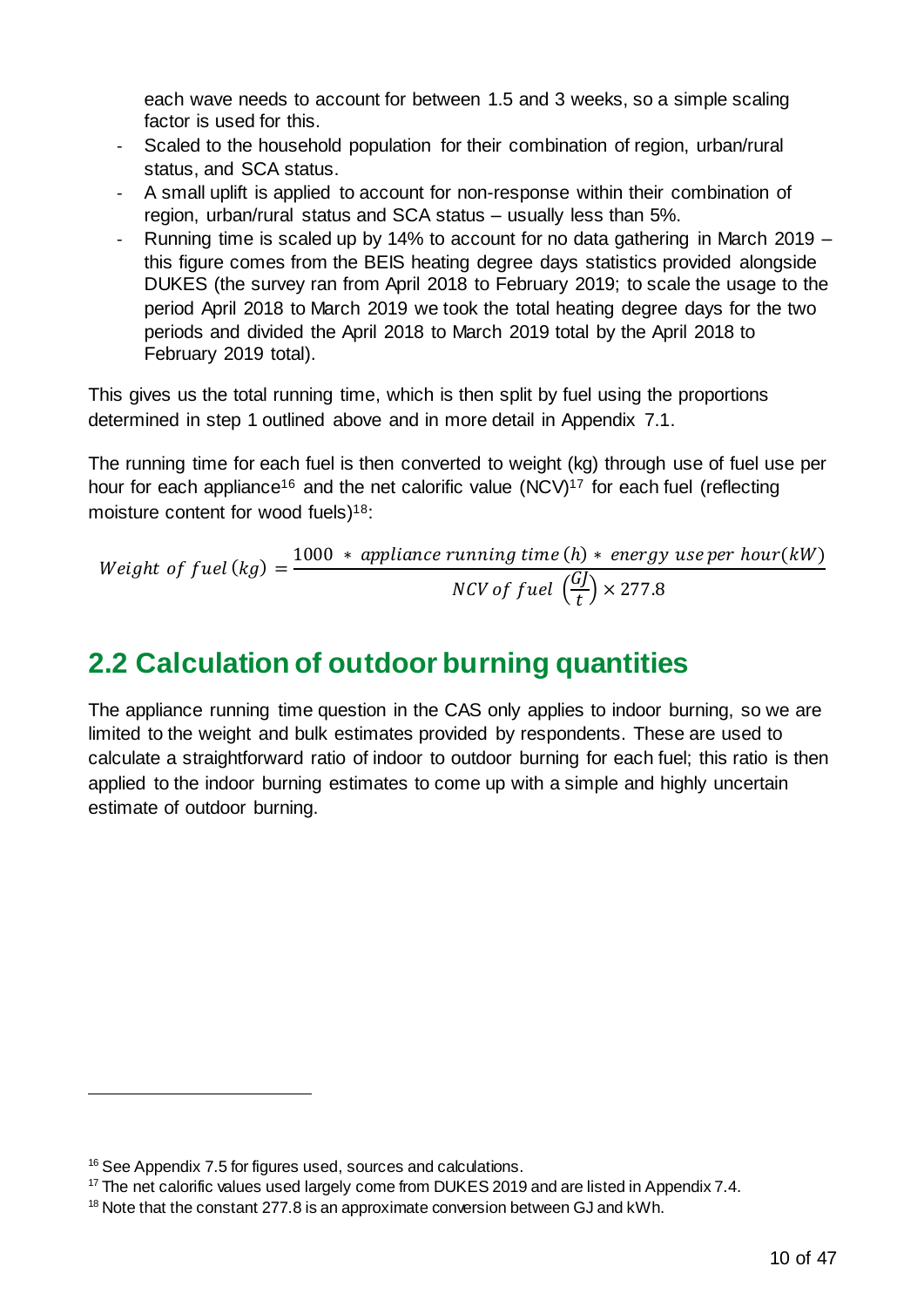each wave needs to account for between 1.5 and 3 weeks, so a simple scaling factor is used for this.

- Scaled to the household population for their combination of region, urban/rural status, and SCA status.
- A small uplift is applied to account for non-response within their combination of region, urban/rural status and SCA status – usually less than 5%.
- Running time is scaled up by 14% to account for no data gathering in March 2019 – this figure comes from the BEIS heating degree days statistics provided alongside DUKES (the survey ran from April 2018 to February 2019; to scale the usage to the period April 2018 to March 2019 we took the total heating degree days for the two periods and divided the April 2018 to March 2019 total by the April 2018 to February 2019 total).

This gives us the total running time, which is then split by fuel using the proportions determined in step 1 outlined above and in more detail in Appendix 7.1.

The running time for each fuel is then converted to weight (kg) through use of fuel use per hour for each appliance[16] and the net calorific value (NCV)[17] for each fuel (reflecting moisture content for wood fuels)[18]:

$$Weight\ of\ fuel\,(kg) = \frac{1000\ *\ appliance\ running\ time\,(h)\ *\ energy\ use\ per\ hour(kW)}{NCV\ of\ fuel\ \left(\frac{GJ}{t}\right) \times 277.8}$$

## 2.2 Calculation of outdoor burning quantities

The appliance running time question in the CAS only applies to indoor burning, so we are limited to the weight and bulk estimates provided by respondents. These are used to calculate a straightforward ratio of indoor to outdoor burning for each fuel; this ratio is then applied to the indoor burning estimates to come up with a simple and highly uncertain estimate of outdoor burning.

---

[16] See Appendix 7.5 for figures used, sources and calculations.

[17] The net calorific values used largely come from DUKES 2019 and are listed in Appendix 7.4.

[18] Note that the constant 277.8 is an approximate conversion between GJ and kWh.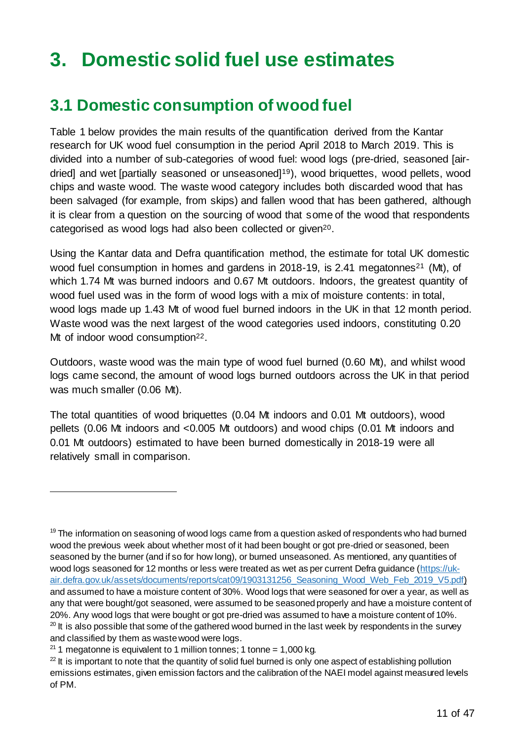# 3. Domestic solid fuel use estimates

## 3.1 Domestic consumption of wood fuel

Table 1 below provides the main results of the quantification derived from the Kantar research for UK wood fuel consumption in the period April 2018 to March 2019. This is divided into a number of sub-categories of wood fuel: wood logs (pre-dried, seasoned [air-dried] and wet [partially seasoned or unseasoned][19]), wood briquettes, wood pellets, wood chips and waste wood. The waste wood category includes both discarded wood that has been salvaged (for example, from skips) and fallen wood that has been gathered, although it is clear from a question on the sourcing of wood that some of the wood that respondents categorised as wood logs had also been collected or given[20].

Using the Kantar data and Defra quantification method, the estimate for total UK domestic wood fuel consumption in homes and gardens in 2018-19, is 2.41 megatonnes[21] (Mt), of which 1.74 Mt was burned indoors and 0.67 Mt outdoors. Indoors, the greatest quantity of wood fuel used was in the form of wood logs with a mix of moisture contents: in total, wood logs made up 1.43 Mt of wood fuel burned indoors in the UK in that 12 month period. Waste wood was the next largest of the wood categories used indoors, constituting 0.20 Mt of indoor wood consumption[22].

Outdoors, waste wood was the main type of wood fuel burned (0.60 Mt), and whilst wood logs came second, the amount of wood logs burned outdoors across the UK in that period was much smaller (0.06 Mt).

The total quantities of wood briquettes (0.04 Mt indoors and 0.01 Mt outdoors), wood pellets (0.06 Mt indoors and <0.005 Mt outdoors) and wood chips (0.01 Mt indoors and 0.01 Mt outdoors) estimated to have been burned domestically in 2018-19 were all relatively small in comparison.

---

[19] The information on seasoning of wood logs came from a question asked of respondents who had burned wood the previous week about whether most of it had been bought or got pre-dried or seasoned, been seasoned by the burner (and if so for how long), or burned unseasoned. As mentioned, any quantities of wood logs seasoned for 12 months or less were treated as wet as per current Defra guidance (https://uk-air.defra.gov.uk/assets/documents/reports/cat09/1903131256_Seasoning_Wood_Web_Feb_2019_V5.pdf) and assumed to have a moisture content of 30%. Wood logs that were seasoned for over a year, as well as any that were bought/got seasoned, were assumed to be seasoned properly and have a moisture content of 20%. Any wood logs that were bought or got pre-dried was assumed to have a moisture content of 10%.

[20] It is also possible that some of the gathered wood burned in the last week by respondents in the survey and classified by them as waste wood were logs.

[21] 1 megatonne is equivalent to 1 million tonnes; 1 tonne = 1,000 kg.

[22] It is important to note that the quantity of solid fuel burned is only one aspect of establishing pollution emissions estimates, given emission factors and the calibration of the NAEI model against measured levels of PM.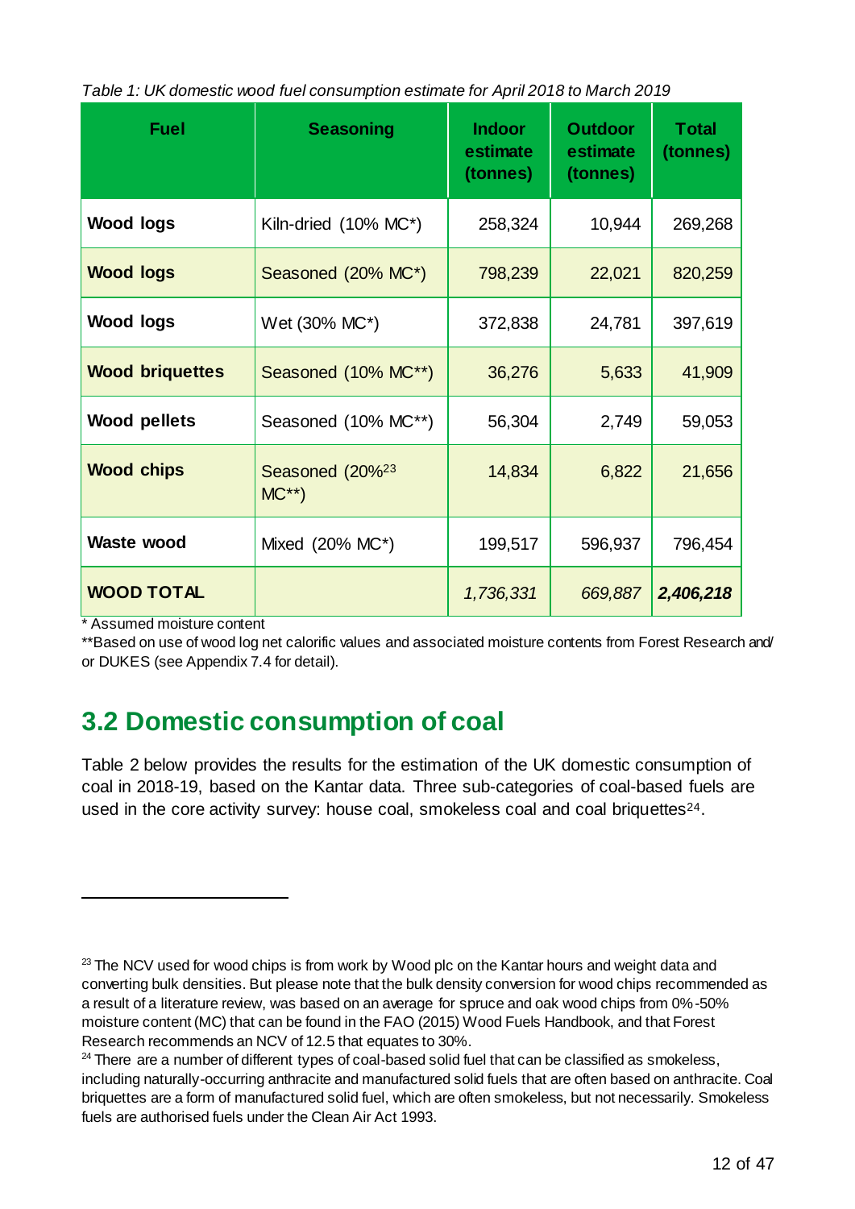*Table 1: UK domestic wood fuel consumption estimate for April 2018 to March 2019*

| Fuel | Seasoning | Indoor estimate (tonnes) | Outdoor estimate (tonnes) | Total (tonnes) |
|---|---|---|---|---|
| **Wood logs** | Kiln-dried (10% MC*) | 258,324 | 10,944 | 269,268 |
| **Wood logs** | Seasoned (20% MC*) | 798,239 | 22,021 | 820,259 |
| **Wood logs** | Wet (30% MC*) | 372,838 | 24,781 | 397,619 |
| **Wood briquettes** | Seasoned (10% MC**) | 36,276 | 5,633 | 41,909 |
| **Wood pellets** | Seasoned (10% MC**) | 56,304 | 2,749 | 59,053 |
| **Wood chips** | Seasoned (20%[23] MC**) | 14,834 | 6,822 | 21,656 |
| **Waste wood** | Mixed (20% MC*) | 199,517 | 596,937 | 796,454 |
| **WOOD TOTAL** | | *1,736,331* | *669,887* | ***2,406,218*** |

\* Assumed moisture content

**Based on use of wood log net calorific values and associated moisture contents from Forest Research and/ or DUKES (see Appendix 7.4 for detail).

## 3.2 Domestic consumption of coal

Table 2 below provides the results for the estimation of the UK domestic consumption of coal in 2018-19, based on the Kantar data. Three sub-categories of coal-based fuels are used in the core activity survey: house coal, smokeless coal and coal briquettes[24].

---

[23] The NCV used for wood chips is from work by Wood plc on the Kantar hours and weight data and converting bulk densities. But please note that the bulk density conversion for wood chips recommended as a result of a literature review, was based on an average for spruce and oak wood chips from 0%-50% moisture content (MC) that can be found in the FAO (2015) Wood Fuels Handbook, and that Forest Research recommends an NCV of 12.5 that equates to 30%.

[24] There are a number of different types of coal-based solid fuel that can be classified as smokeless, including naturally-occurring anthracite and manufactured solid fuels that are often based on anthracite. Coal briquettes are a form of manufactured solid fuel, which are often smokeless, but not necessarily. Smokeless fuels are authorised fuels under the Clean Air Act 1993.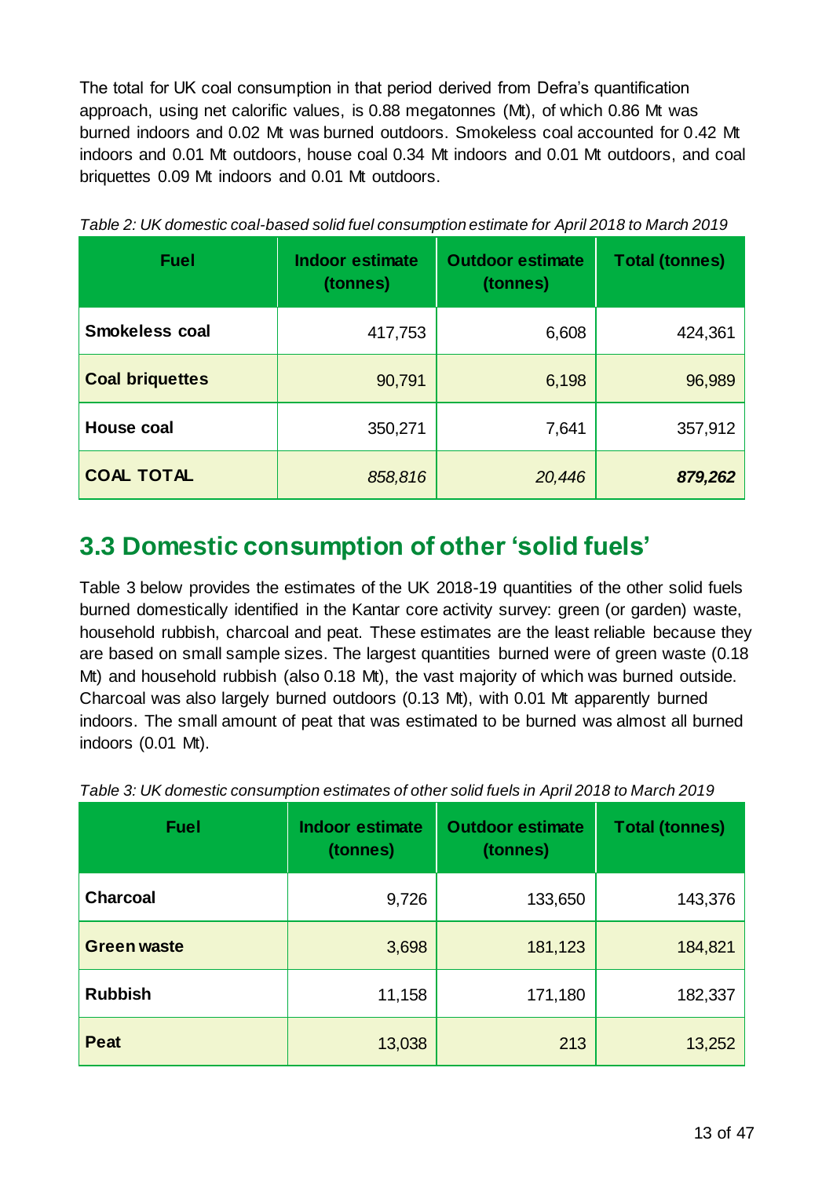The total for UK coal consumption in that period derived from Defra's quantification approach, using net calorific values, is 0.88 megatonnes (Mt), of which 0.86 Mt was burned indoors and 0.02 Mt was burned outdoors. Smokeless coal accounted for 0.42 Mt indoors and 0.01 Mt outdoors, house coal 0.34 Mt indoors and 0.01 Mt outdoors, and coal briquettes 0.09 Mt indoors and 0.01 Mt outdoors.

*Table 2: UK domestic coal-based solid fuel consumption estimate for April 2018 to March 2019*

| Fuel | Indoor estimate (tonnes) | Outdoor estimate (tonnes) | Total (tonnes) |
|---|---|---|---|
| **Smokeless coal** | 417,753 | 6,608 | 424,361 |
| **Coal briquettes** | 90,791 | 6,198 | 96,989 |
| **House coal** | 350,271 | 7,641 | 357,912 |
| **COAL TOTAL** | *858,816* | *20,446* | ***879,262*** |

## 3.3 Domestic consumption of other 'solid fuels'

Table 3 below provides the estimates of the UK 2018-19 quantities of the other solid fuels burned domestically identified in the Kantar core activity survey: green (or garden) waste, household rubbish, charcoal and peat. These estimates are the least reliable because they are based on small sample sizes. The largest quantities burned were of green waste (0.18 Mt) and household rubbish (also 0.18 Mt), the vast majority of which was burned outside. Charcoal was also largely burned outdoors (0.13 Mt), with 0.01 Mt apparently burned indoors. The small amount of peat that was estimated to be burned was almost all burned indoors (0.01 Mt).

*Table 3: UK domestic consumption estimates of other solid fuels in April 2018 to March 2019*

| Fuel | Indoor estimate (tonnes) | Outdoor estimate (tonnes) | Total (tonnes) |
|---|---|---|---|
| **Charcoal** | 9,726 | 133,650 | 143,376 |
| **Green waste** | 3,698 | 181,123 | 184,821 |
| **Rubbish** | 11,158 | 171,180 | 182,337 |
| **Peat** | 13,038 | 213 | 13,252 |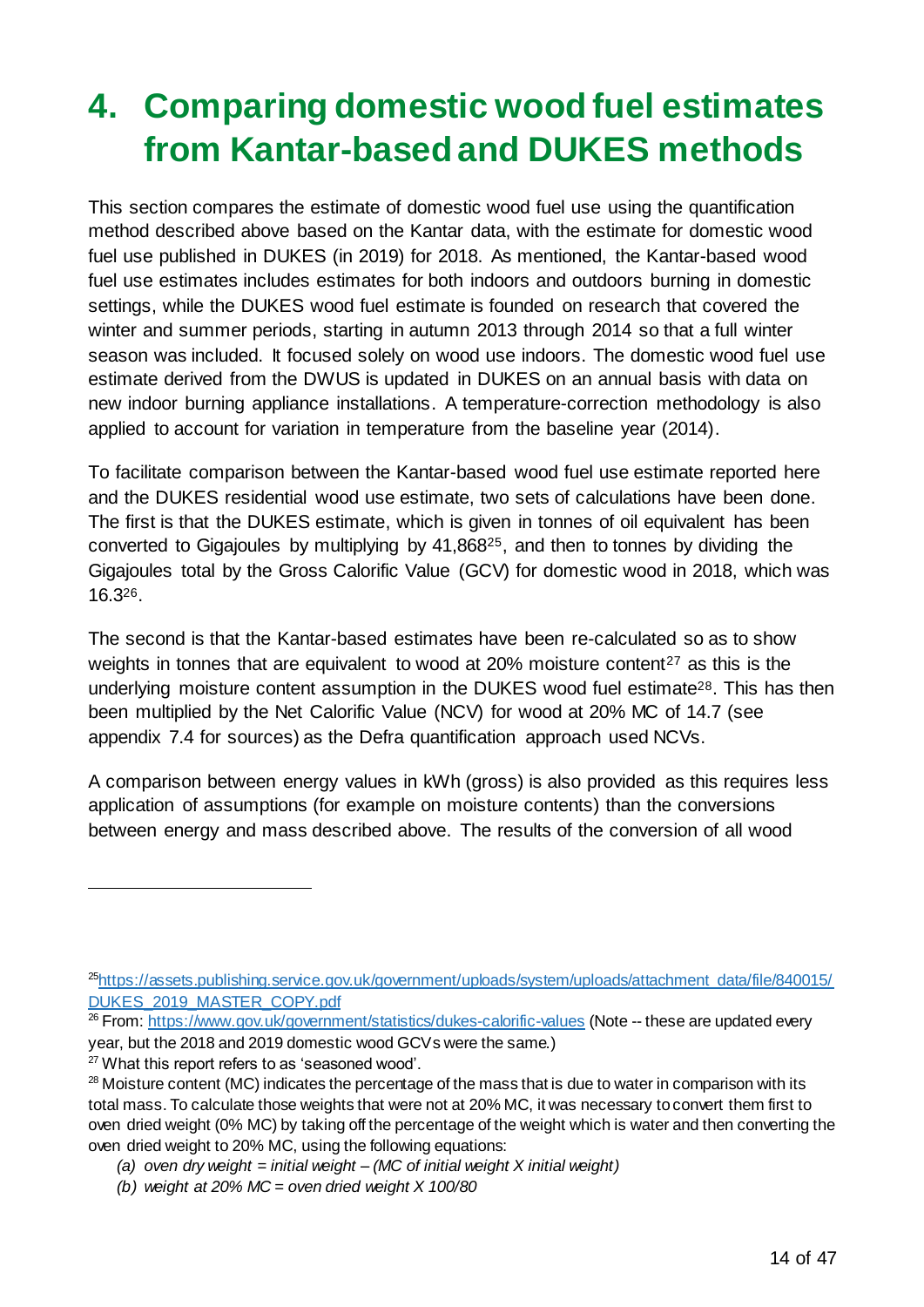# 4. Comparing domestic wood fuel estimates from Kantar-based and DUKES methods

This section compares the estimate of domestic wood fuel use using the quantification method described above based on the Kantar data, with the estimate for domestic wood fuel use published in DUKES (in 2019) for 2018. As mentioned, the Kantar-based wood fuel use estimates includes estimates for both indoors and outdoors burning in domestic settings, while the DUKES wood fuel estimate is founded on research that covered the winter and summer periods, starting in autumn 2013 through 2014 so that a full winter season was included. It focused solely on wood use indoors. The domestic wood fuel use estimate derived from the DWUS is updated in DUKES on an annual basis with data on new indoor burning appliance installations. A temperature-correction methodology is also applied to account for variation in temperature from the baseline year (2014).

To facilitate comparison between the Kantar-based wood fuel use estimate reported here and the DUKES residential wood use estimate, two sets of calculations have been done. The first is that the DUKES estimate, which is given in tonnes of oil equivalent has been converted to Gigajoules by multiplying by 41,868[25], and then to tonnes by dividing the Gigajoules total by the Gross Calorific Value (GCV) for domestic wood in 2018, which was 16.3[26].

The second is that the Kantar-based estimates have been re-calculated so as to show weights in tonnes that are equivalent to wood at 20% moisture content[27] as this is the underlying moisture content assumption in the DUKES wood fuel estimate[28]. This has then been multiplied by the Net Calorific Value (NCV) for wood at 20% MC of 14.7 (see appendix 7.4 for sources) as the Defra quantification approach used NCVs.

A comparison between energy values in kWh (gross) is also provided as this requires less application of assumptions (for example on moisture contents) than the conversions between energy and mass described above. The results of the conversion of all wood

---

[25] https://assets.publishing.service.gov.uk/government/uploads/system/uploads/attachment_data/file/840015/DUKES_2019_MASTER_COPY.pdf

[26] From: https://www.gov.uk/government/statistics/dukes-calorific-values (Note -- these are updated every year, but the 2018 and 2019 domestic wood GCVs were the same.)

[27] What this report refers to as 'seasoned wood'.

[28] Moisture content (MC) indicates the percentage of the mass that is due to water in comparison with its total mass. To calculate those weights that were not at 20% MC, it was necessary to convert them first to oven dried weight (0% MC) by taking off the percentage of the weight which is water and then converting the oven dried weight to 20% MC, using the following equations:

(a) *oven dry weight = initial weight – (MC of initial weight X initial weight)*

(b) *weight at 20% MC = oven dried weight X 100/80*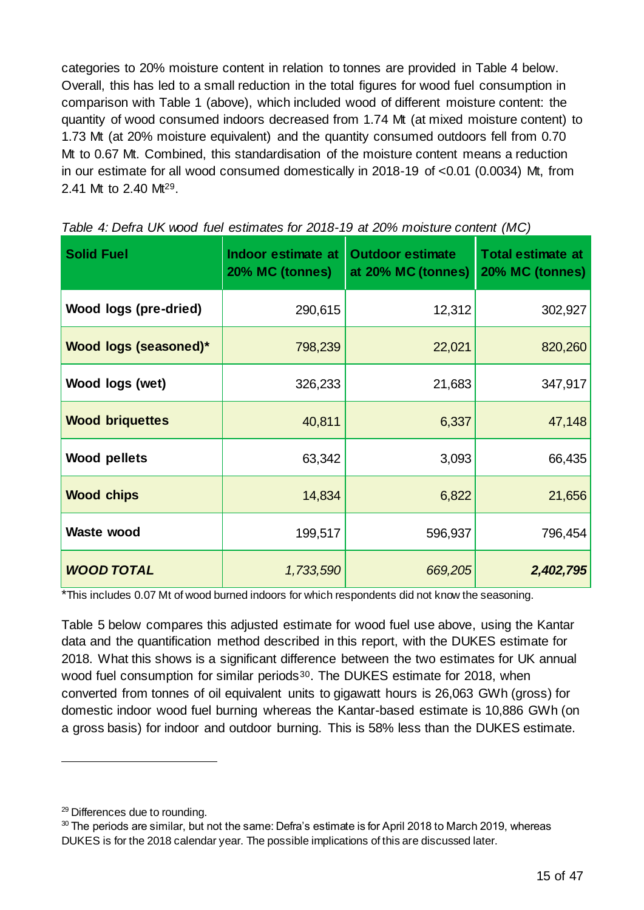categories to 20% moisture content in relation to tonnes are provided in Table 4 below. Overall, this has led to a small reduction in the total figures for wood fuel consumption in comparison with Table 1 (above), which included wood of different moisture content: the quantity of wood consumed indoors decreased from 1.74 Mt (at mixed moisture content) to 1.73 Mt (at 20% moisture equivalent) and the quantity consumed outdoors fell from 0.70 Mt to 0.67 Mt. Combined, this standardisation of the moisture content means a reduction in our estimate for all wood consumed domestically in 2018-19 of <0.01 (0.0034) Mt, from 2.41 Mt to 2.40 Mt[29].

*Table 4: Defra UK wood fuel estimates for 2018-19 at 20% moisture content (MC)*

| Solid Fuel | Indoor estimate at 20% MC (tonnes) | Outdoor estimate at 20% MC (tonnes) | Total estimate at 20% MC (tonnes) |
|---|---|---|---|
| **Wood logs (pre-dried)** | 290,615 | 12,312 | 302,927 |
| **Wood logs (seasoned)*** | 798,239 | 22,021 | 820,260 |
| **Wood logs (wet)** | 326,233 | 21,683 | 347,917 |
| **Wood briquettes** | 40,811 | 6,337 | 47,148 |
| **Wood pellets** | 63,342 | 3,093 | 66,435 |
| **Wood chips** | 14,834 | 6,822 | 21,656 |
| **Waste wood** | 199,517 | 596,937 | 796,454 |
| ***WOOD TOTAL*** | *1,733,590* | *669,205* | ***2,402,795*** |

*This includes 0.07 Mt of wood burned indoors for which respondents did not know the seasoning.

Table 5 below compares this adjusted estimate for wood fuel use above, using the Kantar data and the quantification method described in this report, with the DUKES estimate for 2018. What this shows is a significant difference between the two estimates for UK annual wood fuel consumption for similar periods[30]. The DUKES estimate for 2018, when converted from tonnes of oil equivalent units to gigawatt hours is 26,063 GWh (gross) for domestic indoor wood fuel burning whereas the Kantar-based estimate is 10,886 GWh (on a gross basis) for indoor and outdoor burning. This is 58% less than the DUKES estimate.

[29] Differences due to rounding.

[30] The periods are similar, but not the same: Defra's estimate is for April 2018 to March 2019, whereas DUKES is for the 2018 calendar year. The possible implications of this are discussed later.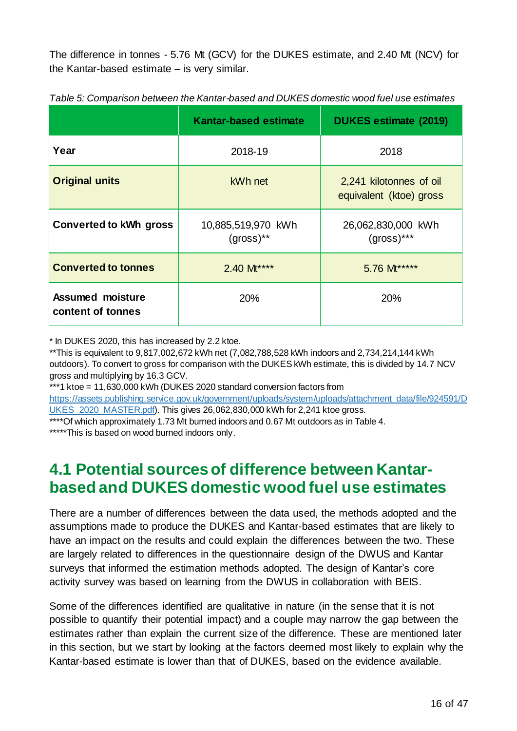The difference in tonnes - 5.76 Mt (GCV) for the DUKES estimate, and 2.40 Mt (NCV) for the Kantar-based estimate – is very similar.

*Table 5: Comparison between the Kantar-based and DUKES domestic wood fuel use estimates*

| | Kantar-based estimate | DUKES estimate (2019) |
|---|---|---|
| **Year** | 2018-19 | 2018 |
| **Original units** | kWh net | 2,241 kilotonnes of oil equivalent (ktoe) gross |
| **Converted to kWh gross** | 10,885,519,970 kWh (gross)** | 26,062,830,000 kWh (gross)*** |
| **Converted to tonnes** | 2.40 Mt**** | 5.76 Mt***** |
| **Assumed moisture content of tonnes** | 20% | 20% |

\* In DUKES 2020, this has increased by 2.2 ktoe.

**This is equivalent to 9,817,002,672 kWh net (7,082,788,528 kWh indoors and 2,734,214,144 kWh outdoors). To convert to gross for comparison with the DUKES kWh estimate, this is divided by 14.7 NCV gross and multiplying by 16.3 GCV.

***1 ktoe = 11,630,000 kWh (DUKES 2020 standard conversion factors from https://assets.publishing.service.gov.uk/government/uploads/system/uploads/attachment_data/file/924591/DUKES_2020_MASTER.pdf). This gives 26,062,830,000 kWh for 2,241 ktoe gross.

****Of which approximately 1.73 Mt burned indoors and 0.67 Mt outdoors as in Table 4.

*****This is based on wood burned indoors only.

## 4.1 Potential sources of difference between Kantar-based and DUKES domestic wood fuel use estimates

There are a number of differences between the data used, the methods adopted and the assumptions made to produce the DUKES and Kantar-based estimates that are likely to have an impact on the results and could explain the differences between the two. These are largely related to differences in the questionnaire design of the DWUS and Kantar surveys that informed the estimation methods adopted. The design of Kantar's core activity survey was based on learning from the DWUS in collaboration with BEIS.

Some of the differences identified are qualitative in nature (in the sense that it is not possible to quantify their potential impact) and a couple may narrow the gap between the estimates rather than explain the current size of the difference. These are mentioned later in this section, but we start by looking at the factors deemed most likely to explain why the Kantar-based estimate is lower than that of DUKES, based on the evidence available.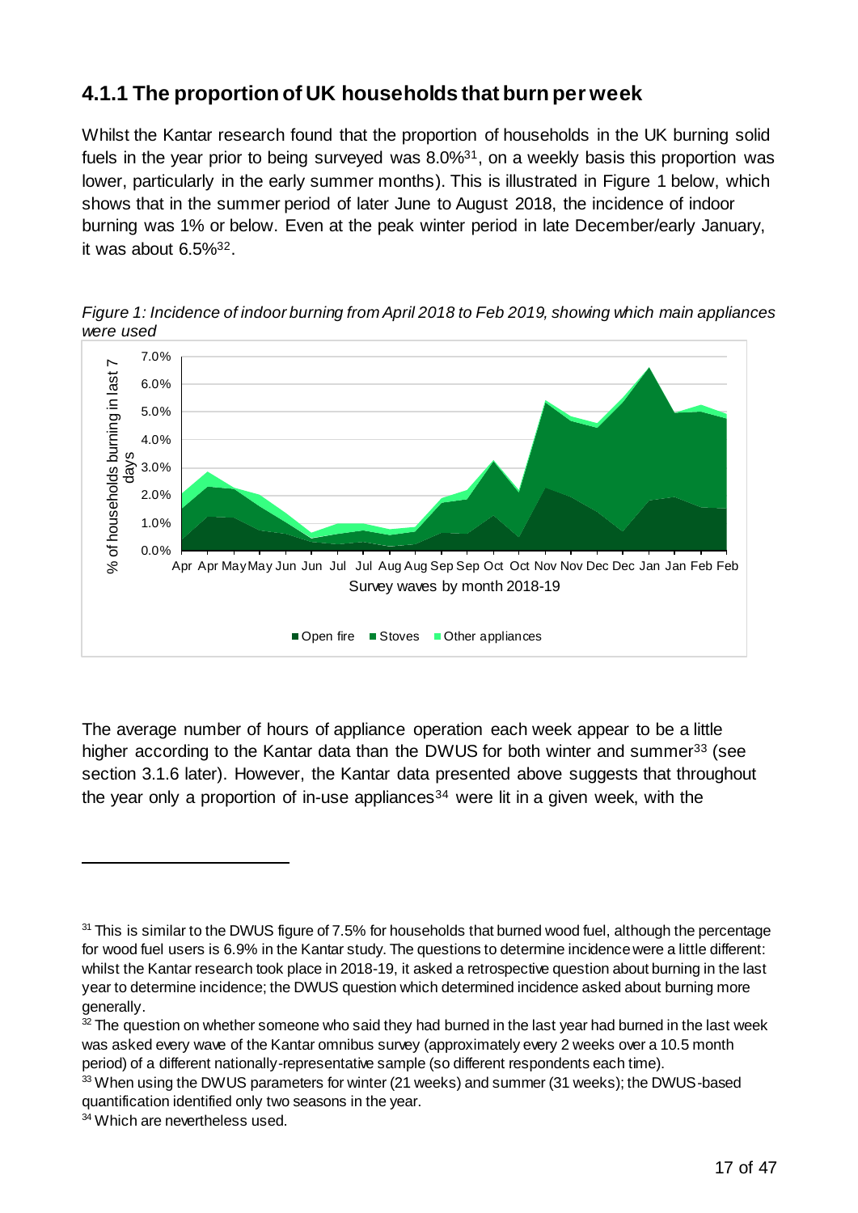### 4.1.1 The proportion of UK households that burn per week

Whilst the Kantar research found that the proportion of households in the UK burning solid fuels in the year prior to being surveyed was 8.0%[31], on a weekly basis this proportion was lower, particularly in the early summer months). This is illustrated in Figure 1 below, which shows that in the summer period of later June to August 2018, the incidence of indoor burning was 1% or below. Even at the peak winter period in late December/early January, it was about 6.5%[32].

*Figure 1: Incidence of indoor burning from April 2018 to Feb 2019, showing which main appliances were used*

The average number of hours of appliance operation each week appear to be a little higher according to the Kantar data than the DWUS for both winter and summer[33] (see section 3.1.6 later). However, the Kantar data presented above suggests that throughout the year only a proportion of in-use appliances[34] were lit in a given week, with the

---

[31] This is similar to the DWUS figure of 7.5% for households that burned wood fuel, although the percentage for wood fuel users is 6.9% in the Kantar study. The questions to determine incidence were a little different: whilst the Kantar research took place in 2018-19, it asked a retrospective question about burning in the last year to determine incidence; the DWUS question which determined incidence asked about burning more generally.

[32] The question on whether someone who said they had burned in the last year had burned in the last week was asked every wave of the Kantar omnibus survey (approximately every 2 weeks over a 10.5 month period) of a different nationally-representative sample (so different respondents each time).

[33] When using the DWUS parameters for winter (21 weeks) and summer (31 weeks); the DWUS-based quantification identified only two seasons in the year.

[34] Which are nevertheless used.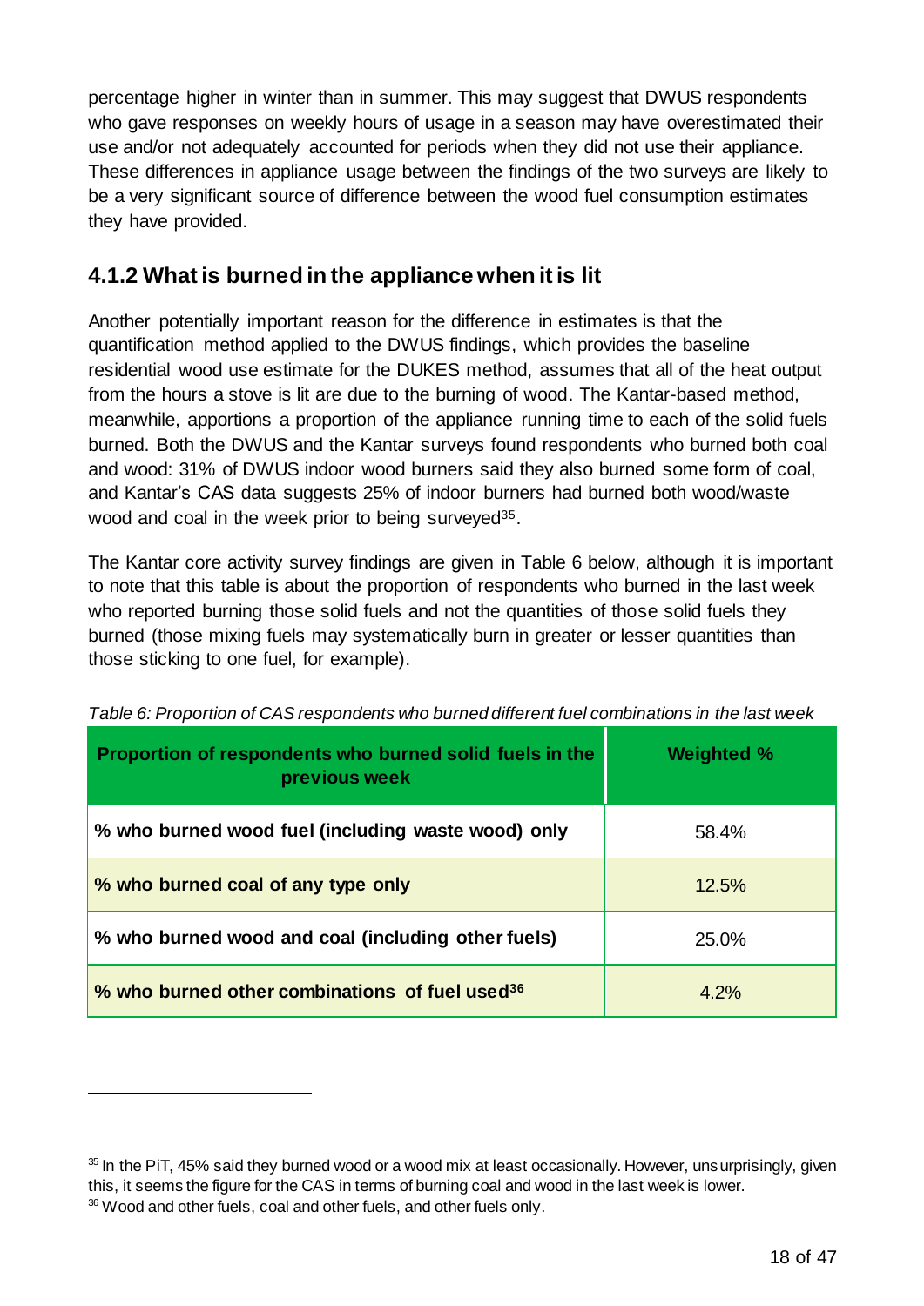percentage higher in winter than in summer. This may suggest that DWUS respondents who gave responses on weekly hours of usage in a season may have overestimated their use and/or not adequately accounted for periods when they did not use their appliance. These differences in appliance usage between the findings of the two surveys are likely to be a very significant source of difference between the wood fuel consumption estimates they have provided.

### 4.1.2 What is burned in the appliance when it is lit

Another potentially important reason for the difference in estimates is that the quantification method applied to the DWUS findings, which provides the baseline residential wood use estimate for the DUKES method, assumes that all of the heat output from the hours a stove is lit are due to the burning of wood. The Kantar-based method, meanwhile, apportions a proportion of the appliance running time to each of the solid fuels burned. Both the DWUS and the Kantar surveys found respondents who burned both coal and wood: 31% of DWUS indoor wood burners said they also burned some form of coal, and Kantar's CAS data suggests 25% of indoor burners had burned both wood/waste wood and coal in the week prior to being surveyed[35].

The Kantar core activity survey findings are given in Table 6 below, although it is important to note that this table is about the proportion of respondents who burned in the last week who reported burning those solid fuels and not the quantities of those solid fuels they burned (those mixing fuels may systematically burn in greater or lesser quantities than those sticking to one fuel, for example).

*Table 6: Proportion of CAS respondents who burned different fuel combinations in the last week*

| Proportion of respondents who burned solid fuels in the previous week | Weighted % |
|---|---|
| % who burned wood fuel (including waste wood) only | 58.4% |
| % who burned coal of any type only | 12.5% |
| % who burned wood and coal (including other fuels) | 25.0% |
| % who burned other combinations of fuel used[36] | 4.2% |

[35] In the PiT, 45% said they burned wood or a wood mix at least occasionally. However, unsurprisingly, given this, it seems the figure for the CAS in terms of burning coal and wood in the last week is lower.

[36] Wood and other fuels, coal and other fuels, and other fuels only.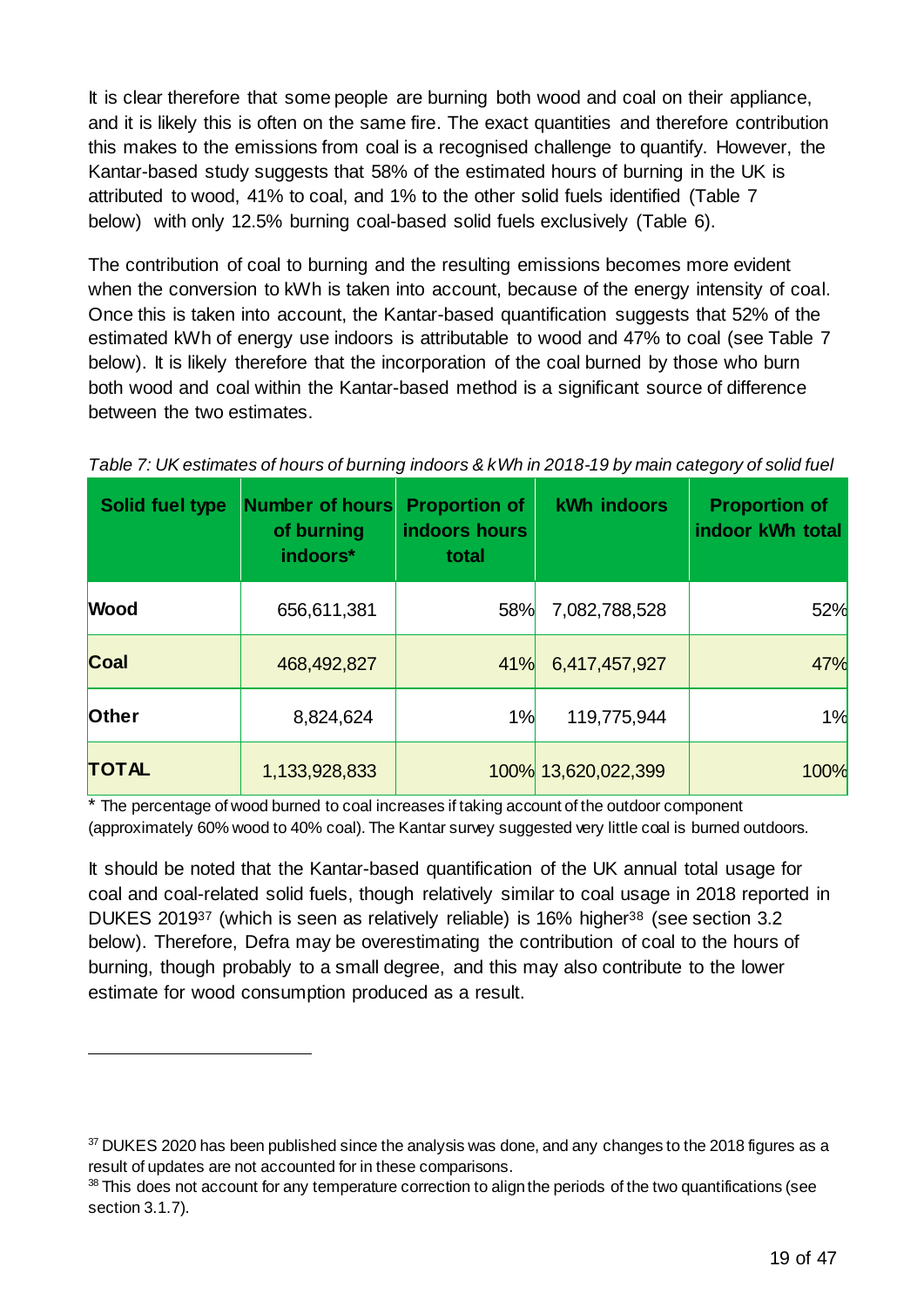It is clear therefore that some people are burning both wood and coal on their appliance, and it is likely this is often on the same fire. The exact quantities and therefore contribution this makes to the emissions from coal is a recognised challenge to quantify. However, the Kantar-based study suggests that 58% of the estimated hours of burning in the UK is attributed to wood, 41% to coal, and 1% to the other solid fuels identified (Table 7 below) with only 12.5% burning coal-based solid fuels exclusively (Table 6).

The contribution of coal to burning and the resulting emissions becomes more evident when the conversion to kWh is taken into account, because of the energy intensity of coal. Once this is taken into account, the Kantar-based quantification suggests that 52% of the estimated kWh of energy use indoors is attributable to wood and 47% to coal (see Table 7 below). It is likely therefore that the incorporation of the coal burned by those who burn both wood and coal within the Kantar-based method is a significant source of difference between the two estimates.

*Table 7: UK estimates of hours of burning indoors & kWh in 2018-19 by main category of solid fuel*

| Solid fuel type | Number of hours of burning indoors* | Proportion of indoors hours total | kWh indoors | Proportion of indoor kWh total |
|---|---|---|---|---|
| **Wood** | 656,611,381 | 58% | 7,082,788,528 | 52% |
| **Coal** | 468,492,827 | 41% | 6,417,457,927 | 47% |
| **Other** | 8,824,624 | 1% | 119,775,944 | 1% |
| **TOTAL** | 1,133,928,833 | 100% | 13,620,022,399 | 100% |

\* The percentage of wood burned to coal increases if taking account of the outdoor component (approximately 60% wood to 40% coal). The Kantar survey suggested very little coal is burned outdoors.

It should be noted that the Kantar-based quantification of the UK annual total usage for coal and coal-related solid fuels, though relatively similar to coal usage in 2018 reported in DUKES 2019[37] (which is seen as relatively reliable) is 16% higher[38] (see section 3.2 below). Therefore, Defra may be overestimating the contribution of coal to the hours of burning, though probably to a small degree, and this may also contribute to the lower estimate for wood consumption produced as a result.

---

[37] DUKES 2020 has been published since the analysis was done, and any changes to the 2018 figures as a result of updates are not accounted for in these comparisons.

[38] This does not account for any temperature correction to align the periods of the two quantifications (see section 3.1.7).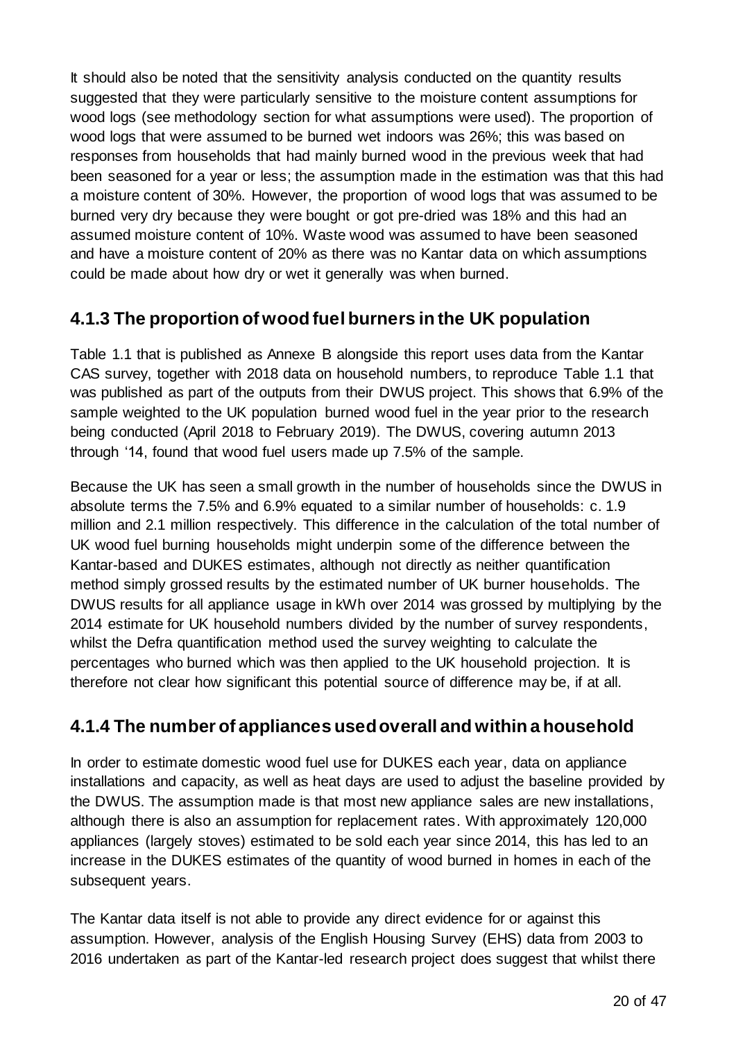It should also be noted that the sensitivity analysis conducted on the quantity results suggested that they were particularly sensitive to the moisture content assumptions for wood logs (see methodology section for what assumptions were used). The proportion of wood logs that were assumed to be burned wet indoors was 26%; this was based on responses from households that had mainly burned wood in the previous week that had been seasoned for a year or less; the assumption made in the estimation was that this had a moisture content of 30%. However, the proportion of wood logs that was assumed to be burned very dry because they were bought or got pre-dried was 18% and this had an assumed moisture content of 10%. Waste wood was assumed to have been seasoned and have a moisture content of 20% as there was no Kantar data on which assumptions could be made about how dry or wet it generally was when burned.

### 4.1.3 The proportion of wood fuel burners in the UK population

Table 1.1 that is published as Annexe B alongside this report uses data from the Kantar CAS survey, together with 2018 data on household numbers, to reproduce Table 1.1 that was published as part of the outputs from their DWUS project. This shows that 6.9% of the sample weighted to the UK population burned wood fuel in the year prior to the research being conducted (April 2018 to February 2019). The DWUS, covering autumn 2013 through '14, found that wood fuel users made up 7.5% of the sample.

Because the UK has seen a small growth in the number of households since the DWUS in absolute terms the 7.5% and 6.9% equated to a similar number of households: c. 1.9 million and 2.1 million respectively. This difference in the calculation of the total number of UK wood fuel burning households might underpin some of the difference between the Kantar-based and DUKES estimates, although not directly as neither quantification method simply grossed results by the estimated number of UK burner households. The DWUS results for all appliance usage in kWh over 2014 was grossed by multiplying by the 2014 estimate for UK household numbers divided by the number of survey respondents, whilst the Defra quantification method used the survey weighting to calculate the percentages who burned which was then applied to the UK household projection. It is therefore not clear how significant this potential source of difference may be, if at all.

### 4.1.4 The number of appliances used overall and within a household

In order to estimate domestic wood fuel use for DUKES each year, data on appliance installations and capacity, as well as heat days are used to adjust the baseline provided by the DWUS. The assumption made is that most new appliance sales are new installations, although there is also an assumption for replacement rates. With approximately 120,000 appliances (largely stoves) estimated to be sold each year since 2014, this has led to an increase in the DUKES estimates of the quantity of wood burned in homes in each of the subsequent years.

The Kantar data itself is not able to provide any direct evidence for or against this assumption. However, analysis of the English Housing Survey (EHS) data from 2003 to 2016 undertaken as part of the Kantar-led research project does suggest that whilst there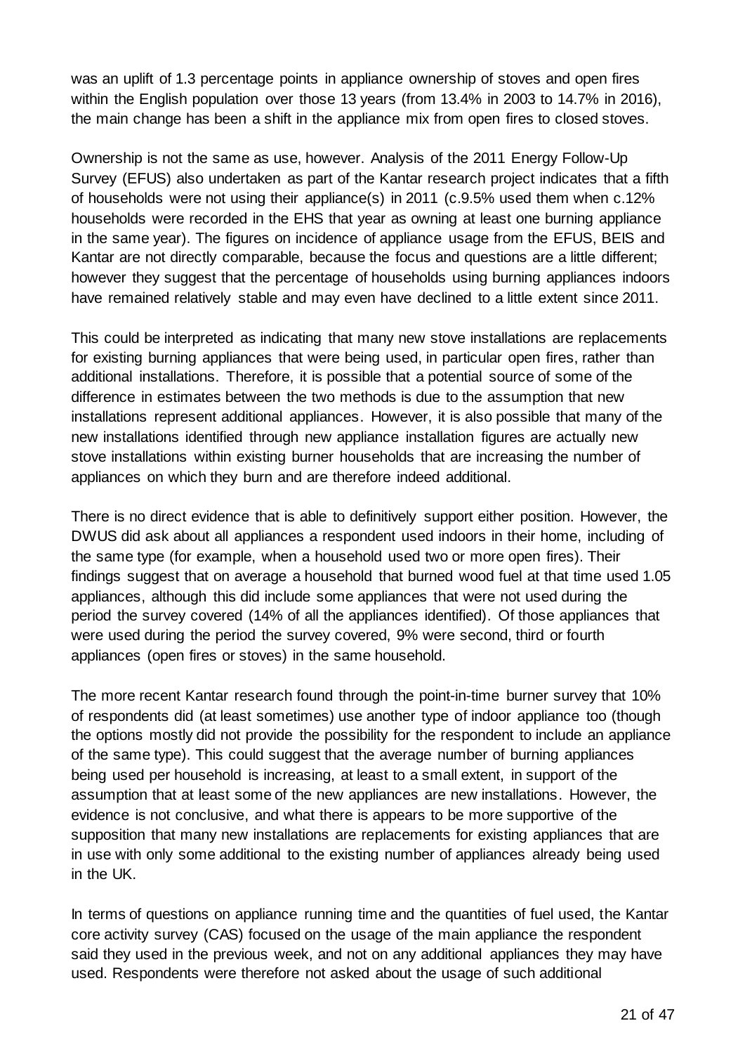was an uplift of 1.3 percentage points in appliance ownership of stoves and open fires within the English population over those 13 years (from 13.4% in 2003 to 14.7% in 2016), the main change has been a shift in the appliance mix from open fires to closed stoves.

Ownership is not the same as use, however. Analysis of the 2011 Energy Follow-Up Survey (EFUS) also undertaken as part of the Kantar research project indicates that a fifth of households were not using their appliance(s) in 2011 (c.9.5% used them when c.12% households were recorded in the EHS that year as owning at least one burning appliance in the same year). The figures on incidence of appliance usage from the EFUS, BEIS and Kantar are not directly comparable, because the focus and questions are a little different; however they suggest that the percentage of households using burning appliances indoors have remained relatively stable and may even have declined to a little extent since 2011.

This could be interpreted as indicating that many new stove installations are replacements for existing burning appliances that were being used, in particular open fires, rather than additional installations. Therefore, it is possible that a potential source of some of the difference in estimates between the two methods is due to the assumption that new installations represent additional appliances. However, it is also possible that many of the new installations identified through new appliance installation figures are actually new stove installations within existing burner households that are increasing the number of appliances on which they burn and are therefore indeed additional.

There is no direct evidence that is able to definitively support either position. However, the DWUS did ask about all appliances a respondent used indoors in their home, including of the same type (for example, when a household used two or more open fires). Their findings suggest that on average a household that burned wood fuel at that time used 1.05 appliances, although this did include some appliances that were not used during the period the survey covered (14% of all the appliances identified). Of those appliances that were used during the period the survey covered, 9% were second, third or fourth appliances (open fires or stoves) in the same household.

The more recent Kantar research found through the point-in-time burner survey that 10% of respondents did (at least sometimes) use another type of indoor appliance too (though the options mostly did not provide the possibility for the respondent to include an appliance of the same type). This could suggest that the average number of burning appliances being used per household is increasing, at least to a small extent, in support of the assumption that at least some of the new appliances are new installations. However, the evidence is not conclusive, and what there is appears to be more supportive of the supposition that many new installations are replacements for existing appliances that are in use with only some additional to the existing number of appliances already being used in the UK.

In terms of questions on appliance running time and the quantities of fuel used, the Kantar core activity survey (CAS) focused on the usage of the main appliance the respondent said they used in the previous week, and not on any additional appliances they may have used. Respondents were therefore not asked about the usage of such additional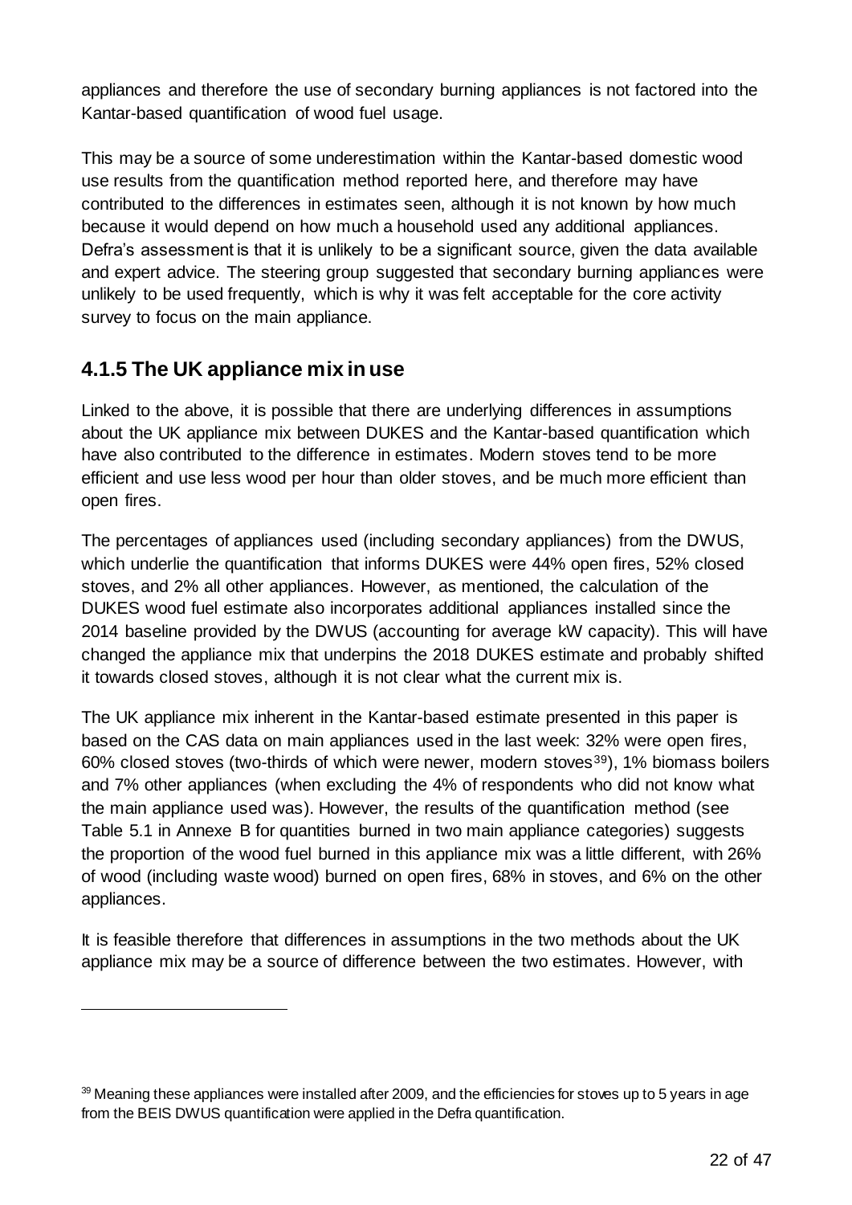appliances and therefore the use of secondary burning appliances is not factored into the Kantar-based quantification of wood fuel usage.

This may be a source of some underestimation within the Kantar-based domestic wood use results from the quantification method reported here, and therefore may have contributed to the differences in estimates seen, although it is not known by how much because it would depend on how much a household used any additional appliances. Defra's assessment is that it is unlikely to be a significant source, given the data available and expert advice. The steering group suggested that secondary burning appliances were unlikely to be used frequently, which is why it was felt acceptable for the core activity survey to focus on the main appliance.

## 4.1.5 The UK appliance mix in use

Linked to the above, it is possible that there are underlying differences in assumptions about the UK appliance mix between DUKES and the Kantar-based quantification which have also contributed to the difference in estimates. Modern stoves tend to be more efficient and use less wood per hour than older stoves, and be much more efficient than open fires.

The percentages of appliances used (including secondary appliances) from the DWUS, which underlie the quantification that informs DUKES were 44% open fires, 52% closed stoves, and 2% all other appliances. However, as mentioned, the calculation of the DUKES wood fuel estimate also incorporates additional appliances installed since the 2014 baseline provided by the DWUS (accounting for average kW capacity). This will have changed the appliance mix that underpins the 2018 DUKES estimate and probably shifted it towards closed stoves, although it is not clear what the current mix is.

The UK appliance mix inherent in the Kantar-based estimate presented in this paper is based on the CAS data on main appliances used in the last week: 32% were open fires, 60% closed stoves (two-thirds of which were newer, modern stoves[39]), 1% biomass boilers and 7% other appliances (when excluding the 4% of respondents who did not know what the main appliance used was). However, the results of the quantification method (see Table 5.1 in Annexe B for quantities burned in two main appliance categories) suggests the proportion of the wood fuel burned in this appliance mix was a little different, with 26% of wood (including waste wood) burned on open fires, 68% in stoves, and 6% on the other appliances.

It is feasible therefore that differences in assumptions in the two methods about the UK appliance mix may be a source of difference between the two estimates. However, with

---

[39] Meaning these appliances were installed after 2009, and the efficiencies for stoves up to 5 years in age from the BEIS DWUS quantification were applied in the Defra quantification.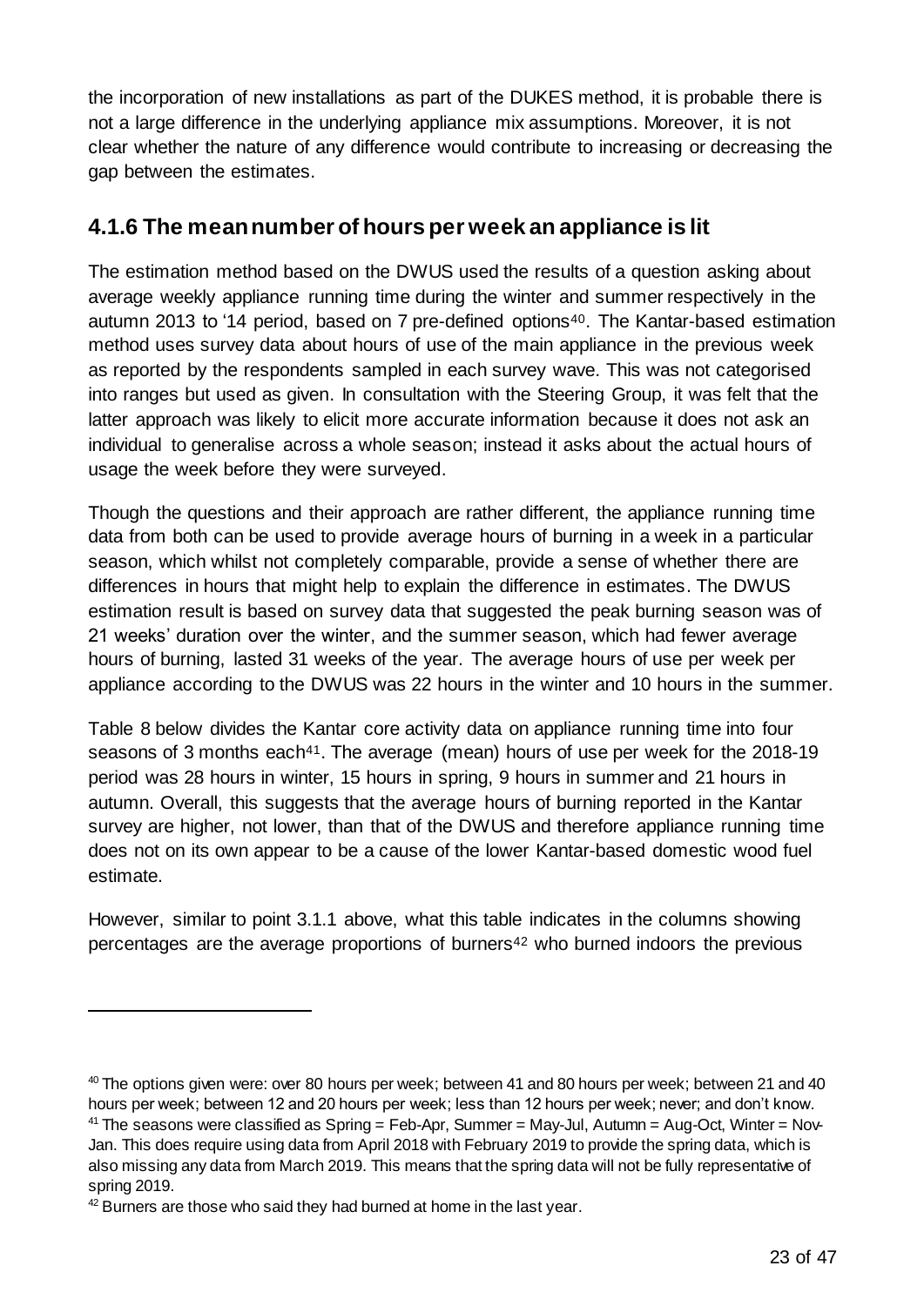the incorporation of new installations as part of the DUKES method, it is probable there is not a large difference in the underlying appliance mix assumptions. Moreover, it is not clear whether the nature of any difference would contribute to increasing or decreasing the gap between the estimates.

### 4.1.6 The mean number of hours per week an appliance is lit

The estimation method based on the DWUS used the results of a question asking about average weekly appliance running time during the winter and summer respectively in the autumn 2013 to '14 period, based on 7 pre-defined options[40]. The Kantar-based estimation method uses survey data about hours of use of the main appliance in the previous week as reported by the respondents sampled in each survey wave. This was not categorised into ranges but used as given. In consultation with the Steering Group, it was felt that the latter approach was likely to elicit more accurate information because it does not ask an individual to generalise across a whole season; instead it asks about the actual hours of usage the week before they were surveyed.

Though the questions and their approach are rather different, the appliance running time data from both can be used to provide average hours of burning in a week in a particular season, which whilst not completely comparable, provide a sense of whether there are differences in hours that might help to explain the difference in estimates. The DWUS estimation result is based on survey data that suggested the peak burning season was of 21 weeks' duration over the winter, and the summer season, which had fewer average hours of burning, lasted 31 weeks of the year. The average hours of use per week per appliance according to the DWUS was 22 hours in the winter and 10 hours in the summer.

Table 8 below divides the Kantar core activity data on appliance running time into four seasons of 3 months each[41]. The average (mean) hours of use per week for the 2018-19 period was 28 hours in winter, 15 hours in spring, 9 hours in summer and 21 hours in autumn. Overall, this suggests that the average hours of burning reported in the Kantar survey are higher, not lower, than that of the DWUS and therefore appliance running time does not on its own appear to be a cause of the lower Kantar-based domestic wood fuel estimate.

However, similar to point 3.1.1 above, what this table indicates in the columns showing percentages are the average proportions of burners[42] who burned indoors the previous

---

[40] The options given were: over 80 hours per week; between 41 and 80 hours per week; between 21 and 40 hours per week; between 12 and 20 hours per week; less than 12 hours per week; never; and don't know.

[41] The seasons were classified as Spring = Feb-Apr, Summer = May-Jul, Autumn = Aug-Oct, Winter = Nov-Jan. This does require using data from April 2018 with February 2019 to provide the spring data, which is also missing any data from March 2019. This means that the spring data will not be fully representative of spring 2019.

[42] Burners are those who said they had burned at home in the last year.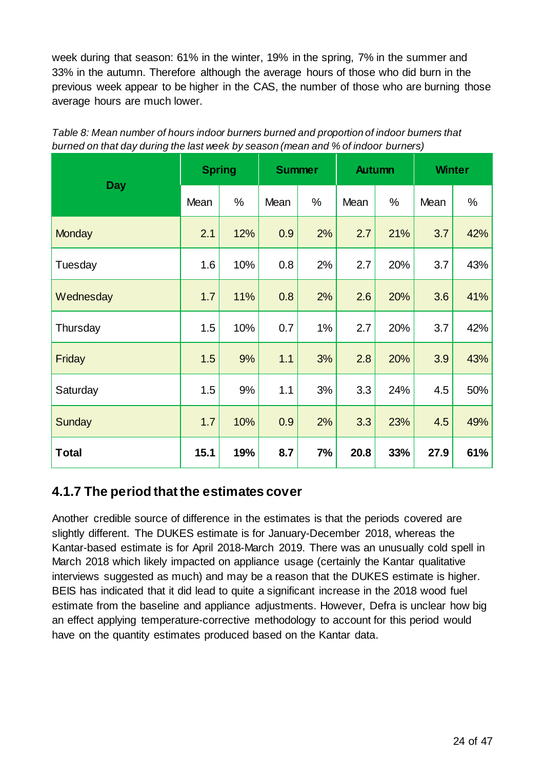week during that season: 61% in the winter, 19% in the spring, 7% in the summer and 33% in the autumn. Therefore although the average hours of those who did burn in the previous week appear to be higher in the CAS, the number of those who are burning those average hours are much lower.

*Table 8: Mean number of hours indoor burners burned and proportion of indoor burners that burned on that day during the last week by season (mean and % of indoor burners)*

| Day | Spring | | Summer | | Autumn | | Winter | |
|---|---|---|---|---|---|---|---|---|
| | Mean | % | Mean | % | Mean | % | Mean | % |
| Monday | 2.1 | 12% | 0.9 | 2% | 2.7 | 21% | 3.7 | 42% |
| Tuesday | 1.6 | 10% | 0.8 | 2% | 2.7 | 20% | 3.7 | 43% |
| Wednesday | 1.7 | 11% | 0.8 | 2% | 2.6 | 20% | 3.6 | 41% |
| Thursday | 1.5 | 10% | 0.7 | 1% | 2.7 | 20% | 3.7 | 42% |
| Friday | 1.5 | 9% | 1.1 | 3% | 2.8 | 20% | 3.9 | 43% |
| Saturday | 1.5 | 9% | 1.1 | 3% | 3.3 | 24% | 4.5 | 50% |
| Sunday | 1.7 | 10% | 0.9 | 2% | 3.3 | 23% | 4.5 | 49% |
| **Total** | **15.1** | **19%** | **8.7** | **7%** | **20.8** | **33%** | **27.9** | **61%** |

### 4.1.7 The period that the estimates cover

Another credible source of difference in the estimates is that the periods covered are slightly different. The DUKES estimate is for January-December 2018, whereas the Kantar-based estimate is for April 2018-March 2019. There was an unusually cold spell in March 2018 which likely impacted on appliance usage (certainly the Kantar qualitative interviews suggested as much) and may be a reason that the DUKES estimate is higher. BEIS has indicated that it did lead to quite a significant increase in the 2018 wood fuel estimate from the baseline and appliance adjustments. However, Defra is unclear how big an effect applying temperature-corrective methodology to account for this period would have on the quantity estimates produced based on the Kantar data.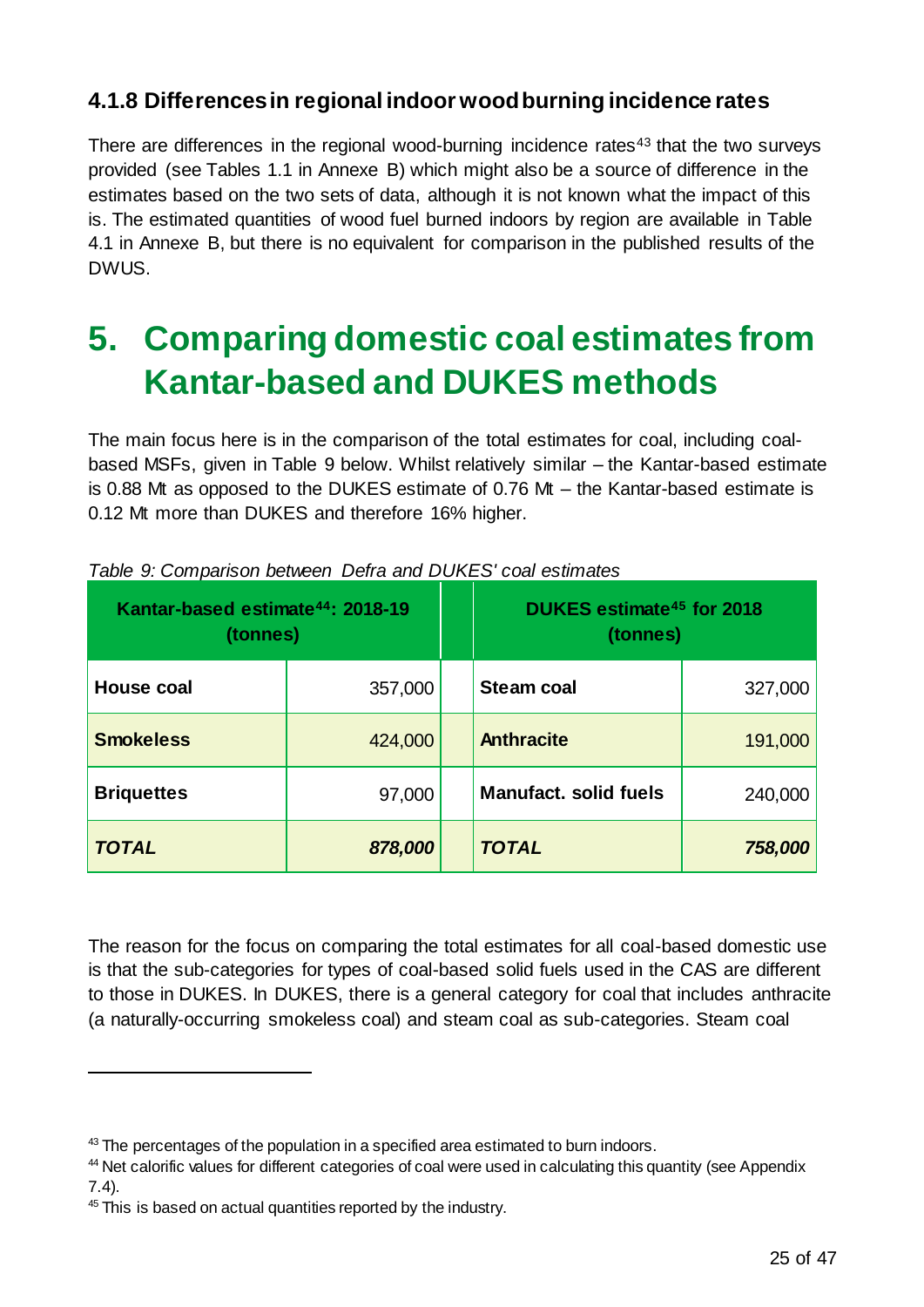### 4.1.8 Differences in regional indoor wood burning incidence rates

There are differences in the regional wood-burning incidence rates[43] that the two surveys provided (see Tables 1.1 in Annexe B) which might also be a source of difference in the estimates based on the two sets of data, although it is not known what the impact of this is. The estimated quantities of wood fuel burned indoors by region are available in Table 4.1 in Annexe B, but there is no equivalent for comparison in the published results of the DWUS.

# 5. Comparing domestic coal estimates from Kantar-based and DUKES methods

The main focus here is in the comparison of the total estimates for coal, including coal-based MSFs, given in Table 9 below. Whilst relatively similar – the Kantar-based estimate is 0.88 Mt as opposed to the DUKES estimate of 0.76 Mt – the Kantar-based estimate is 0.12 Mt more than DUKES and therefore 16% higher.

*Table 9: Comparison between Defra and DUKES' coal estimates*

| **Kantar-based estimate[44]: 2018-19 (tonnes)** | | | **DUKES estimate[45] for 2018 (tonnes)** | |
|---|---|---|---|---|
| **House coal** | 357,000 | | **Steam coal** | 327,000 |
| **Smokeless** | 424,000 | | **Anthracite** | 191,000 |
| **Briquettes** | 97,000 | | **Manufact. solid fuels** | 240,000 |
| ***TOTAL*** | ***878,000*** | | ***TOTAL*** | ***758,000*** |

The reason for the focus on comparing the total estimates for all coal-based domestic use is that the sub-categories for types of coal-based solid fuels used in the CAS are different to those in DUKES. In DUKES, there is a general category for coal that includes anthracite (a naturally-occurring smokeless coal) and steam coal as sub-categories. Steam coal

[43] The percentages of the population in a specified area estimated to burn indoors.

[44] Net calorific values for different categories of coal were used in calculating this quantity (see Appendix 7.4).

[45] This is based on actual quantities reported by the industry.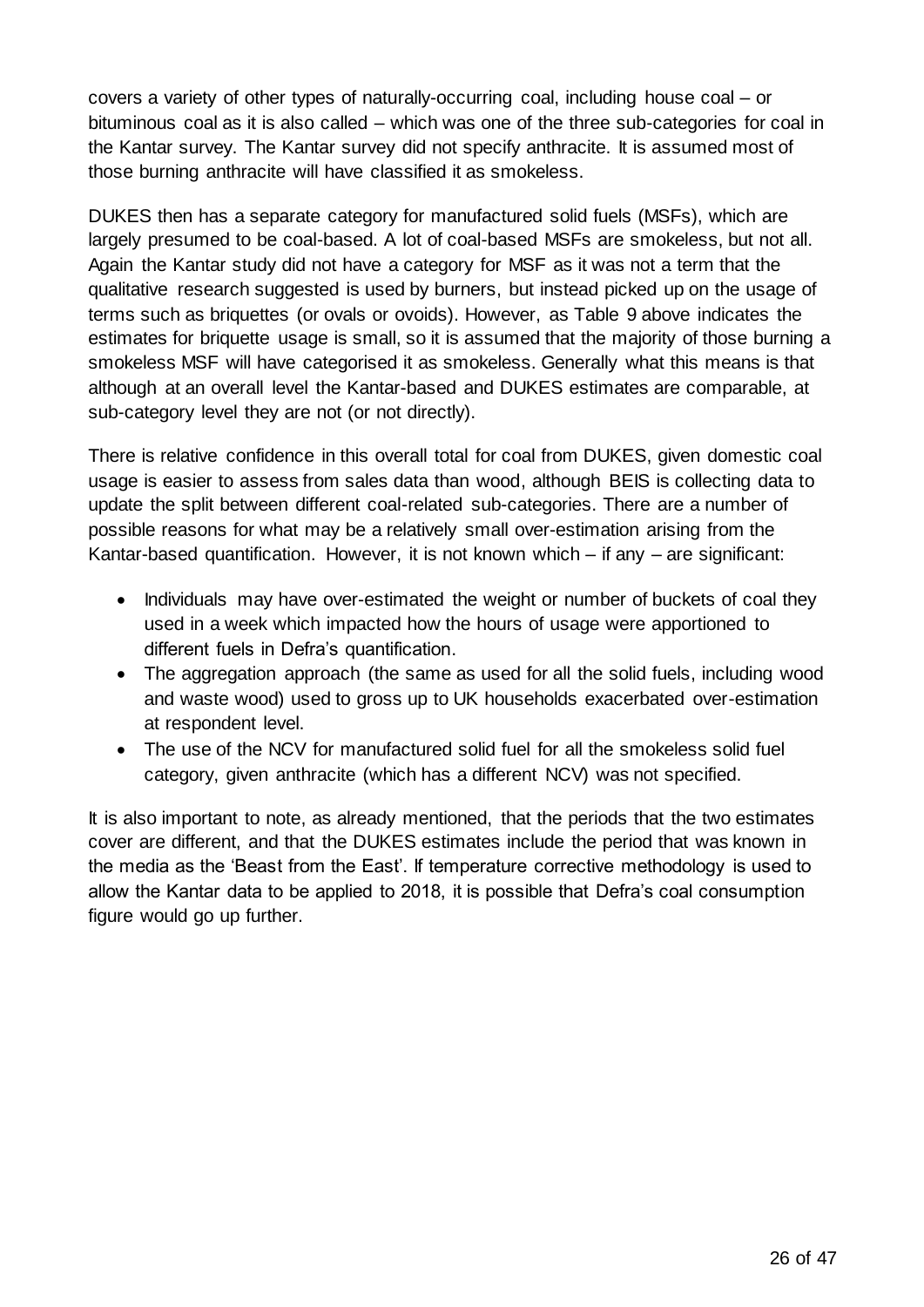covers a variety of other types of naturally-occurring coal, including house coal – or bituminous coal as it is also called – which was one of the three sub-categories for coal in the Kantar survey. The Kantar survey did not specify anthracite. It is assumed most of those burning anthracite will have classified it as smokeless.

DUKES then has a separate category for manufactured solid fuels (MSFs), which are largely presumed to be coal-based. A lot of coal-based MSFs are smokeless, but not all. Again the Kantar study did not have a category for MSF as it was not a term that the qualitative research suggested is used by burners, but instead picked up on the usage of terms such as briquettes (or ovals or ovoids). However, as Table 9 above indicates the estimates for briquette usage is small, so it is assumed that the majority of those burning a smokeless MSF will have categorised it as smokeless. Generally what this means is that although at an overall level the Kantar-based and DUKES estimates are comparable, at sub-category level they are not (or not directly).

There is relative confidence in this overall total for coal from DUKES, given domestic coal usage is easier to assess from sales data than wood, although BEIS is collecting data to update the split between different coal-related sub-categories. There are a number of possible reasons for what may be a relatively small over-estimation arising from the Kantar-based quantification. However, it is not known which – if any – are significant:

- Individuals may have over-estimated the weight or number of buckets of coal they used in a week which impacted how the hours of usage were apportioned to different fuels in Defra's quantification.
- The aggregation approach (the same as used for all the solid fuels, including wood and waste wood) used to gross up to UK households exacerbated over-estimation at respondent level.
- The use of the NCV for manufactured solid fuel for all the smokeless solid fuel category, given anthracite (which has a different NCV) was not specified.

It is also important to note, as already mentioned, that the periods that the two estimates cover are different, and that the DUKES estimates include the period that was known in the media as the 'Beast from the East'. If temperature corrective methodology is used to allow the Kantar data to be applied to 2018, it is possible that Defra's coal consumption figure would go up further.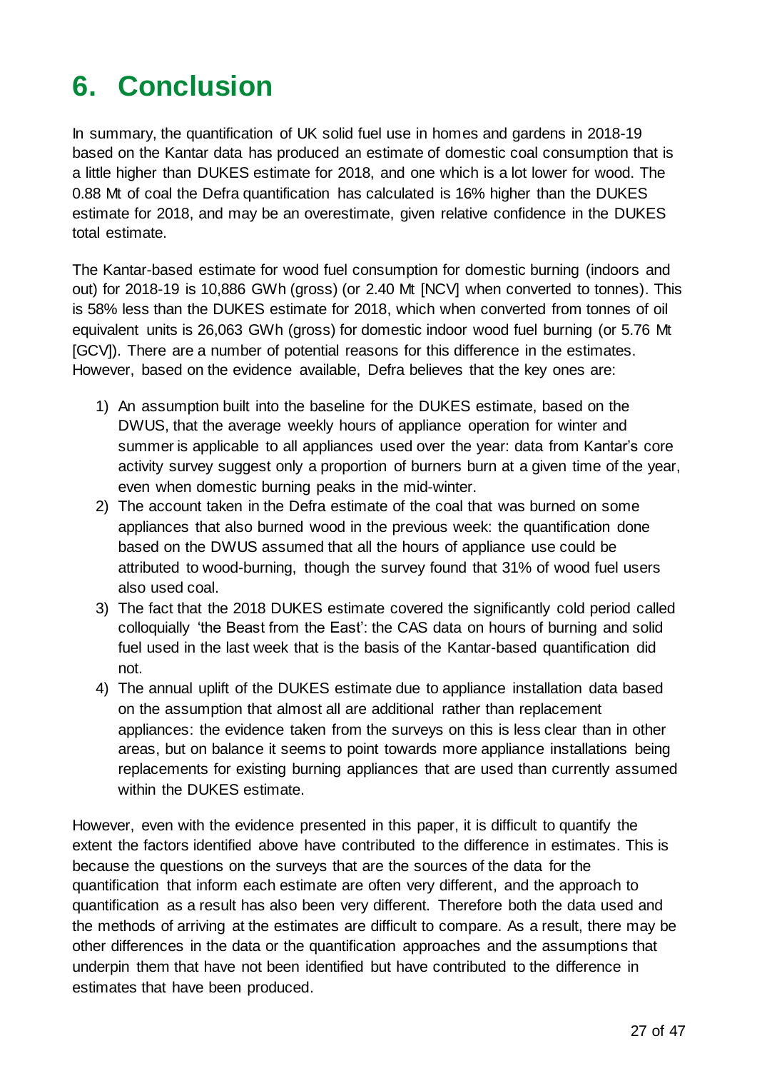# 6. Conclusion

In summary, the quantification of UK solid fuel use in homes and gardens in 2018-19 based on the Kantar data has produced an estimate of domestic coal consumption that is a little higher than DUKES estimate for 2018, and one which is a lot lower for wood. The 0.88 Mt of coal the Defra quantification has calculated is 16% higher than the DUKES estimate for 2018, and may be an overestimate, given relative confidence in the DUKES total estimate.

The Kantar-based estimate for wood fuel consumption for domestic burning (indoors and out) for 2018-19 is 10,886 GWh (gross) (or 2.40 Mt [NCV] when converted to tonnes). This is 58% less than the DUKES estimate for 2018, which when converted from tonnes of oil equivalent units is 26,063 GWh (gross) for domestic indoor wood fuel burning (or 5.76 Mt [GCV]). There are a number of potential reasons for this difference in the estimates. However, based on the evidence available, Defra believes that the key ones are:

1) An assumption built into the baseline for the DUKES estimate, based on the DWUS, that the average weekly hours of appliance operation for winter and summer is applicable to all appliances used over the year: data from Kantar's core activity survey suggest only a proportion of burners burn at a given time of the year, even when domestic burning peaks in the mid-winter.
2) The account taken in the Defra estimate of the coal that was burned on some appliances that also burned wood in the previous week: the quantification done based on the DWUS assumed that all the hours of appliance use could be attributed to wood-burning, though the survey found that 31% of wood fuel users also used coal.
3) The fact that the 2018 DUKES estimate covered the significantly cold period called colloquially 'the Beast from the East': the CAS data on hours of burning and solid fuel used in the last week that is the basis of the Kantar-based quantification did not.
4) The annual uplift of the DUKES estimate due to appliance installation data based on the assumption that almost all are additional rather than replacement appliances: the evidence taken from the surveys on this is less clear than in other areas, but on balance it seems to point towards more appliance installations being replacements for existing burning appliances that are used than currently assumed within the DUKES estimate.

However, even with the evidence presented in this paper, it is difficult to quantify the extent the factors identified above have contributed to the difference in estimates. This is because the questions on the surveys that are the sources of the data for the quantification that inform each estimate are often very different, and the approach to quantification as a result has also been very different. Therefore both the data used and the methods of arriving at the estimates are difficult to compare. As a result, there may be other differences in the data or the quantification approaches and the assumptions that underpin them that have not been identified but have contributed to the difference in estimates that have been produced.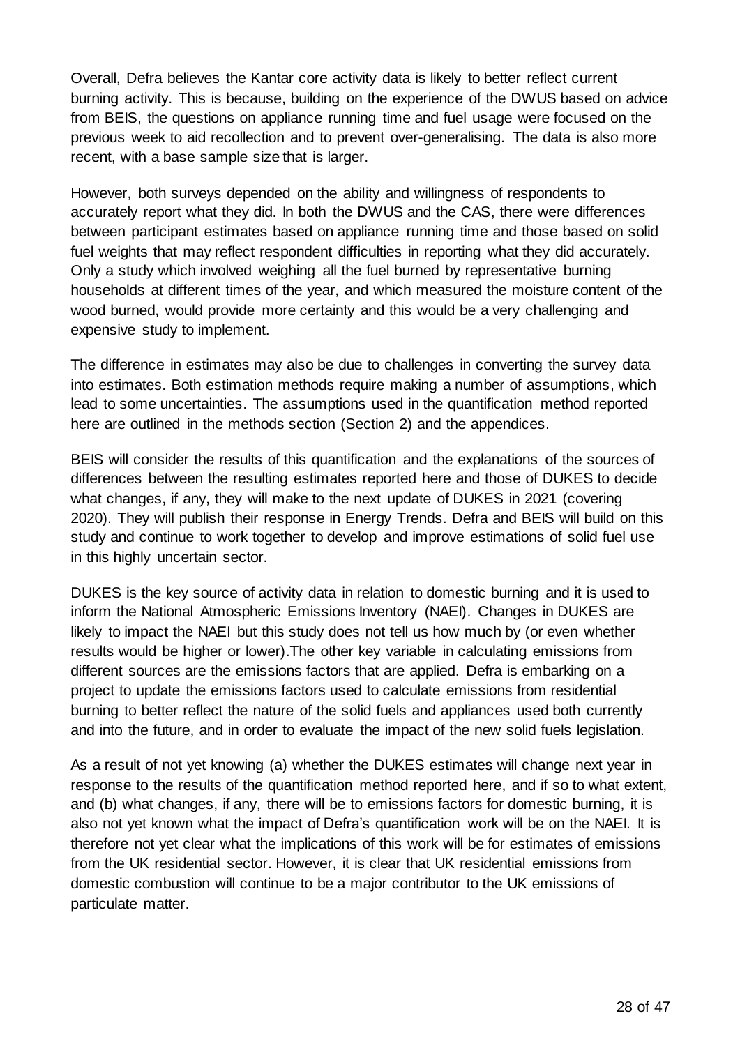Overall, Defra believes the Kantar core activity data is likely to better reflect current burning activity. This is because, building on the experience of the DWUS based on advice from BEIS, the questions on appliance running time and fuel usage were focused on the previous week to aid recollection and to prevent over-generalising. The data is also more recent, with a base sample size that is larger.

However, both surveys depended on the ability and willingness of respondents to accurately report what they did. In both the DWUS and the CAS, there were differences between participant estimates based on appliance running time and those based on solid fuel weights that may reflect respondent difficulties in reporting what they did accurately. Only a study which involved weighing all the fuel burned by representative burning households at different times of the year, and which measured the moisture content of the wood burned, would provide more certainty and this would be a very challenging and expensive study to implement.

The difference in estimates may also be due to challenges in converting the survey data into estimates. Both estimation methods require making a number of assumptions, which lead to some uncertainties. The assumptions used in the quantification method reported here are outlined in the methods section (Section 2) and the appendices.

BEIS will consider the results of this quantification and the explanations of the sources of differences between the resulting estimates reported here and those of DUKES to decide what changes, if any, they will make to the next update of DUKES in 2021 (covering 2020). They will publish their response in Energy Trends. Defra and BEIS will build on this study and continue to work together to develop and improve estimations of solid fuel use in this highly uncertain sector.

DUKES is the key source of activity data in relation to domestic burning and it is used to inform the National Atmospheric Emissions Inventory (NAEI). Changes in DUKES are likely to impact the NAEI but this study does not tell us how much by (or even whether results would be higher or lower).The other key variable in calculating emissions from different sources are the emissions factors that are applied. Defra is embarking on a project to update the emissions factors used to calculate emissions from residential burning to better reflect the nature of the solid fuels and appliances used both currently and into the future, and in order to evaluate the impact of the new solid fuels legislation.

As a result of not yet knowing (a) whether the DUKES estimates will change next year in response to the results of the quantification method reported here, and if so to what extent, and (b) what changes, if any, there will be to emissions factors for domestic burning, it is also not yet known what the impact of Defra's quantification work will be on the NAEI. It is therefore not yet clear what the implications of this work will be for estimates of emissions from the UK residential sector. However, it is clear that UK residential emissions from domestic combustion will continue to be a major contributor to the UK emissions of particulate matter.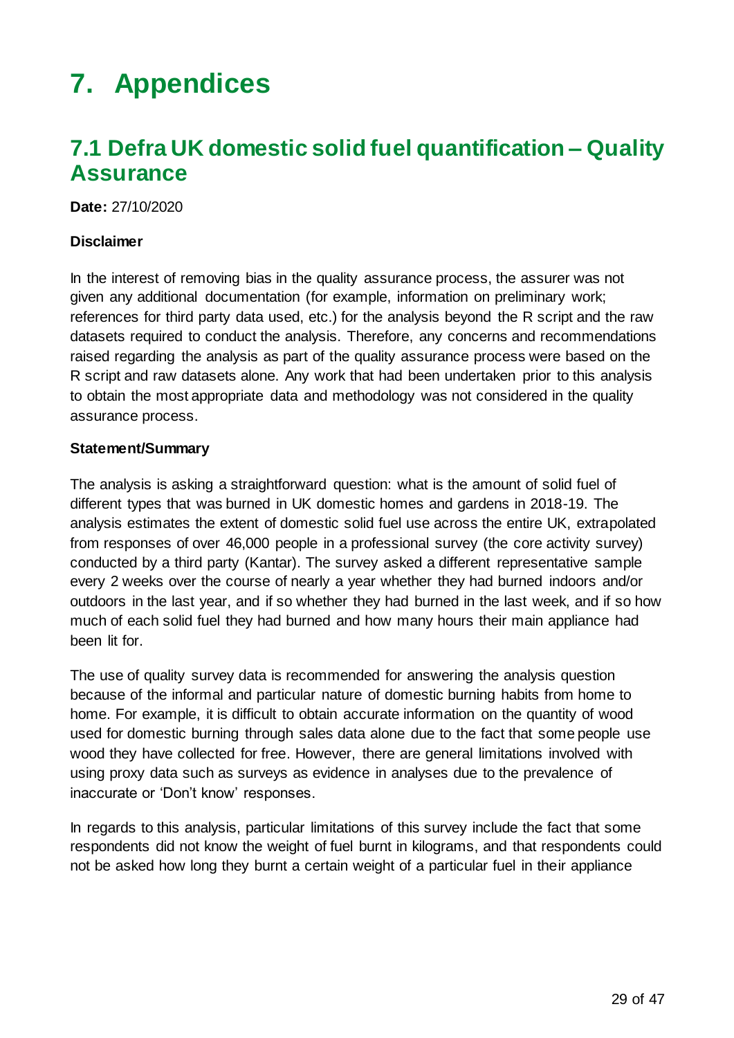# 7. Appendices

## 7.1 Defra UK domestic solid fuel quantification – Quality Assurance

**Date:** 27/10/2020

**Disclaimer**

In the interest of removing bias in the quality assurance process, the assurer was not given any additional documentation (for example, information on preliminary work; references for third party data used, etc.) for the analysis beyond the R script and the raw datasets required to conduct the analysis. Therefore, any concerns and recommendations raised regarding the analysis as part of the quality assurance process were based on the R script and raw datasets alone. Any work that had been undertaken prior to this analysis to obtain the most appropriate data and methodology was not considered in the quality assurance process.

**Statement/Summary**

The analysis is asking a straightforward question: what is the amount of solid fuel of different types that was burned in UK domestic homes and gardens in 2018-19. The analysis estimates the extent of domestic solid fuel use across the entire UK, extrapolated from responses of over 46,000 people in a professional survey (the core activity survey) conducted by a third party (Kantar). The survey asked a different representative sample every 2 weeks over the course of nearly a year whether they had burned indoors and/or outdoors in the last year, and if so whether they had burned in the last week, and if so how much of each solid fuel they had burned and how many hours their main appliance had been lit for.

The use of quality survey data is recommended for answering the analysis question because of the informal and particular nature of domestic burning habits from home to home. For example, it is difficult to obtain accurate information on the quantity of wood used for domestic burning through sales data alone due to the fact that some people use wood they have collected for free. However, there are general limitations involved with using proxy data such as surveys as evidence in analyses due to the prevalence of inaccurate or 'Don't know' responses.

In regards to this analysis, particular limitations of this survey include the fact that some respondents did not know the weight of fuel burnt in kilograms, and that respondents could not be asked how long they burnt a certain weight of a particular fuel in their appliance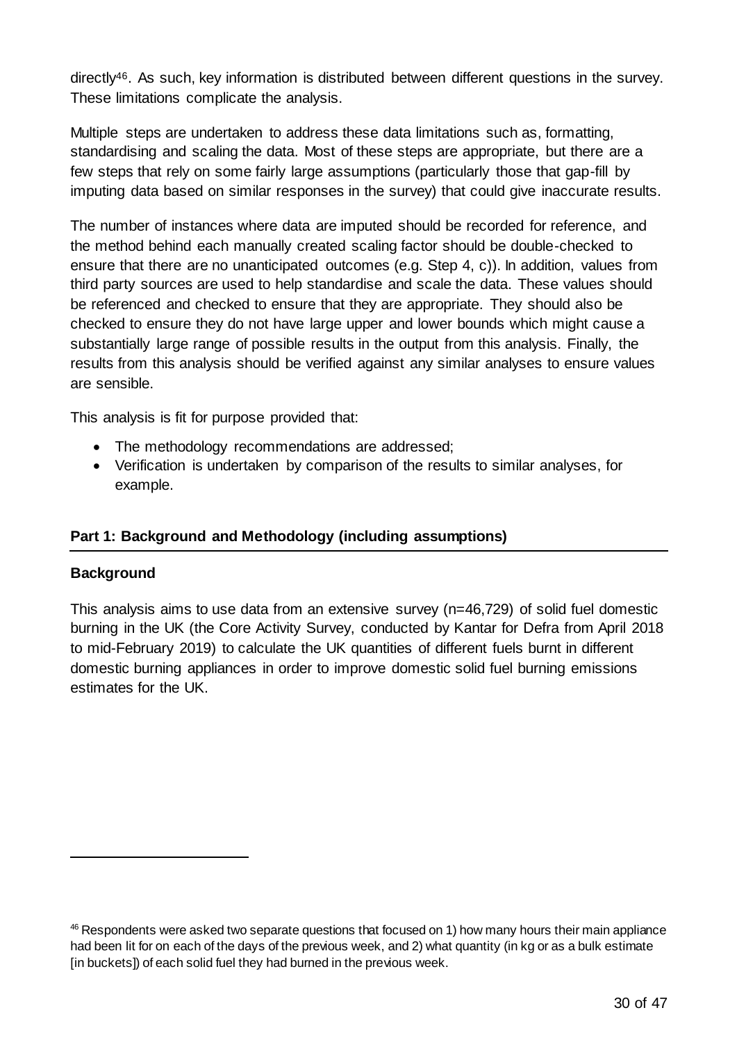directly[46]. As such, key information is distributed between different questions in the survey. These limitations complicate the analysis.

Multiple steps are undertaken to address these data limitations such as, formatting, standardising and scaling the data. Most of these steps are appropriate, but there are a few steps that rely on some fairly large assumptions (particularly those that gap-fill by imputing data based on similar responses in the survey) that could give inaccurate results.

The number of instances where data are imputed should be recorded for reference, and the method behind each manually created scaling factor should be double-checked to ensure that there are no unanticipated outcomes (e.g. Step 4, c)). In addition, values from third party sources are used to help standardise and scale the data. These values should be referenced and checked to ensure that they are appropriate. They should also be checked to ensure they do not have large upper and lower bounds which might cause a substantially large range of possible results in the output from this analysis. Finally, the results from this analysis should be verified against any similar analyses to ensure values are sensible.

This analysis is fit for purpose provided that:

- The methodology recommendations are addressed;
- Verification is undertaken by comparison of the results to similar analyses, for example.

**Part 1: Background and Methodology (including assumptions)**

**Background**

This analysis aims to use data from an extensive survey (n=46,729) of solid fuel domestic burning in the UK (the Core Activity Survey, conducted by Kantar for Defra from April 2018 to mid-February 2019) to calculate the UK quantities of different fuels burnt in different domestic burning appliances in order to improve domestic solid fuel burning emissions estimates for the UK.

[46] Respondents were asked two separate questions that focused on 1) how many hours their main appliance had been lit for on each of the days of the previous week, and 2) what quantity (in kg or as a bulk estimate [in buckets]) of each solid fuel they had burned in the previous week.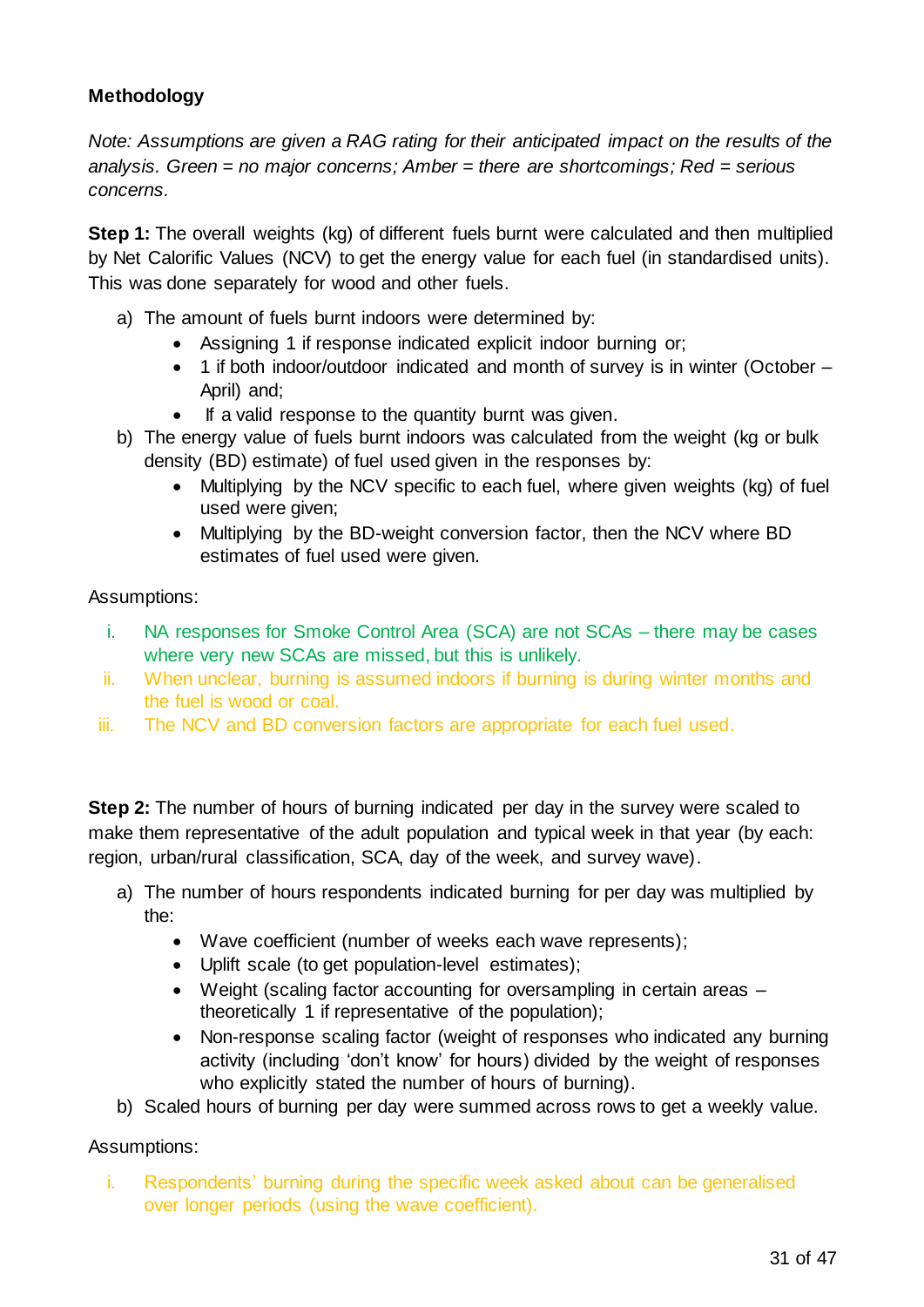**Methodology**

*Note: Assumptions are given a RAG rating for their anticipated impact on the results of the analysis. Green = no major concerns; Amber = there are shortcomings; Red = serious concerns.*

**Step 1:** The overall weights (kg) of different fuels burnt were calculated and then multiplied by Net Calorific Values (NCV) to get the energy value for each fuel (in standardised units). This was done separately for wood and other fuels.

a) The amount of fuels burnt indoors were determined by:
   - Assigning 1 if response indicated explicit indoor burning or;
   - 1 if both indoor/outdoor indicated and month of survey is in winter (October – April) and;
   - If a valid response to the quantity burnt was given.

b) The energy value of fuels burnt indoors was calculated from the weight (kg or bulk density (BD) estimate) of fuel used given in the responses by:
   - Multiplying by the NCV specific to each fuel, where given weights (kg) of fuel used were given;
   - Multiplying by the BD-weight conversion factor, then the NCV where BD estimates of fuel used were given.

Assumptions:

i. NA responses for Smoke Control Area (SCA) are not SCAs – there may be cases where very new SCAs are missed, but this is unlikely.
ii. When unclear, burning is assumed indoors if burning is during winter months and the fuel is wood or coal.
iii. The NCV and BD conversion factors are appropriate for each fuel used.

**Step 2:** The number of hours of burning indicated per day in the survey were scaled to make them representative of the adult population and typical week in that year (by each: region, urban/rural classification, SCA, day of the week, and survey wave).

a) The number of hours respondents indicated burning for per day was multiplied by the:
   - Wave coefficient (number of weeks each wave represents);
   - Uplift scale (to get population-level estimates);
   - Weight (scaling factor accounting for oversampling in certain areas – theoretically 1 if representative of the population);
   - Non-response scaling factor (weight of responses who indicated any burning activity (including 'don't know' for hours) divided by the weight of responses who explicitly stated the number of hours of burning).

b) Scaled hours of burning per day were summed across rows to get a weekly value.

Assumptions:

i. Respondents' burning during the specific week asked about can be generalised over longer periods (using the wave coefficient).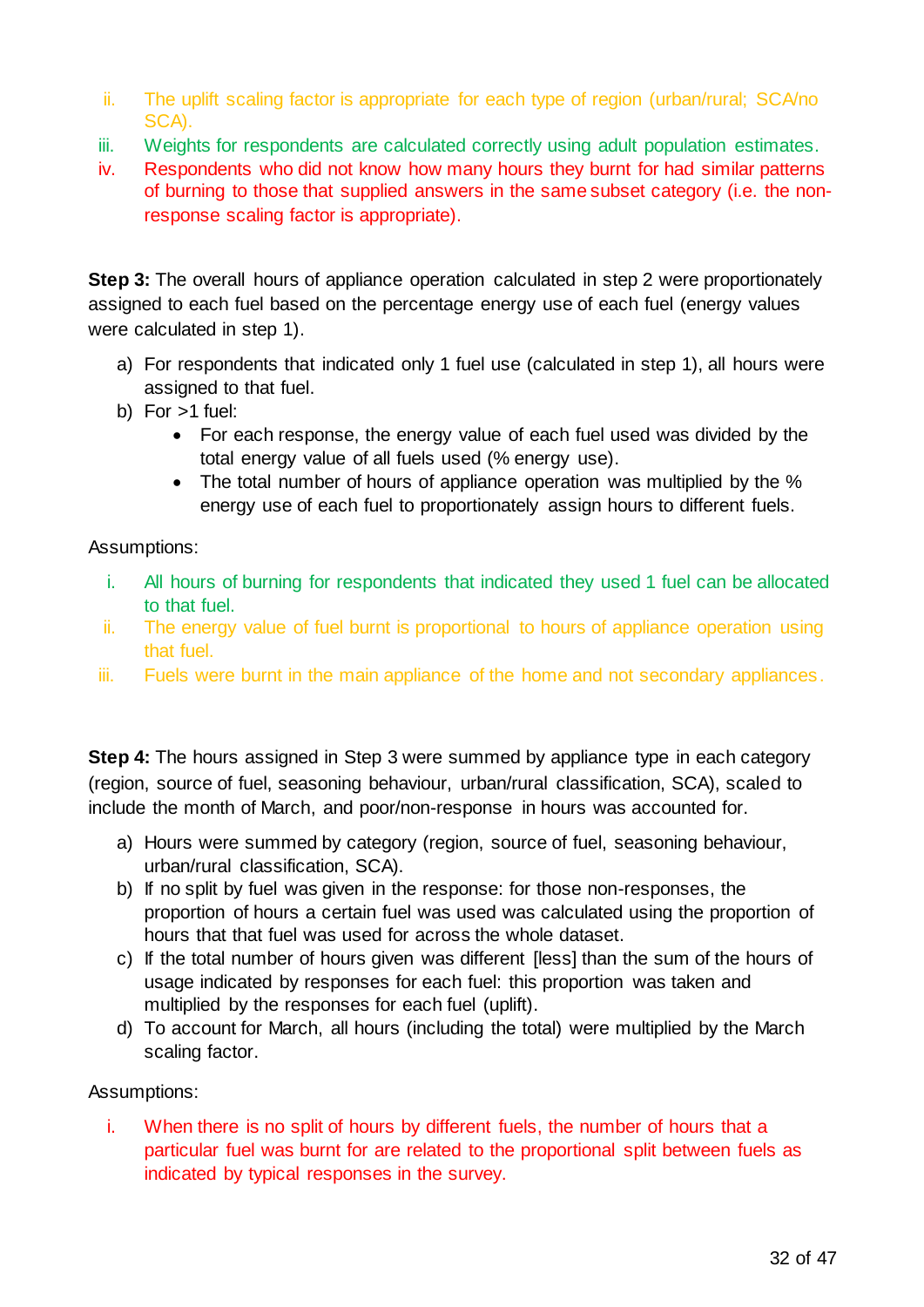ii. The uplift scaling factor is appropriate for each type of region (urban/rural; SCA/no SCA).
iii. Weights for respondents are calculated correctly using adult population estimates.
iv. Respondents who did not know how many hours they burnt for had similar patterns of burning to those that supplied answers in the same subset category (i.e. the non-response scaling factor is appropriate).

**Step 3:** The overall hours of appliance operation calculated in step 2 were proportionately assigned to each fuel based on the percentage energy use of each fuel (energy values were calculated in step 1).

a) For respondents that indicated only 1 fuel use (calculated in step 1), all hours were assigned to that fuel.
b) For >1 fuel:
   - For each response, the energy value of each fuel used was divided by the total energy value of all fuels used (% energy use).
   - The total number of hours of appliance operation was multiplied by the % energy use of each fuel to proportionately assign hours to different fuels.

Assumptions:

i. All hours of burning for respondents that indicated they used 1 fuel can be allocated to that fuel.
ii. The energy value of fuel burnt is proportional to hours of appliance operation using that fuel.
iii. Fuels were burnt in the main appliance of the home and not secondary appliances.

**Step 4:** The hours assigned in Step 3 were summed by appliance type in each category (region, source of fuel, seasoning behaviour, urban/rural classification, SCA), scaled to include the month of March, and poor/non-response in hours was accounted for.

a) Hours were summed by category (region, source of fuel, seasoning behaviour, urban/rural classification, SCA).
b) If no split by fuel was given in the response: for those non-responses, the proportion of hours a certain fuel was used was calculated using the proportion of hours that that fuel was used for across the whole dataset.
c) If the total number of hours given was different [less] than the sum of the hours of usage indicated by responses for each fuel: this proportion was taken and multiplied by the responses for each fuel (uplift).
d) To account for March, all hours (including the total) were multiplied by the March scaling factor.

Assumptions:

i. When there is no split of hours by different fuels, the number of hours that a particular fuel was burnt for are related to the proportional split between fuels as indicated by typical responses in the survey.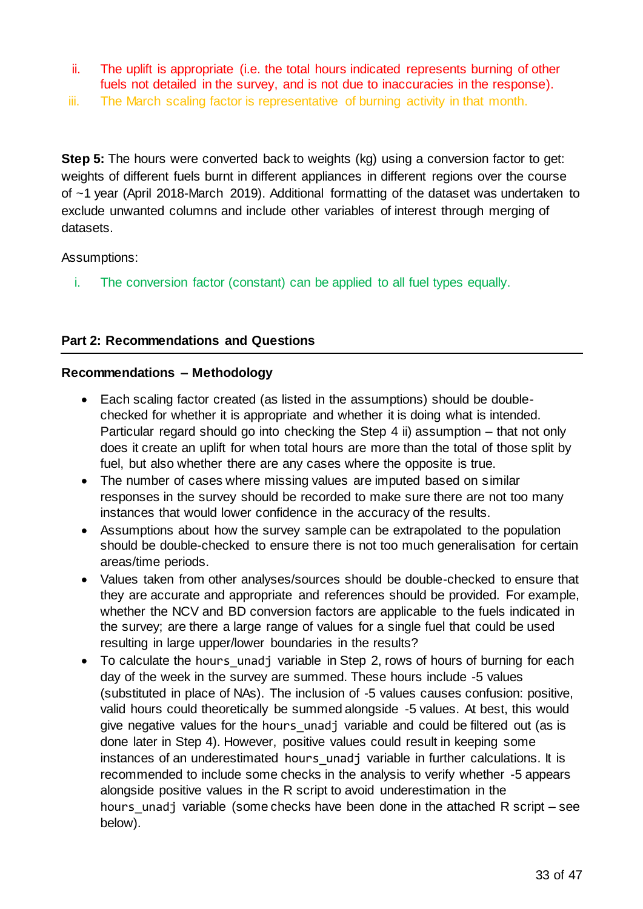ii. The uplift is appropriate (i.e. the total hours indicated represents burning of other fuels not detailed in the survey, and is not due to inaccuracies in the response).
iii. The March scaling factor is representative of burning activity in that month.

**Step 5:** The hours were converted back to weights (kg) using a conversion factor to get: weights of different fuels burnt in different appliances in different regions over the course of ~1 year (April 2018-March 2019). Additional formatting of the dataset was undertaken to exclude unwanted columns and include other variables of interest through merging of datasets.

Assumptions:

i. The conversion factor (constant) can be applied to all fuel types equally.

**Part 2: Recommendations and Questions**

**Recommendations – Methodology**

- Each scaling factor created (as listed in the assumptions) should be double-checked for whether it is appropriate and whether it is doing what is intended. Particular regard should go into checking the Step 4 ii) assumption – that not only does it create an uplift for when total hours are more than the total of those split by fuel, but also whether there are any cases where the opposite is true.
- The number of cases where missing values are imputed based on similar responses in the survey should be recorded to make sure there are not too many instances that would lower confidence in the accuracy of the results.
- Assumptions about how the survey sample can be extrapolated to the population should be double-checked to ensure there is not too much generalisation for certain areas/time periods.
- Values taken from other analyses/sources should be double-checked to ensure that they are accurate and appropriate and references should be provided. For example, whether the NCV and BD conversion factors are applicable to the fuels indicated in the survey; are there a large range of values for a single fuel that could be used resulting in large upper/lower boundaries in the results?
- To calculate the `hours_unadj` variable in Step 2, rows of hours of burning for each day of the week in the survey are summed. These hours include -5 values (substituted in place of NAs). The inclusion of -5 values causes confusion: positive, valid hours could theoretically be summed alongside -5 values. At best, this would give negative values for the `hours_unadj` variable and could be filtered out (as is done later in Step 4). However, positive values could result in keeping some instances of an underestimated `hours_unadj` variable in further calculations. It is recommended to include some checks in the analysis to verify whether -5 appears alongside positive values in the R script to avoid underestimation in the `hours_unadj` variable (some checks have been done in the attached R script – see below).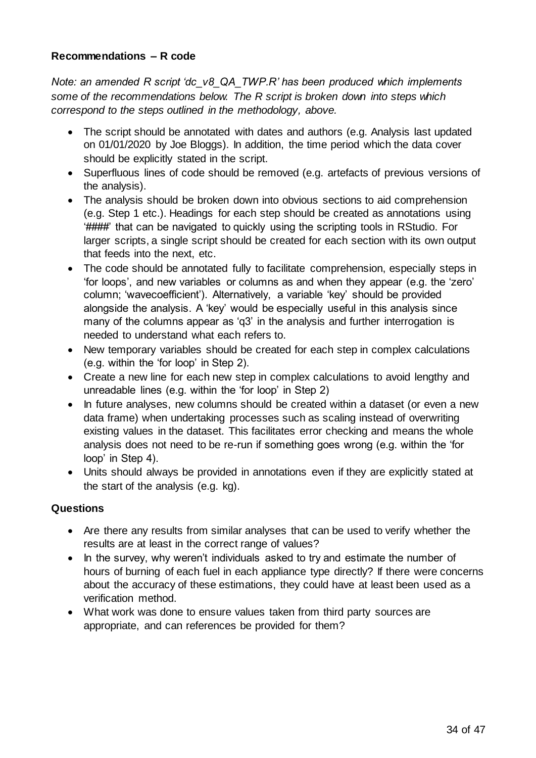**Recommendations – R code**

*Note: an amended R script 'dc_v8_QA_TWP.R' has been produced which implements some of the recommendations below. The R script is broken down into steps which correspond to the steps outlined in the methodology, above.*

- The script should be annotated with dates and authors (e.g. Analysis last updated on 01/01/2020 by Joe Bloggs). In addition, the time period which the data cover should be explicitly stated in the script.
- Superfluous lines of code should be removed (e.g. artefacts of previous versions of the analysis).
- The analysis should be broken down into obvious sections to aid comprehension (e.g. Step 1 etc.). Headings for each step should be created as annotations using '####' that can be navigated to quickly using the scripting tools in RStudio. For larger scripts, a single script should be created for each section with its own output that feeds into the next, etc.
- The code should be annotated fully to facilitate comprehension, especially steps in 'for loops', and new variables or columns as and when they appear (e.g. the 'zero' column; 'wavecoefficient'). Alternatively, a variable 'key' should be provided alongside the analysis. A 'key' would be especially useful in this analysis since many of the columns appear as 'q3' in the analysis and further interrogation is needed to understand what each refers to.
- New temporary variables should be created for each step in complex calculations (e.g. within the 'for loop' in Step 2).
- Create a new line for each new step in complex calculations to avoid lengthy and unreadable lines (e.g. within the 'for loop' in Step 2)
- In future analyses, new columns should be created within a dataset (or even a new data frame) when undertaking processes such as scaling instead of overwriting existing values in the dataset. This facilitates error checking and means the whole analysis does not need to be re-run if something goes wrong (e.g. within the 'for loop' in Step 4).
- Units should always be provided in annotations even if they are explicitly stated at the start of the analysis (e.g. kg).

**Questions**

- Are there any results from similar analyses that can be used to verify whether the results are at least in the correct range of values?
- In the survey, why weren't individuals asked to try and estimate the number of hours of burning of each fuel in each appliance type directly? If there were concerns about the accuracy of these estimations, they could have at least been used as a verification method.
- What work was done to ensure values taken from third party sources are appropriate, and can references be provided for them?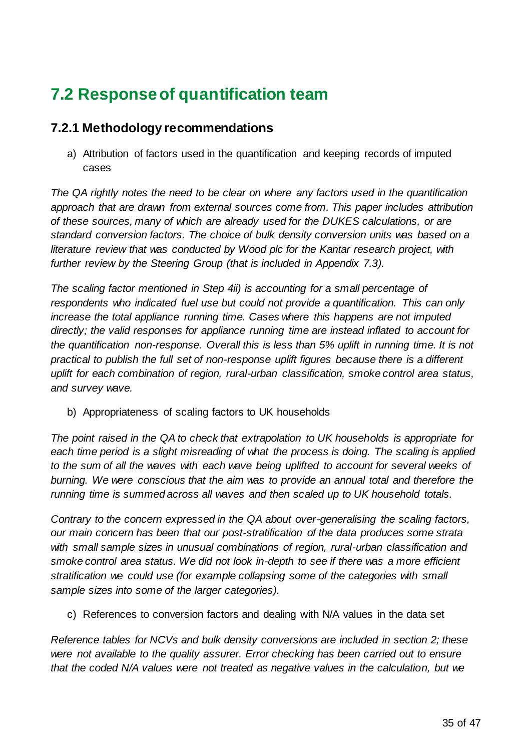## 7.2 Response of quantification team

### 7.2.1 Methodology recommendations

a) Attribution of factors used in the quantification and keeping records of imputed cases

*The QA rightly notes the need to be clear on where any factors used in the quantification approach that are drawn from external sources come from. This paper includes attribution of these sources, many of which are already used for the DUKES calculations, or are standard conversion factors. The choice of bulk density conversion units was based on a literature review that was conducted by Wood plc for the Kantar research project, with further review by the Steering Group (that is included in Appendix 7.3).*

*The scaling factor mentioned in Step 4ii) is accounting for a small percentage of respondents who indicated fuel use but could not provide a quantification. This can only increase the total appliance running time. Cases where this happens are not imputed directly; the valid responses for appliance running time are instead inflated to account for the quantification non-response. Overall this is less than 5% uplift in running time. It is not practical to publish the full set of non-response uplift figures because there is a different uplift for each combination of region, rural-urban classification, smoke control area status, and survey wave.*

b) Appropriateness of scaling factors to UK households

*The point raised in the QA to check that extrapolation to UK households is appropriate for each time period is a slight misreading of what the process is doing. The scaling is applied to the sum of all the waves with each wave being uplifted to account for several weeks of burning. We were conscious that the aim was to provide an annual total and therefore the running time is summed across all waves and then scaled up to UK household totals.*

*Contrary to the concern expressed in the QA about over-generalising the scaling factors, our main concern has been that our post-stratification of the data produces some strata with small sample sizes in unusual combinations of region, rural-urban classification and smoke control area status. We did not look in-depth to see if there was a more efficient stratification we could use (for example collapsing some of the categories with small sample sizes into some of the larger categories).*

c) References to conversion factors and dealing with N/A values in the data set

*Reference tables for NCVs and bulk density conversions are included in section 2; these were not available to the quality assurer. Error checking has been carried out to ensure that the coded N/A values were not treated as negative values in the calculation, but we*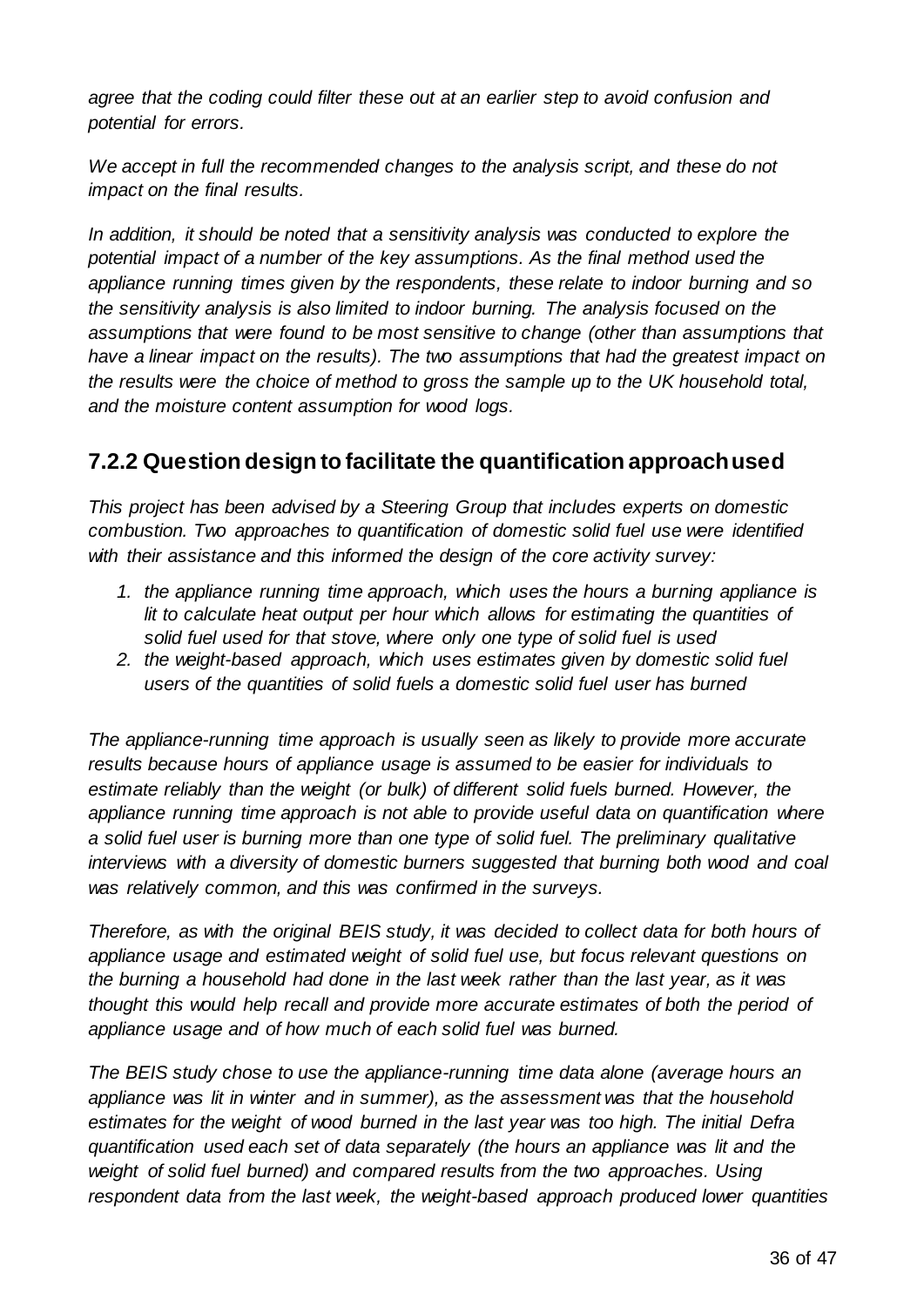*agree that the coding could filter these out at an earlier step to avoid confusion and potential for errors.*

*We accept in full the recommended changes to the analysis script, and these do not impact on the final results.*

*In addition, it should be noted that a sensitivity analysis was conducted to explore the potential impact of a number of the key assumptions. As the final method used the appliance running times given by the respondents, these relate to indoor burning and so the sensitivity analysis is also limited to indoor burning. The analysis focused on the assumptions that were found to be most sensitive to change (other than assumptions that have a linear impact on the results). The two assumptions that had the greatest impact on the results were the choice of method to gross the sample up to the UK household total, and the moisture content assumption for wood logs.*

## 7.2.2 Question design to facilitate the quantification approach used

*This project has been advised by a Steering Group that includes experts on domestic combustion. Two approaches to quantification of domestic solid fuel use were identified with their assistance and this informed the design of the core activity survey:*

1. *the appliance running time approach, which uses the hours a burning appliance is lit to calculate heat output per hour which allows for estimating the quantities of solid fuel used for that stove, where only one type of solid fuel is used*
2. *the weight-based approach, which uses estimates given by domestic solid fuel users of the quantities of solid fuels a domestic solid fuel user has burned*

*The appliance-running time approach is usually seen as likely to provide more accurate results because hours of appliance usage is assumed to be easier for individuals to estimate reliably than the weight (or bulk) of different solid fuels burned. However, the appliance running time approach is not able to provide useful data on quantification where a solid fuel user is burning more than one type of solid fuel. The preliminary qualitative interviews with a diversity of domestic burners suggested that burning both wood and coal was relatively common, and this was confirmed in the surveys.*

*Therefore, as with the original BEIS study, it was decided to collect data for both hours of appliance usage and estimated weight of solid fuel use, but focus relevant questions on the burning a household had done in the last week rather than the last year, as it was thought this would help recall and provide more accurate estimates of both the period of appliance usage and of how much of each solid fuel was burned.*

*The BEIS study chose to use the appliance-running time data alone (average hours an appliance was lit in winter and in summer), as the assessment was that the household estimates for the weight of wood burned in the last year was too high. The initial Defra quantification used each set of data separately (the hours an appliance was lit and the weight of solid fuel burned) and compared results from the two approaches. Using respondent data from the last week, the weight-based approach produced lower quantities*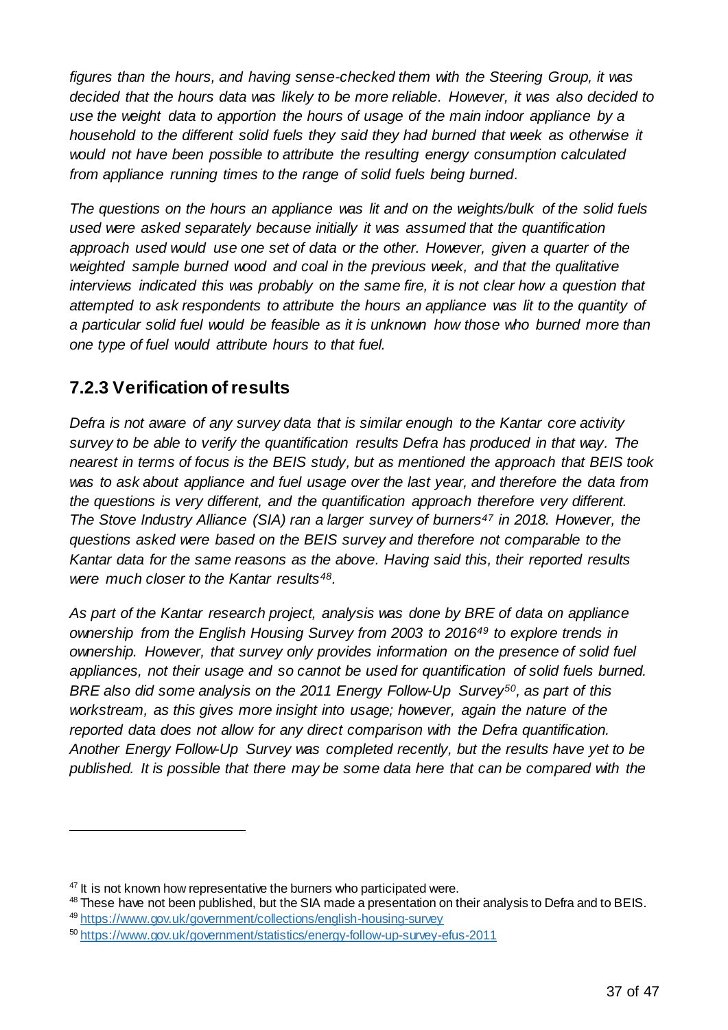*figures than the hours, and having sense-checked them with the Steering Group, it was decided that the hours data was likely to be more reliable. However, it was also decided to use the weight data to apportion the hours of usage of the main indoor appliance by a household to the different solid fuels they said they had burned that week as otherwise it would not have been possible to attribute the resulting energy consumption calculated from appliance running times to the range of solid fuels being burned.*

*The questions on the hours an appliance was lit and on the weights/bulk of the solid fuels used were asked separately because initially it was assumed that the quantification approach used would use one set of data or the other. However, given a quarter of the weighted sample burned wood and coal in the previous week, and that the qualitative interviews indicated this was probably on the same fire, it is not clear how a question that attempted to ask respondents to attribute the hours an appliance was lit to the quantity of a particular solid fuel would be feasible as it is unknown how those who burned more than one type of fuel would attribute hours to that fuel.*

## 7.2.3 Verification of results

*Defra is not aware of any survey data that is similar enough to the Kantar core activity survey to be able to verify the quantification results Defra has produced in that way. The nearest in terms of focus is the BEIS study, but as mentioned the approach that BEIS took was to ask about appliance and fuel usage over the last year, and therefore the data from the questions is very different, and the quantification approach therefore very different. The Stove Industry Alliance (SIA) ran a larger survey of burners[47] in 2018. However, the questions asked were based on the BEIS survey and therefore not comparable to the Kantar data for the same reasons as the above. Having said this, their reported results were much closer to the Kantar results[48].*

*As part of the Kantar research project, analysis was done by BRE of data on appliance ownership from the English Housing Survey from 2003 to 2016[49] to explore trends in ownership. However, that survey only provides information on the presence of solid fuel appliances, not their usage and so cannot be used for quantification of solid fuels burned. BRE also did some analysis on the 2011 Energy Follow-Up Survey[50], as part of this workstream, as this gives more insight into usage; however, again the nature of the reported data does not allow for any direct comparison with the Defra quantification. Another Energy Follow-Up Survey was completed recently, but the results have yet to be published. It is possible that there may be some data here that can be compared with the*

---

[47] It is not known how representative the burners who participated were.

[48] These have not been published, but the SIA made a presentation on their analysis to Defra and to BEIS.

[49] https://www.gov.uk/government/collections/english-housing-survey

[50] https://www.gov.uk/government/statistics/energy-follow-up-survey-efus-2011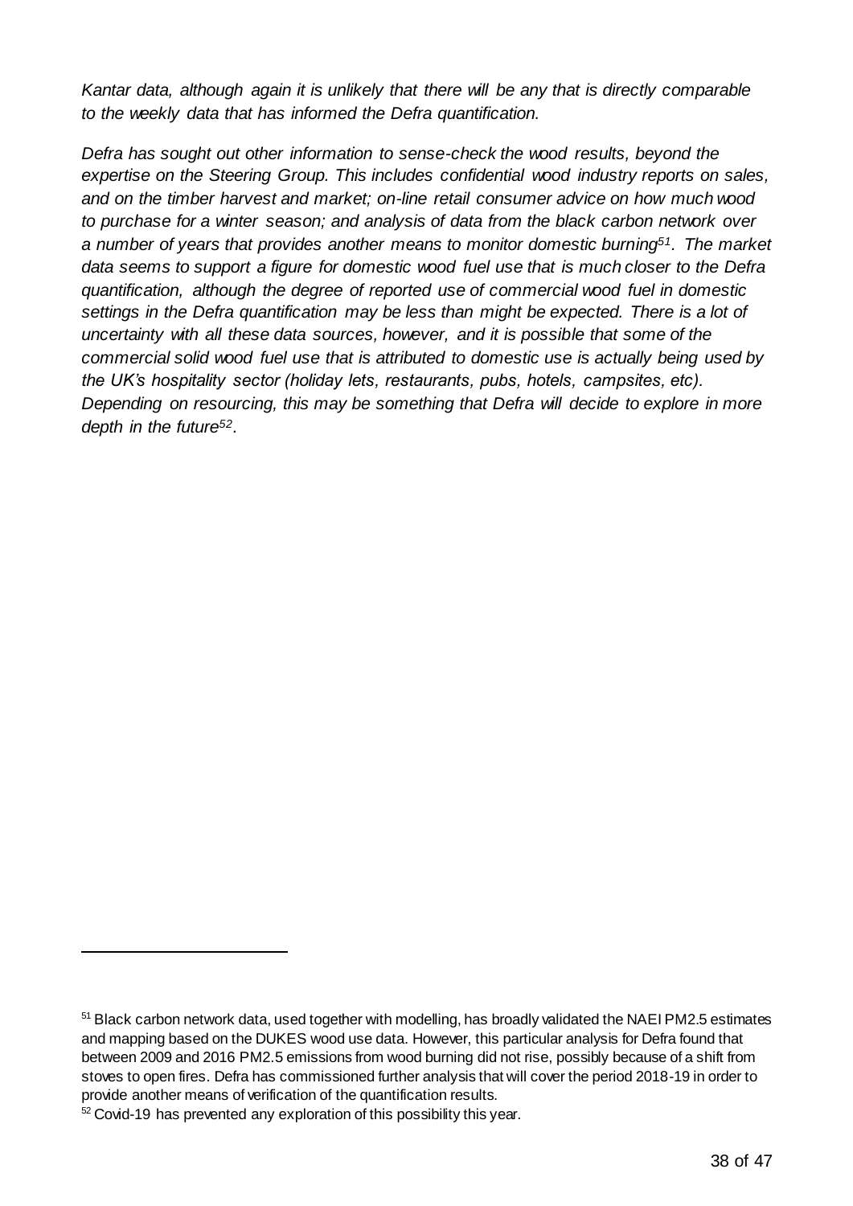*Kantar data, although again it is unlikely that there will be any that is directly comparable to the weekly data that has informed the Defra quantification.*

*Defra has sought out other information to sense-check the wood results, beyond the expertise on the Steering Group. This includes confidential wood industry reports on sales, and on the timber harvest and market; on-line retail consumer advice on how much wood to purchase for a winter season; and analysis of data from the black carbon network over a number of years that provides another means to monitor domestic burning[51]. The market data seems to support a figure for domestic wood fuel use that is much closer to the Defra quantification, although the degree of reported use of commercial wood fuel in domestic settings in the Defra quantification may be less than might be expected. There is a lot of uncertainty with all these data sources, however, and it is possible that some of the commercial solid wood fuel use that is attributed to domestic use is actually being used by the UK's hospitality sector (holiday lets, restaurants, pubs, hotels, campsites, etc). Depending on resourcing, this may be something that Defra will decide to explore in more depth in the future[52].*

---

[51] Black carbon network data, used together with modelling, has broadly validated the NAEI PM2.5 estimates and mapping based on the DUKES wood use data. However, this particular analysis for Defra found that between 2009 and 2016 PM2.5 emissions from wood burning did not rise, possibly because of a shift from stoves to open fires. Defra has commissioned further analysis that will cover the period 2018-19 in order to provide another means of verification of the quantification results.

[52] Covid-19 has prevented any exploration of this possibility this year.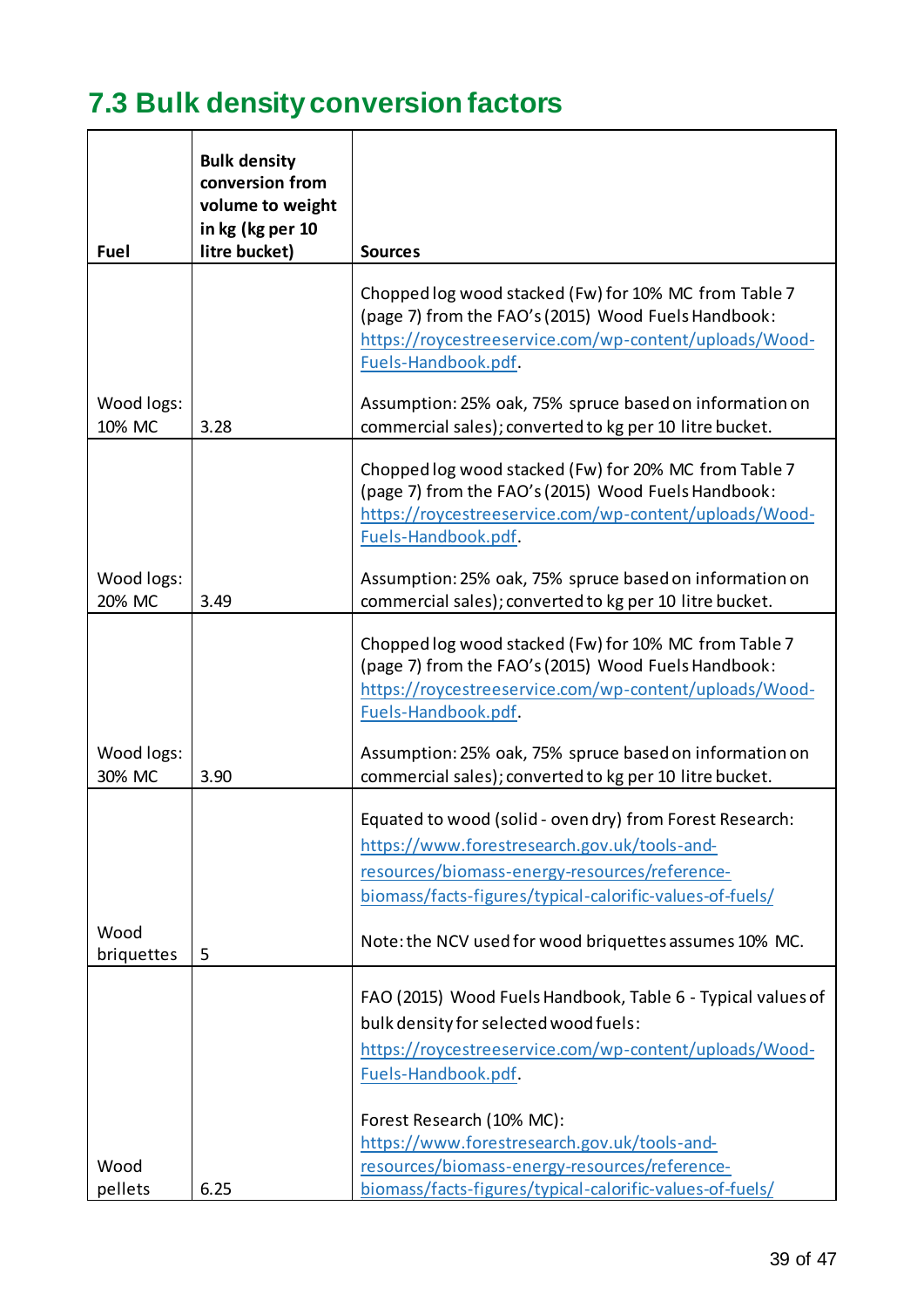## 7.3 Bulk density conversion factors

| Fuel | Bulk density conversion from volume to weight in kg (kg per 10 litre bucket) | Sources |
|---|---|---|
| Wood logs: 10% MC | 3.28 | Chopped log wood stacked (Fw) for 10% MC from Table 7 (page 7) from the FAO's (2015) Wood Fuels Handbook: https://roycestreeservice.com/wp-content/uploads/Wood-Fuels-Handbook.pdf. <br><br> Assumption: 25% oak, 75% spruce based on information on commercial sales); converted to kg per 10 litre bucket. |
| Wood logs: 20% MC | 3.49 | Chopped log wood stacked (Fw) for 20% MC from Table 7 (page 7) from the FAO's (2015) Wood Fuels Handbook: https://roycestreeservice.com/wp-content/uploads/Wood-Fuels-Handbook.pdf. <br><br> Assumption: 25% oak, 75% spruce based on information on commercial sales); converted to kg per 10 litre bucket. |
| Wood logs: 30% MC | 3.90 | Chopped log wood stacked (Fw) for 10% MC from Table 7 (page 7) from the FAO's (2015) Wood Fuels Handbook: https://roycestreeservice.com/wp-content/uploads/Wood-Fuels-Handbook.pdf. <br><br> Assumption: 25% oak, 75% spruce based on information on commercial sales); converted to kg per 10 litre bucket. |
| Wood briquettes | 5 | Equated to wood (solid - oven dry) from Forest Research: https://www.forestresearch.gov.uk/tools-and-resources/biomass-energy-resources/reference-biomass/facts-figures/typical-calorific-values-of-fuels/ <br><br> Note: the NCV used for wood briquettes assumes 10% MC. |
| Wood pellets | 6.25 | FAO (2015) Wood Fuels Handbook, Table 6 - Typical values of bulk density for selected wood fuels: https://roycestreeservice.com/wp-content/uploads/Wood-Fuels-Handbook.pdf. <br><br> Forest Research (10% MC): https://www.forestresearch.gov.uk/tools-and-resources/biomass-energy-resources/reference-biomass/facts-figures/typical-calorific-values-of-fuels/ |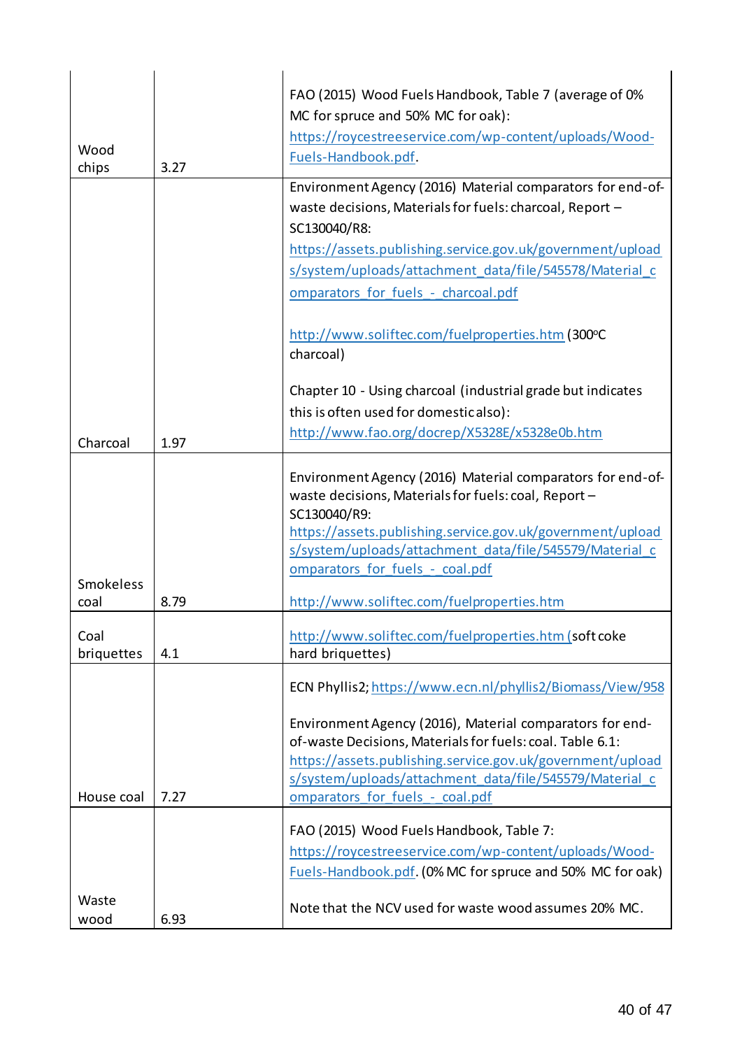| | | |
|---|---|---|
| Wood chips | 3.27 | FAO (2015) Wood Fuels Handbook, Table 7 (average of 0% MC for spruce and 50% MC for oak): https://roycestreeservice.com/wp-content/uploads/Wood-Fuels-Handbook.pdf. |
| Charcoal | 1.97 | Environment Agency (2016) Material comparators for end-of-waste decisions, Materials for fuels: charcoal, Report – SC130040/R8: https://assets.publishing.service.gov.uk/government/uploads/system/uploads/attachment_data/file/545578/Material_comparators_for_fuels_-_charcoal.pdf<br><br>http://www.soliftec.com/fuelproperties.htm (300°C charcoal)<br><br>Chapter 10 - Using charcoal (industrial grade but indicates this is often used for domestic also): http://www.fao.org/docrep/X5328E/x5328e0b.htm |
| Smokeless coal | 8.79 | Environment Agency (2016) Material comparators for end-of-waste decisions, Materials for fuels: coal, Report – SC130040/R9: https://assets.publishing.service.gov.uk/government/uploads/system/uploads/attachment_data/file/545579/Material_comparators_for_fuels_-_coal.pdf<br><br>http://www.soliftec.com/fuelproperties.htm |
| Coal briquettes | 4.1 | http://www.soliftec.com/fuelproperties.htm (soft coke hard briquettes) |
| House coal | 7.27 | ECN Phyllis2; https://www.ecn.nl/phyllis2/Biomass/View/958<br><br>Environment Agency (2016), Material comparators for end-of-waste Decisions, Materials for fuels: coal. Table 6.1: https://assets.publishing.service.gov.uk/government/uploads/system/uploads/attachment_data/file/545579/Material_comparators_for_fuels_-_coal.pdf |
| Waste wood | 6.93 | FAO (2015) Wood Fuels Handbook, Table 7: https://roycestreeservice.com/wp-content/uploads/Wood-Fuels-Handbook.pdf. (0% MC for spruce and 50% MC for oak)<br><br>Note that the NCV used for waste wood assumes 20% MC. |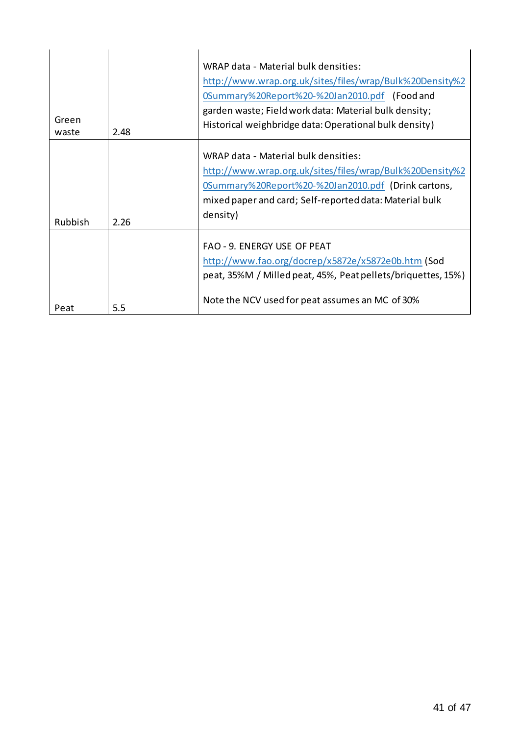| | | |
|---|---|---|
| Green waste | 2.48 | WRAP data - Material bulk densities: http://www.wrap.org.uk/sites/files/wrap/Bulk%20Density%20Summary%20Report%20-%20Jan2010.pdf (Food and garden waste; Field work data: Material bulk density; Historical weighbridge data: Operational bulk density) |
| Rubbish | 2.26 | WRAP data - Material bulk densities: http://www.wrap.org.uk/sites/files/wrap/Bulk%20Density%20Summary%20Report%20-%20Jan2010.pdf (Drink cartons, mixed paper and card; Self-reported data: Material bulk density) |
| Peat | 5.5 | FAO - 9. ENERGY USE OF PEAT http://www.fao.org/docrep/x5872e/x5872e0b.htm (Sod peat, 35%M / Milled peat, 45%, Peat pellets/briquettes, 15%)<br><br>Note the NCV used for peat assumes an MC of 30% |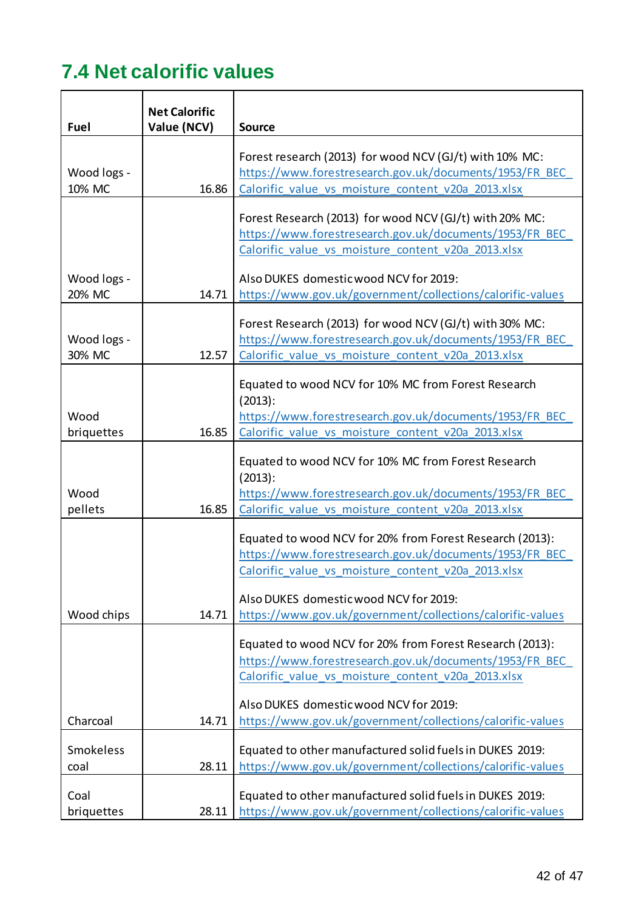## 7.4 Net calorific values

| Fuel | Net Calorific Value (NCV) | Source |
|---|---|---|
| Wood logs - 10% MC | 16.86 | Forest research (2013) for wood NCV (GJ/t) with 10% MC: https://www.forestresearch.gov.uk/documents/1953/FR_BEC_Calorific_value_vs_moisture_content_v20a_2013.xlsx |
| Wood logs - 20% MC | 14.71 | Forest Research (2013) for wood NCV (GJ/t) with 20% MC: https://www.forestresearch.gov.uk/documents/1953/FR_BEC_Calorific_value_vs_moisture_content_v20a_2013.xlsx <br><br> Also DUKES domestic wood NCV for 2019: https://www.gov.uk/government/collections/calorific-values |
| Wood logs - 30% MC | 12.57 | Forest Research (2013) for wood NCV (GJ/t) with 30% MC: https://www.forestresearch.gov.uk/documents/1953/FR_BEC_Calorific_value_vs_moisture_content_v20a_2013.xlsx |
| Wood briquettes | 16.85 | Equated to wood NCV for 10% MC from Forest Research (2013): https://www.forestresearch.gov.uk/documents/1953/FR_BEC_Calorific_value_vs_moisture_content_v20a_2013.xlsx |
| Wood pellets | 16.85 | Equated to wood NCV for 10% MC from Forest Research (2013): https://www.forestresearch.gov.uk/documents/1953/FR_BEC_Calorific_value_vs_moisture_content_v20a_2013.xlsx |
| Wood chips | 14.71 | Equated to wood NCV for 20% from Forest Research (2013): https://www.forestresearch.gov.uk/documents/1953/FR_BEC_Calorific_value_vs_moisture_content_v20a_2013.xlsx <br><br> Also DUKES domestic wood NCV for 2019: https://www.gov.uk/government/collections/calorific-values |
| Charcoal | 14.71 | Equated to wood NCV for 20% from Forest Research (2013): https://www.forestresearch.gov.uk/documents/1953/FR_BEC_Calorific_value_vs_moisture_content_v20a_2013.xlsx <br><br> Also DUKES domestic wood NCV for 2019: https://www.gov.uk/government/collections/calorific-values |
| Smokeless coal | 28.11 | Equated to other manufactured solid fuels in DUKES 2019: https://www.gov.uk/government/collections/calorific-values |
| Coal briquettes | 28.11 | Equated to other manufactured solid fuels in DUKES 2019: https://www.gov.uk/government/collections/calorific-values |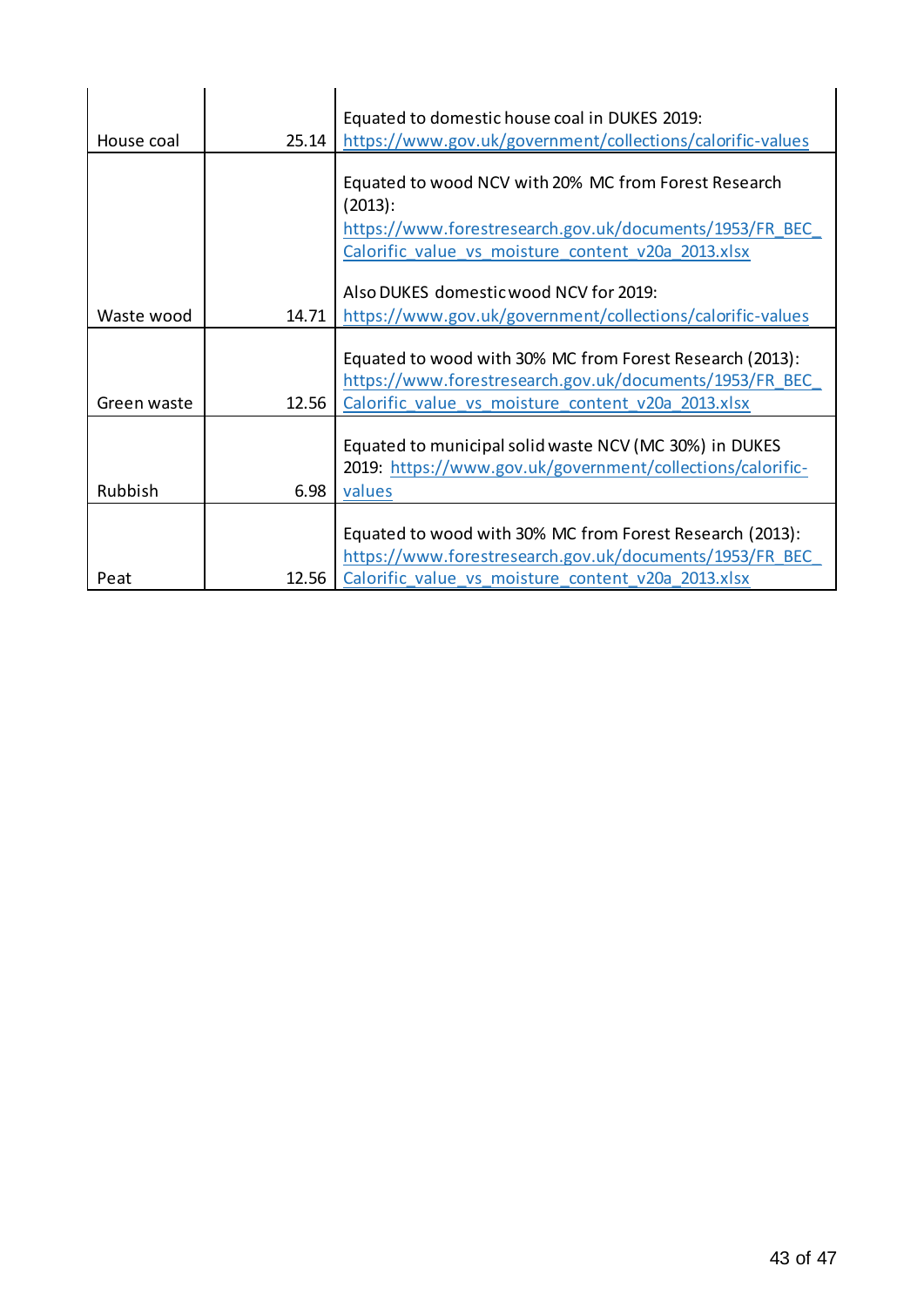| | | |
|---|---|---|
| House coal | 25.14 | Equated to domestic house coal in DUKES 2019: https://www.gov.uk/government/collections/calorific-values |
| Waste wood | 14.71 | Equated to wood NCV with 20% MC from Forest Research (2013): https://www.forestresearch.gov.uk/documents/1953/FR_BEC_Calorific_value_vs_moisture_content_v20a_2013.xlsx<br><br>Also DUKES domestic wood NCV for 2019: https://www.gov.uk/government/collections/calorific-values |
| Green waste | 12.56 | Equated to wood with 30% MC from Forest Research (2013): https://www.forestresearch.gov.uk/documents/1953/FR_BEC_Calorific_value_vs_moisture_content_v20a_2013.xlsx |
| Rubbish | 6.98 | Equated to municipal solid waste NCV (MC 30%) in DUKES 2019: https://www.gov.uk/government/collections/calorific-values |
| Peat | 12.56 | Equated to wood with 30% MC from Forest Research (2013): https://www.forestresearch.gov.uk/documents/1953/FR_BEC_Calorific_value_vs_moisture_content_v20a_2013.xlsx |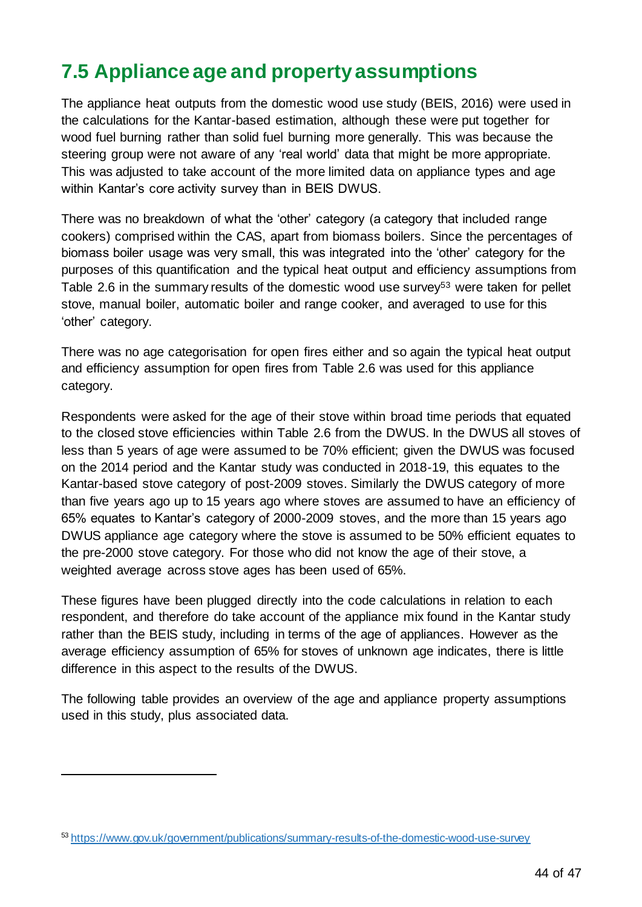## 7.5 Appliance age and property assumptions

The appliance heat outputs from the domestic wood use study (BEIS, 2016) were used in the calculations for the Kantar-based estimation, although these were put together for wood fuel burning rather than solid fuel burning more generally. This was because the steering group were not aware of any 'real world' data that might be more appropriate. This was adjusted to take account of the more limited data on appliance types and age within Kantar's core activity survey than in BEIS DWUS.

There was no breakdown of what the 'other' category (a category that included range cookers) comprised within the CAS, apart from biomass boilers. Since the percentages of biomass boiler usage was very small, this was integrated into the 'other' category for the purposes of this quantification and the typical heat output and efficiency assumptions from Table 2.6 in the summary results of the domestic wood use survey[53] were taken for pellet stove, manual boiler, automatic boiler and range cooker, and averaged to use for this 'other' category.

There was no age categorisation for open fires either and so again the typical heat output and efficiency assumption for open fires from Table 2.6 was used for this appliance category.

Respondents were asked for the age of their stove within broad time periods that equated to the closed stove efficiencies within Table 2.6 from the DWUS. In the DWUS all stoves of less than 5 years of age were assumed to be 70% efficient; given the DWUS was focused on the 2014 period and the Kantar study was conducted in 2018-19, this equates to the Kantar-based stove category of post-2009 stoves. Similarly the DWUS category of more than five years ago up to 15 years ago where stoves are assumed to have an efficiency of 65% equates to Kantar's category of 2000-2009 stoves, and the more than 15 years ago DWUS appliance age category where the stove is assumed to be 50% efficient equates to the pre-2000 stove category. For those who did not know the age of their stove, a weighted average across stove ages has been used of 65%.

These figures have been plugged directly into the code calculations in relation to each respondent, and therefore do take account of the appliance mix found in the Kantar study rather than the BEIS study, including in terms of the age of appliances. However as the average efficiency assumption of 65% for stoves of unknown age indicates, there is little difference in this aspect to the results of the DWUS.

The following table provides an overview of the age and appliance property assumptions used in this study, plus associated data.

---

[53] https://www.gov.uk/government/publications/summary-results-of-the-domestic-wood-use-survey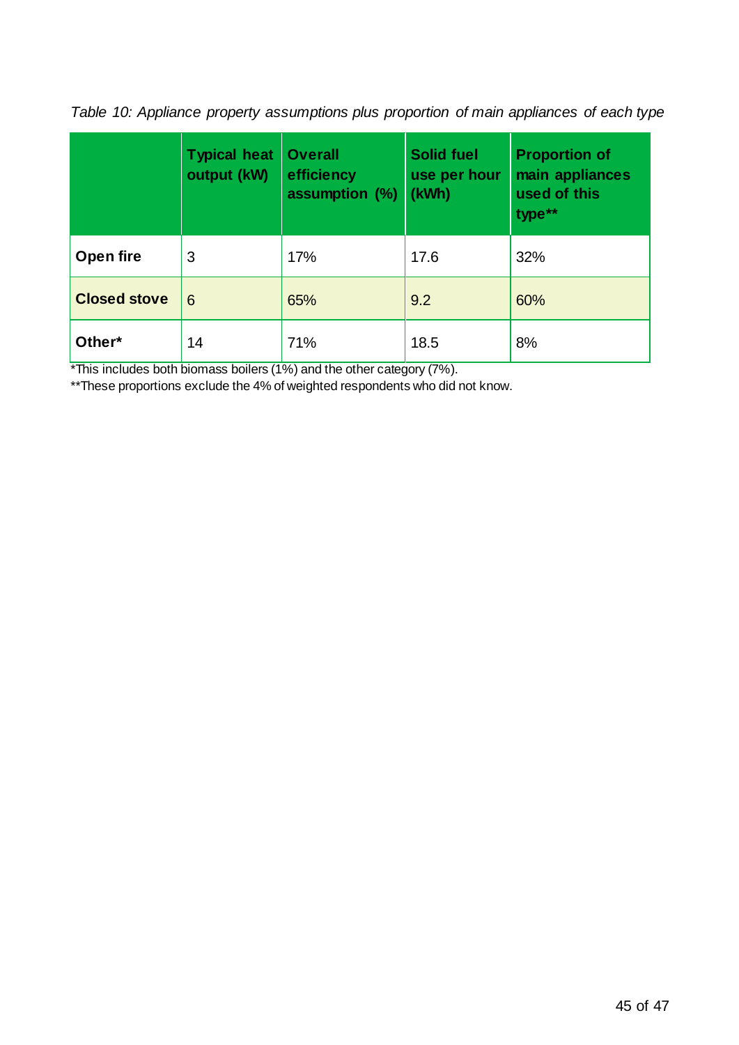*Table 10: Appliance property assumptions plus proportion of main appliances of each type*

| | Typical heat output (kW) | Overall efficiency assumption (%) | Solid fuel use per hour (kWh) | Proportion of main appliances used of this type** |
|---|---|---|---|---|
| **Open fire** | 3 | 17% | 17.6 | 32% |
| **Closed stove** | 6 | 65% | 9.2 | 60% |
| **Other*** | 14 | 71% | 18.5 | 8% |

*This includes both biomass boilers (1%) and the other category (7%).

**These proportions exclude the 4% of weighted respondents who did not know.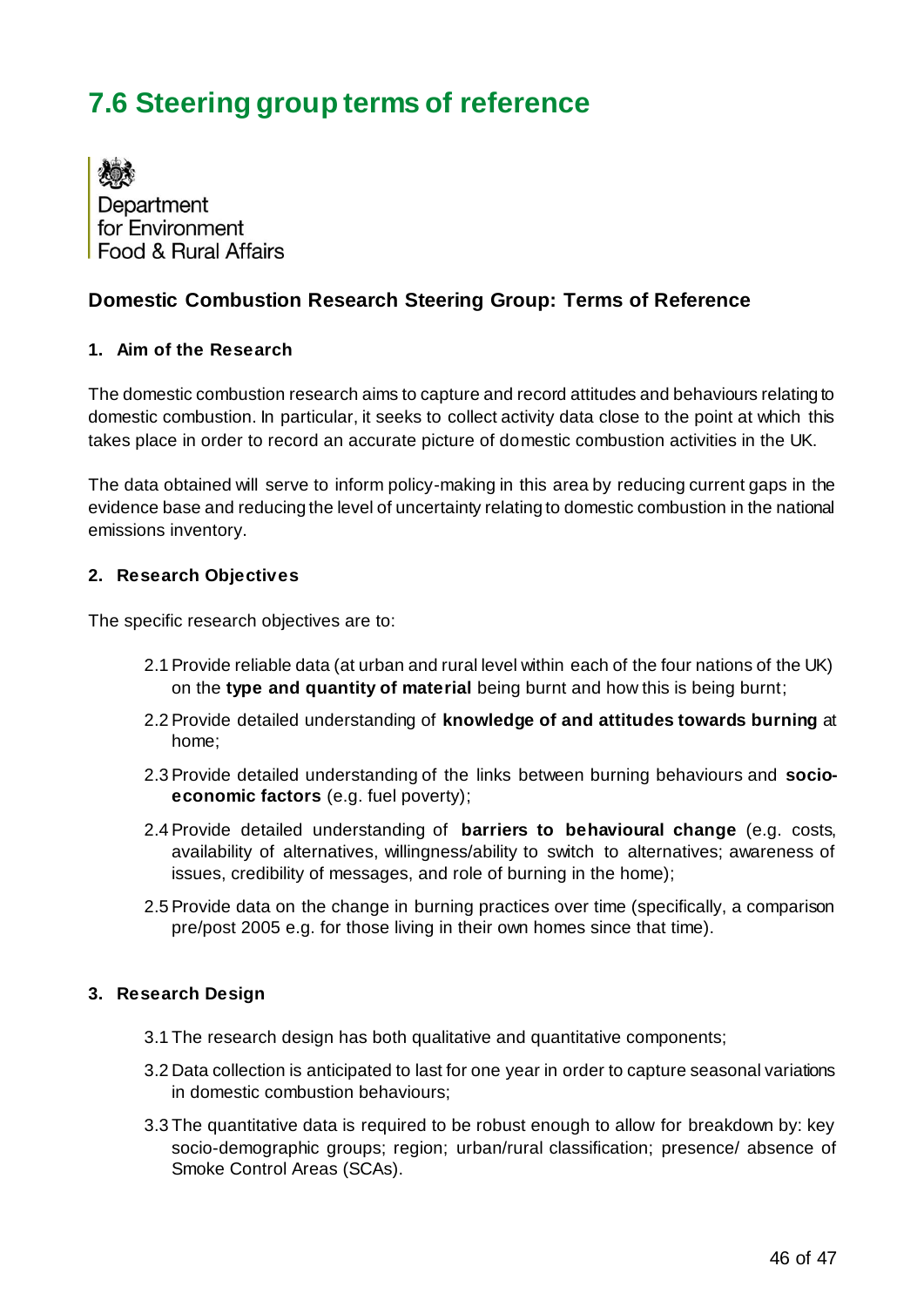# 7.6 Steering group terms of reference

Department for Environment Food & Rural Affairs

## Domestic Combustion Research Steering Group: Terms of Reference

### 1. Aim of the Research

The domestic combustion research aims to capture and record attitudes and behaviours relating to domestic combustion. In particular, it seeks to collect activity data close to the point at which this takes place in order to record an accurate picture of domestic combustion activities in the UK.

The data obtained will serve to inform policy-making in this area by reducing current gaps in the evidence base and reducing the level of uncertainty relating to domestic combustion in the national emissions inventory.

### 2. Research Objectives

The specific research objectives are to:

2.1 Provide reliable data (at urban and rural level within each of the four nations of the UK) on the **type and quantity of material** being burnt and how this is being burnt;

2.2 Provide detailed understanding of **knowledge of and attitudes towards burning** at home;

2.3 Provide detailed understanding of the links between burning behaviours and **socio-economic factors** (e.g. fuel poverty);

2.4 Provide detailed understanding of **barriers to behavioural change** (e.g. costs, availability of alternatives, willingness/ability to switch to alternatives; awareness of issues, credibility of messages, and role of burning in the home);

2.5 Provide data on the change in burning practices over time (specifically, a comparison pre/post 2005 e.g. for those living in their own homes since that time).

### 3. Research Design

3.1 The research design has both qualitative and quantitative components;

3.2 Data collection is anticipated to last for one year in order to capture seasonal variations in domestic combustion behaviours;

3.3 The quantitative data is required to be robust enough to allow for breakdown by: key socio-demographic groups; region; urban/rural classification; presence/ absence of Smoke Control Areas (SCAs).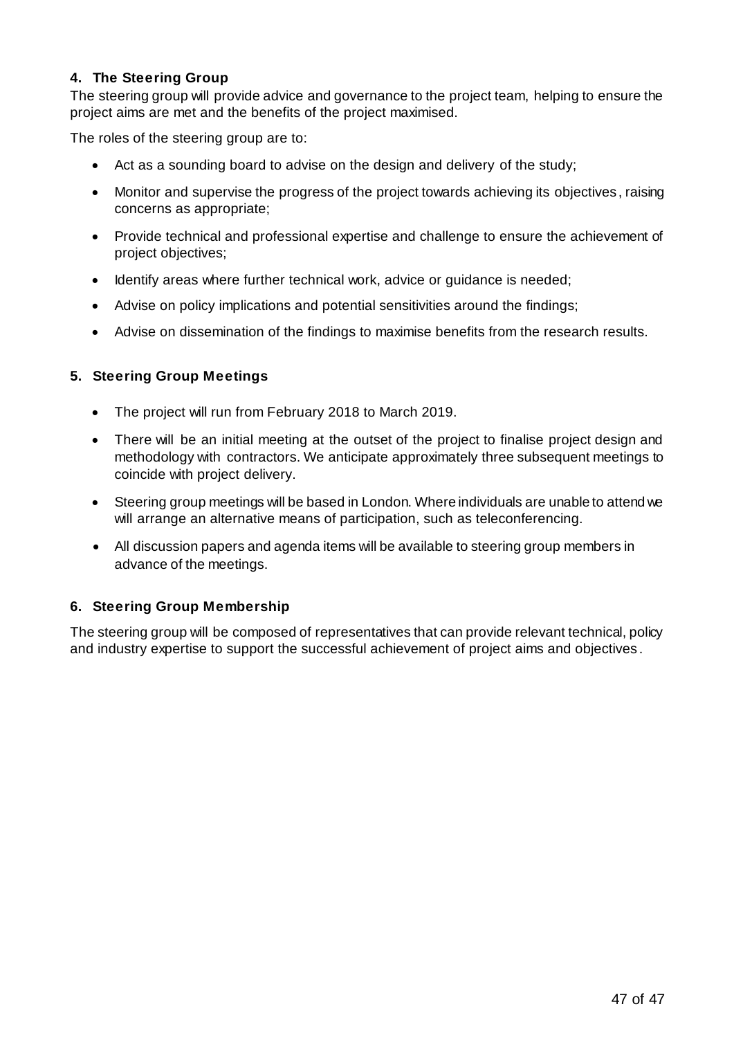## 4. The Steering Group

The steering group will provide advice and governance to the project team, helping to ensure the project aims are met and the benefits of the project maximised.

The roles of the steering group are to:

- Act as a sounding board to advise on the design and delivery of the study;
- Monitor and supervise the progress of the project towards achieving its objectives, raising concerns as appropriate;
- Provide technical and professional expertise and challenge to ensure the achievement of project objectives;
- Identify areas where further technical work, advice or guidance is needed;
- Advise on policy implications and potential sensitivities around the findings;
- Advise on dissemination of the findings to maximise benefits from the research results.

## 5. Steering Group Meetings

- The project will run from February 2018 to March 2019.
- There will be an initial meeting at the outset of the project to finalise project design and methodology with contractors. We anticipate approximately three subsequent meetings to coincide with project delivery.
- Steering group meetings will be based in London. Where individuals are unable to attend we will arrange an alternative means of participation, such as teleconferencing.
- All discussion papers and agenda items will be available to steering group members in advance of the meetings.

## 6. Steering Group Membership

The steering group will be composed of representatives that can provide relevant technical, policy and industry expertise to support the successful achievement of project aims and objectives.